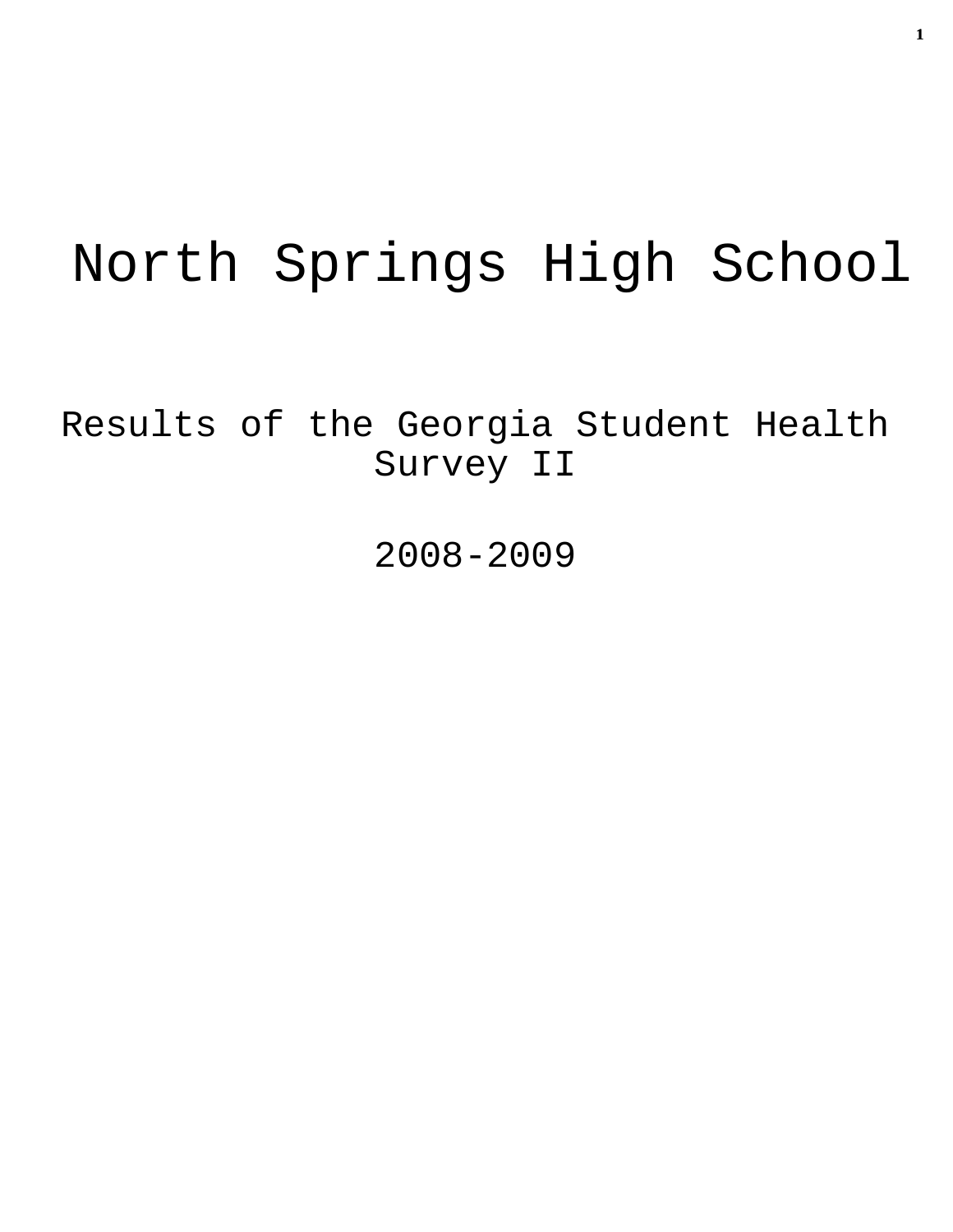# North Springs High School

## Results of the Georgia Student Health Survey II

## 2008-2009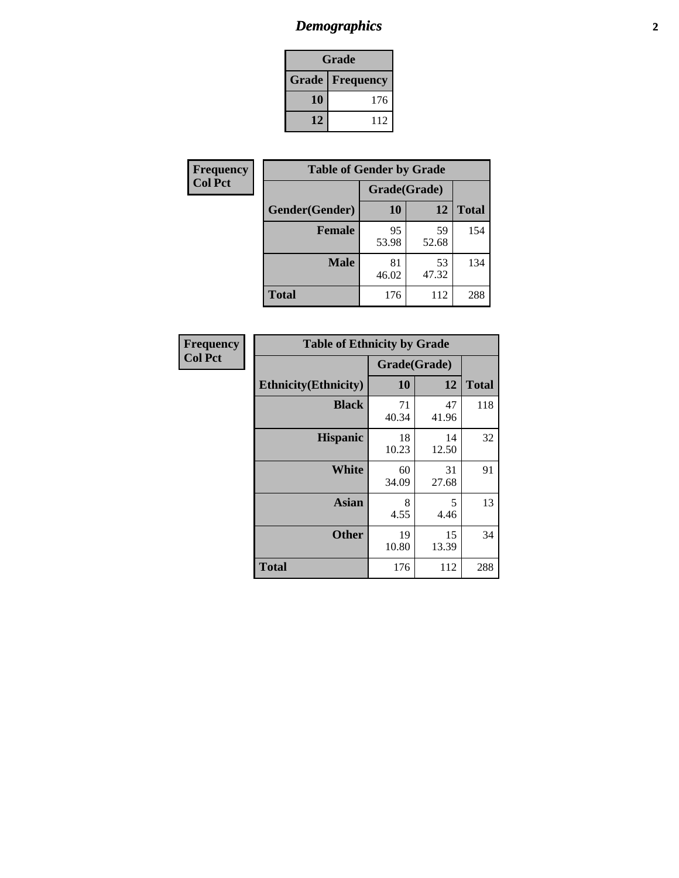# Demographics

| Grade | |
|---|---|
| **Grade** | **Frequency** |
| **10** | 176 |
| **12** | 112 |

**Frequency**
**Col Pct**

| Table of Gender by Grade | | | |
|---|---|---|---|
| | Grade(Grade) | | |
| **Gender(Gender)** | **10** | **12** | **Total** |
| **Female** | 95<br>53.98 | 59<br>52.68 | 154 |
| **Male** | 81<br>46.02 | 53<br>47.32 | 134 |
| **Total** | 176 | 112 | 288 |

**Frequency**
**Col Pct**

| Table of Ethnicity by Grade | | | |
|---|---|---|---|
| | Grade(Grade) | | |
| **Ethnicity(Ethnicity)** | **10** | **12** | **Total** |
| **Black** | 71<br>40.34 | 47<br>41.96 | 118 |
| **Hispanic** | 18<br>10.23 | 14<br>12.50 | 32 |
| **White** | 60<br>34.09 | 31<br>27.68 | 91 |
| **Asian** | 8<br>4.55 | 5<br>4.46 | 13 |
| **Other** | 19<br>10.80 | 15<br>13.39 | 34 |
| **Total** | 176 | 112 | 288 |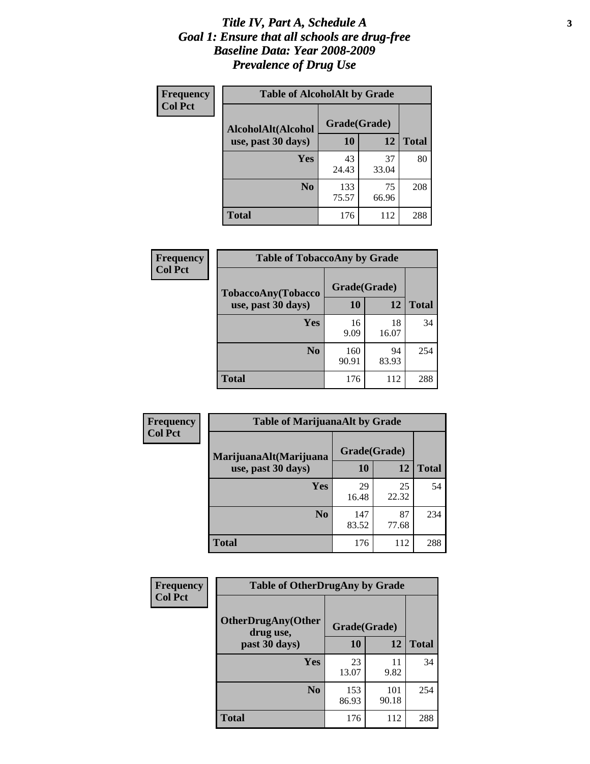# *Title IV, Part A, Schedule A*
# *Goal 1: Ensure that all schools are drug-free*
# *Baseline Data: Year 2008-2009*
# *Prevalence of Drug Use*

**Frequency**
**Col Pct**

**Table of AlcoholAlt by Grade**

| AlcoholAlt(Alcohol use, past 30 days) | Grade(Grade) 10 | 12 | Total |
|---|---|---|---|
| **Yes** | 43<br>24.43 | 37<br>33.04 | 80 |
| **No** | 133<br>75.57 | 75<br>66.96 | 208 |
| **Total** | 176 | 112 | 288 |

**Frequency**
**Col Pct**

**Table of TobaccoAny by Grade**

| TobaccoAny(Tobacco use, past 30 days) | Grade(Grade) 10 | 12 | Total |
|---|---|---|---|
| **Yes** | 16<br>9.09 | 18<br>16.07 | 34 |
| **No** | 160<br>90.91 | 94<br>83.93 | 254 |
| **Total** | 176 | 112 | 288 |

**Frequency**
**Col Pct**

**Table of MarijuanaAlt by Grade**

| MarijuanaAlt(Marijuana use, past 30 days) | Grade(Grade) 10 | 12 | Total |
|---|---|---|---|
| **Yes** | 29<br>16.48 | 25<br>22.32 | 54 |
| **No** | 147<br>83.52 | 87<br>77.68 | 234 |
| **Total** | 176 | 112 | 288 |

**Frequency**
**Col Pct**

**Table of OtherDrugAny by Grade**

| OtherDrugAny(Other drug use, past 30 days) | Grade(Grade) 10 | 12 | Total |
|---|---|---|---|
| **Yes** | 23<br>13.07 | 11<br>9.82 | 34 |
| **No** | 153<br>86.93 | 101<br>90.18 | 254 |
| **Total** | 176 | 112 | 288 |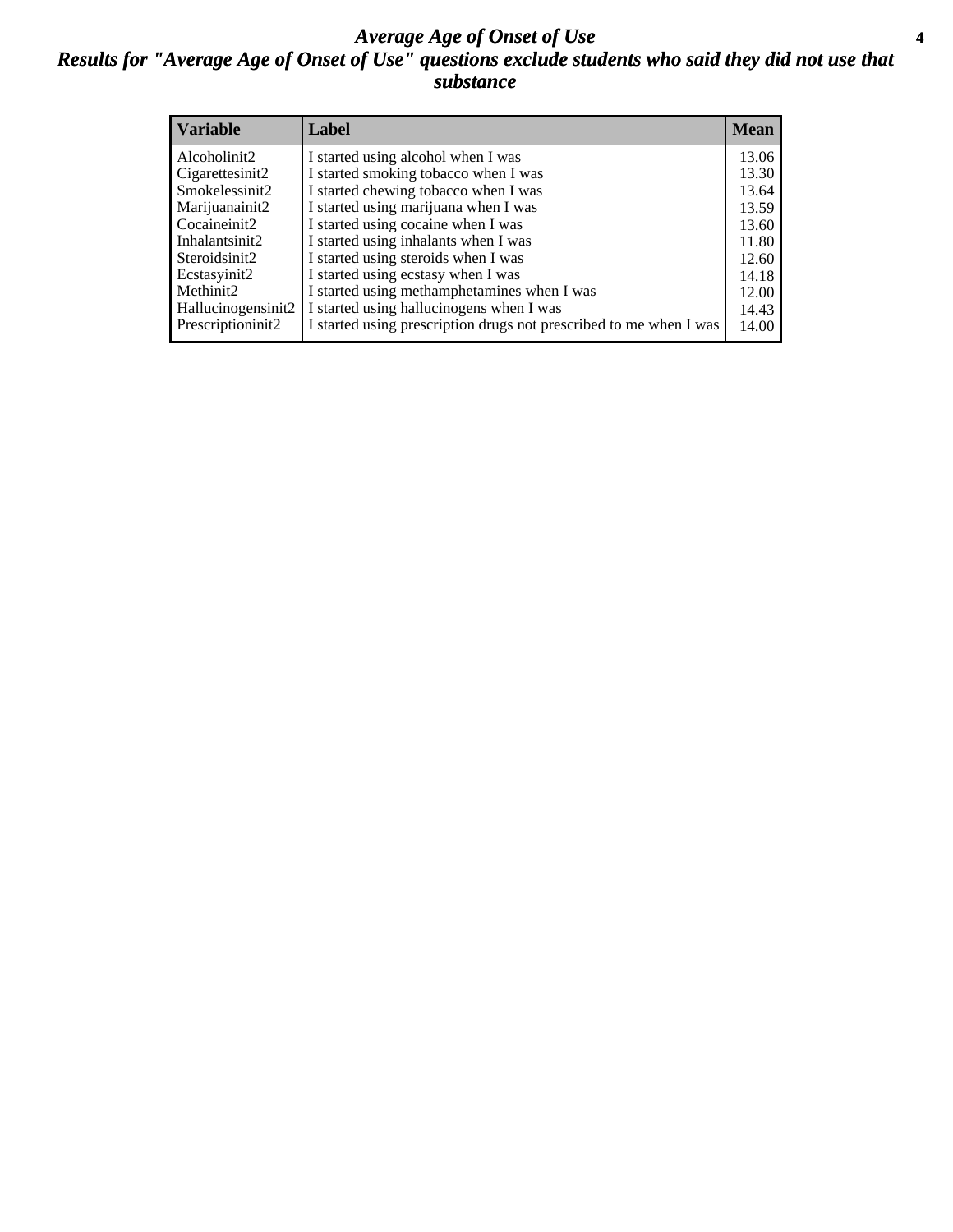# *Average Age of Onset of Use*

## *Results for "Average Age of Onset of Use" questions exclude students who said they did not use that substance*

| Variable | Label | Mean |
|---|---|---|
| Alcoholinit2 | I started using alcohol when I was | 13.06 |
| Cigarettesinit2 | I started smoking tobacco when I was | 13.30 |
| Smokelessinit2 | I started chewing tobacco when I was | 13.64 |
| Marijuanainit2 | I started using marijuana when I was | 13.59 |
| Cocaineinit2 | I started using cocaine when I was | 13.60 |
| Inhalantsinit2 | I started using inhalants when I was | 11.80 |
| Steroidsinit2 | I started using steroids when I was | 12.60 |
| Ecstasyinit2 | I started using ecstasy when I was | 14.18 |
| Methinit2 | I started using methamphetamines when I was | 12.00 |
| Hallucinogensinit2 | I started using hallucinogens when I was | 14.43 |
| Prescriptioninit2 | I started using prescription drugs not prescribed to me when I was | 14.00 |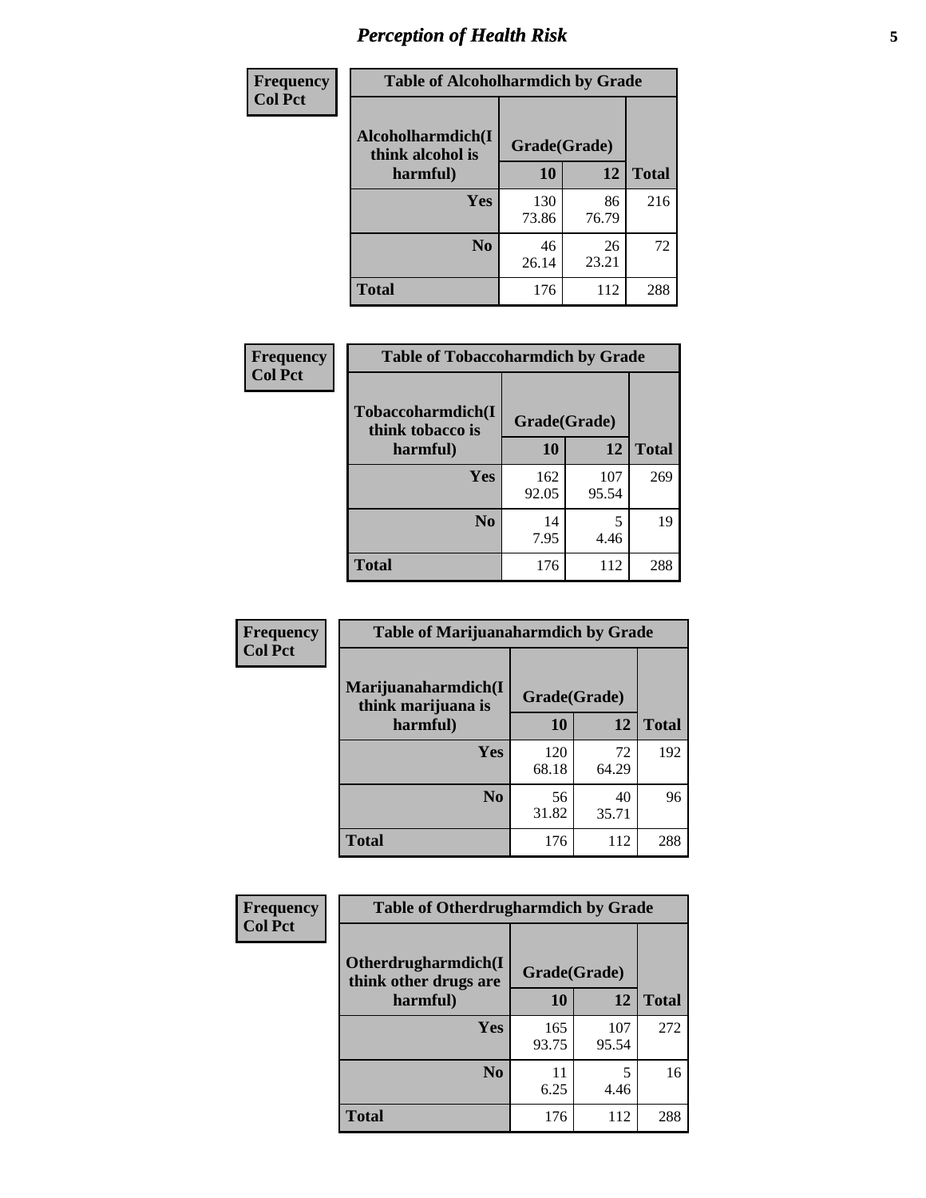# Perception of Health Risk

| Frequency Col Pct | Table of Alcoholharmdich by Grade | | |
|---|---|---|---|
| Alcoholharmdich(I think alcohol is harmful) | Grade(Grade) | | |
| | 10 | 12 | Total |
| Yes | 130<br>73.86 | 86<br>76.79 | 216 |
| No | 46<br>26.14 | 26<br>23.21 | 72 |
| Total | 176 | 112 | 288 |

| Frequency Col Pct | Table of Tobaccoharmdich by Grade | | |
|---|---|---|---|
| Tobaccoharmdich(I think tobacco is harmful) | Grade(Grade) | | |
| | 10 | 12 | Total |
| Yes | 162<br>92.05 | 107<br>95.54 | 269 |
| No | 14<br>7.95 | 5<br>4.46 | 19 |
| Total | 176 | 112 | 288 |

| Frequency Col Pct | Table of Marijuanaharmdich by Grade | | |
|---|---|---|---|
| Marijuanaharmdich(I think marijuana is harmful) | Grade(Grade) | | |
| | 10 | 12 | Total |
| Yes | 120<br>68.18 | 72<br>64.29 | 192 |
| No | 56<br>31.82 | 40<br>35.71 | 96 |
| Total | 176 | 112 | 288 |

| Frequency Col Pct | Table of Otherdrugharmdich by Grade | | |
|---|---|---|---|
| Otherdrugharmdich(I think other drugs are harmful) | Grade(Grade) | | |
| | 10 | 12 | Total |
| Yes | 165<br>93.75 | 107<br>95.54 | 272 |
| No | 11<br>6.25 | 5<br>4.46 | 16 |
| Total | 176 | 112 | 288 |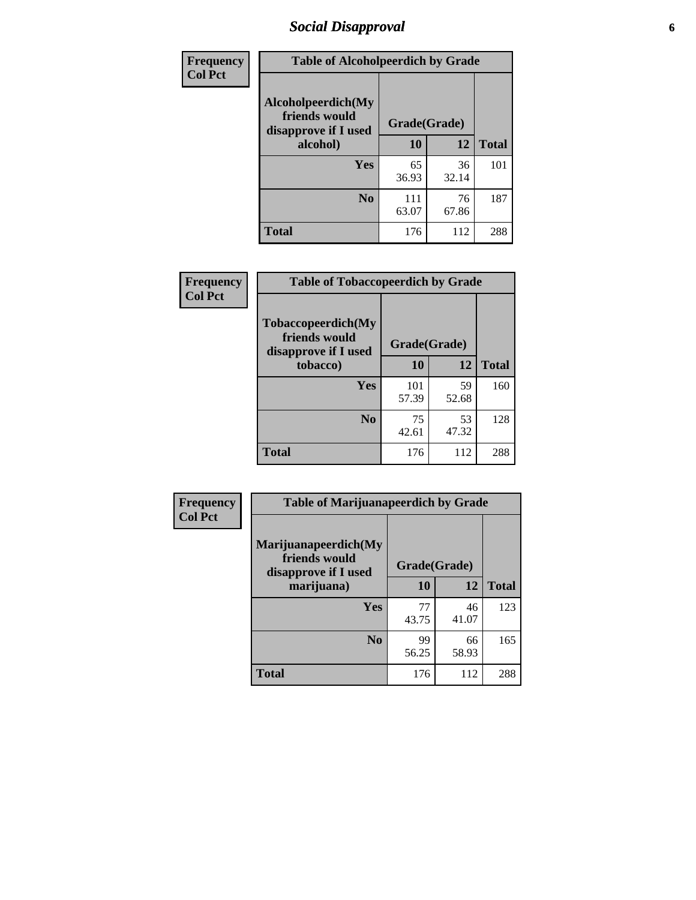# Social Disapproval

| Frequency<br>Col Pct | Table of Alcoholpeerdich by Grade | | |
|---|---|---|---|
| Alcoholpeerdich(My friends would disapprove if I used alcohol) | Grade(Grade) | | |
| | 10 | 12 | Total |
| Yes | 65<br>36.93 | 36<br>32.14 | 101 |
| No | 111<br>63.07 | 76<br>67.86 | 187 |
| Total | 176 | 112 | 288 |

| Frequency<br>Col Pct | Table of Tobaccopeerdich by Grade | | |
|---|---|---|---|
| Tobaccopeerdich(My friends would disapprove if I used tobacco) | Grade(Grade) | | |
| | 10 | 12 | Total |
| Yes | 101<br>57.39 | 59<br>52.68 | 160 |
| No | 75<br>42.61 | 53<br>47.32 | 128 |
| Total | 176 | 112 | 288 |

| Frequency<br>Col Pct | Table of Marijuanapeerdich by Grade | | |
|---|---|---|---|
| Marijuanapeerdich(My friends would disapprove if I used marijuana) | Grade(Grade) | | |
| | 10 | 12 | Total |
| Yes | 77<br>43.75 | 46<br>41.07 | 123 |
| No | 99<br>56.25 | 66<br>58.93 | 165 |
| Total | 176 | 112 | 288 |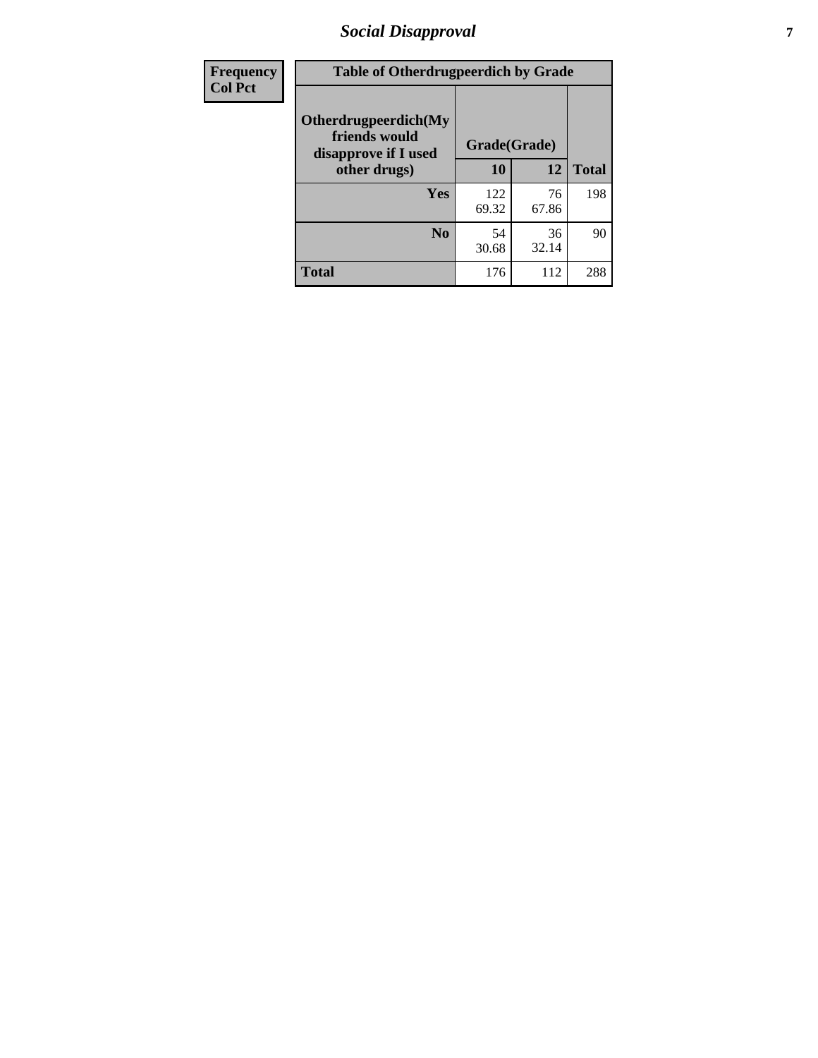| Frequency<br>Col Pct | Table of Otherdrugpeerdich by Grade | | |
|---|---|---|---|
| Otherdrugpeerdich(My friends would disapprove if I used other drugs) | Grade(Grade) | | |
| | 10 | 12 | Total |
| Yes | 122<br>69.32 | 76<br>67.86 | 198 |
| No | 54<br>30.68 | 36<br>32.14 | 90 |
| Total | 176 | 112 | 288 |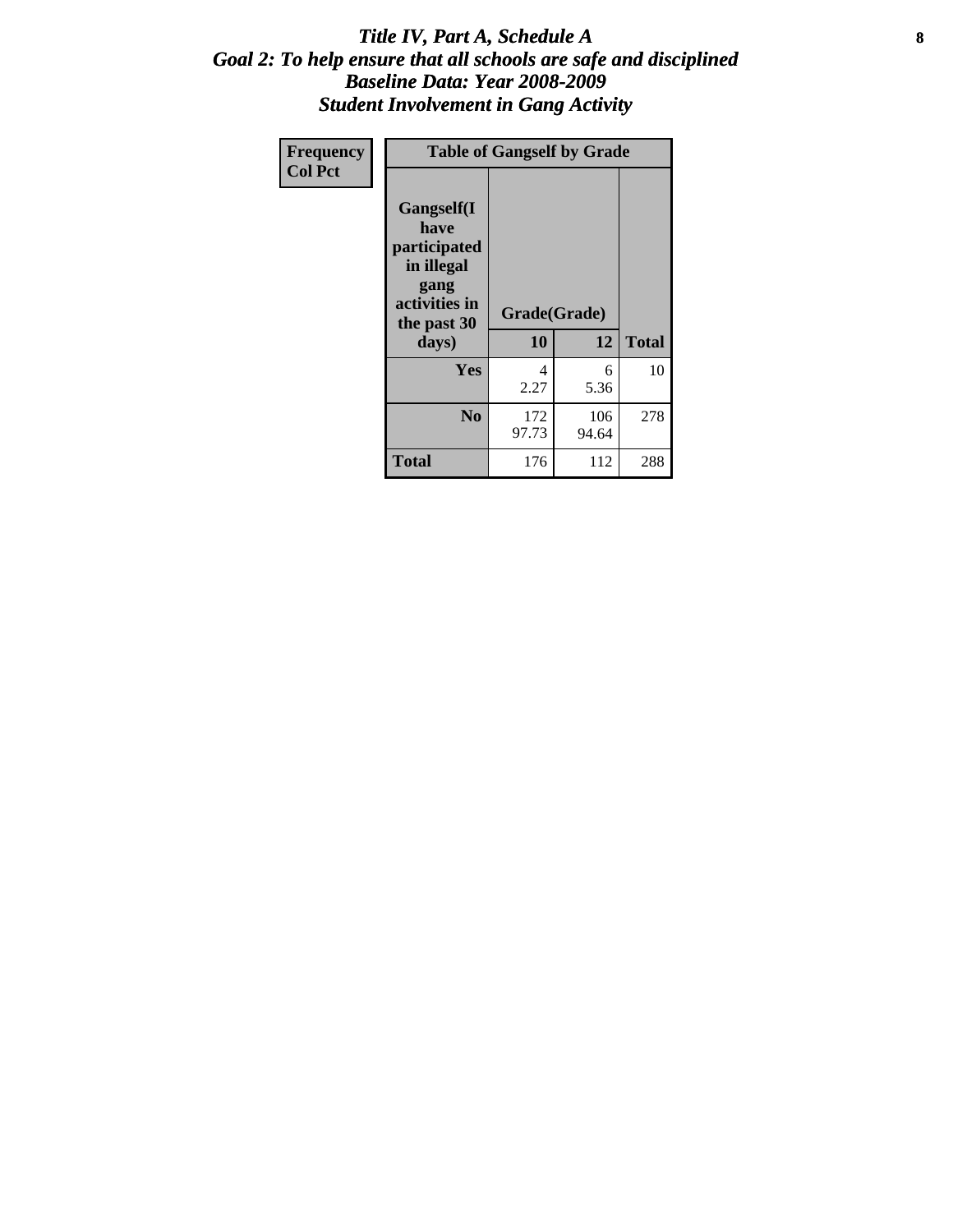# *Title IV, Part A, Schedule A*
## *Goal 2: To help ensure that all schools are safe and disciplined*
## *Baseline Data: Year 2008-2009*
## *Student Involvement in Gang Activity*

| Frequency<br>Col Pct | Table of Gangself by Grade | | |
|---|---|---|---|
| **Gangself(I have participated in illegal gang activities in the past 30 days)** | **Grade(Grade)** | | |
| | **10** | **12** | **Total** |
| **Yes** | 4<br>2.27 | 6<br>5.36 | 10 |
| **No** | 172<br>97.73 | 106<br>94.64 | 278 |
| **Total** | 176 | 112 | 288 |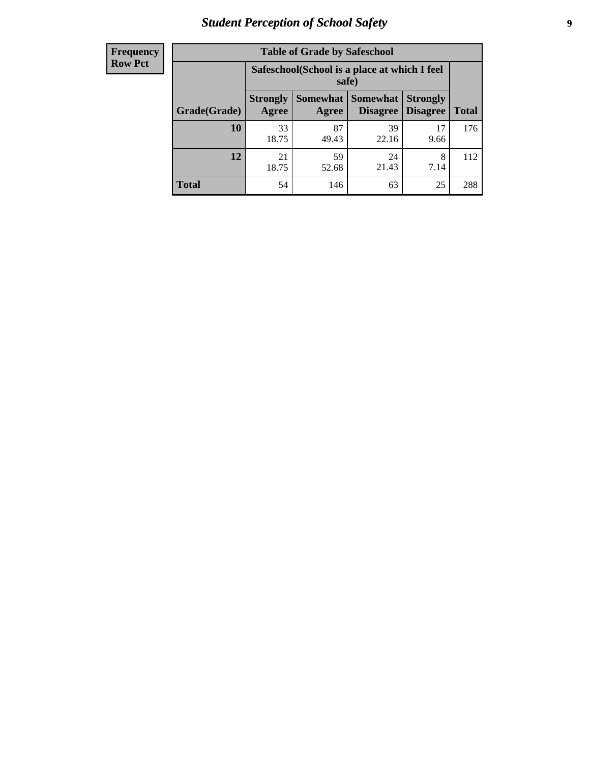| Frequency |
|---|
| Row Pct |

| Table of Grade by Safeschool | | | | | |
|---|---|---|---|---|---|
| | Safeschool(School is a place at which I feel safe) | | | | |
| Grade(Grade) | Strongly Agree | Somewhat Agree | Somewhat Disagree | Strongly Disagree | Total |
| 10 | 33<br>18.75 | 87<br>49.43 | 39<br>22.16 | 17<br>9.66 | 176 |
| 12 | 21<br>18.75 | 59<br>52.68 | 24<br>21.43 | 8<br>7.14 | 112 |
| Total | 54 | 146 | 63 | 25 | 288 |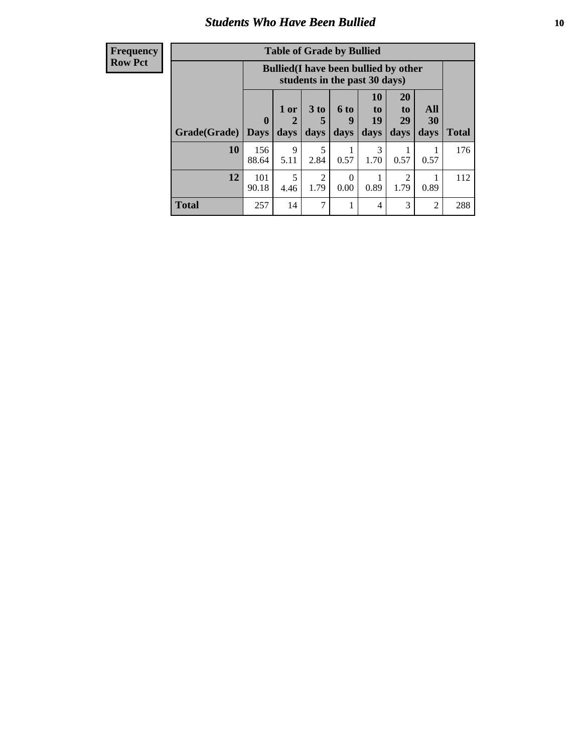## Students Who Have Been Bullied

| Frequency Row Pct |
|---|

**Table of Grade by Bullied**

| | Bullied(I have been bullied by other students in the past 30 days) | | | | | | | |
|---|---|---|---|---|---|---|---|---|
| Grade(Grade) | 0 Days | 1 or 2 days | 3 to 5 days | 6 to 9 days | 10 to 19 days | 20 to 29 days | All 30 days | Total |
| **10** | 156<br>88.64 | 9<br>5.11 | 5<br>2.84 | 1<br>0.57 | 3<br>1.70 | 1<br>0.57 | 1<br>0.57 | 176 |
| **12** | 101<br>90.18 | 5<br>4.46 | 2<br>1.79 | 0<br>0.00 | 1<br>0.89 | 2<br>1.79 | 1<br>0.89 | 112 |
| **Total** | 257 | 14 | 7 | 1 | 4 | 3 | 2 | 288 |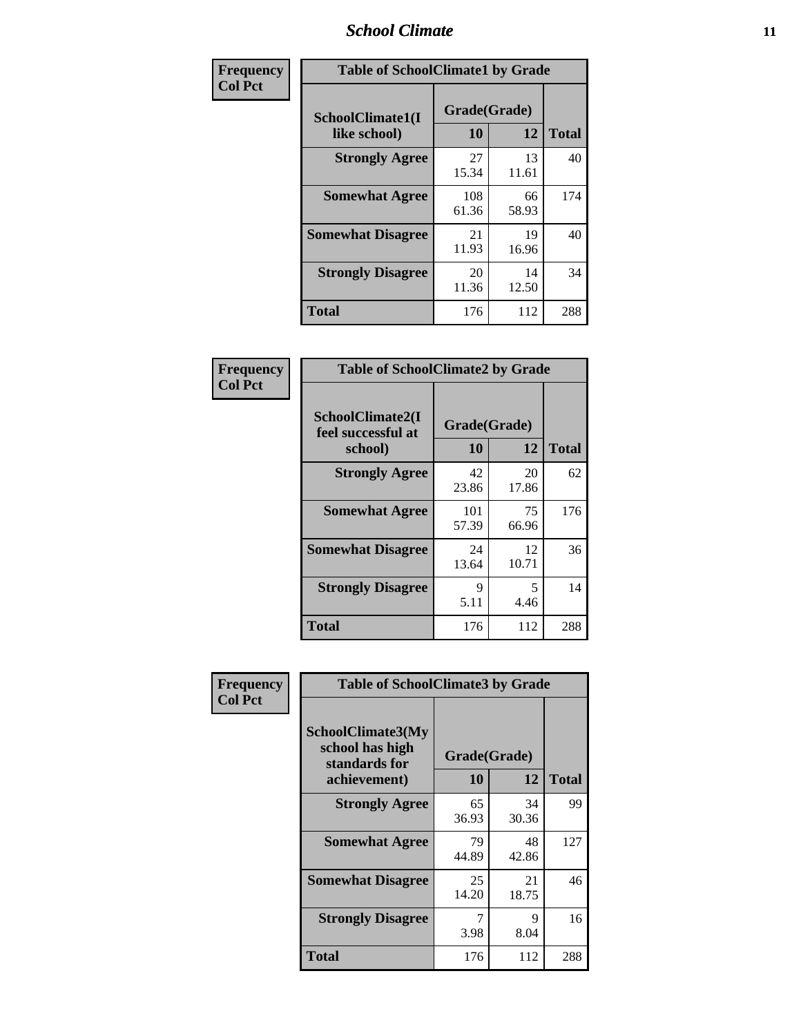| Frequency<br>Col Pct |
|---|

**Table of SchoolClimate1 by Grade**

| SchoolClimate1(I like school) | Grade(Grade) 10 | 12 | Total |
|---|---|---|---|
| **Strongly Agree** | 27<br>15.34 | 13<br>11.61 | 40 |
| **Somewhat Agree** | 108<br>61.36 | 66<br>58.93 | 174 |
| **Somewhat Disagree** | 21<br>11.93 | 19<br>16.96 | 40 |
| **Strongly Disagree** | 20<br>11.36 | 14<br>12.50 | 34 |
| **Total** | 176 | 112 | 288 |

| Frequency<br>Col Pct |
|---|

**Table of SchoolClimate2 by Grade**

| SchoolClimate2(I feel successful at school) | Grade(Grade) 10 | 12 | Total |
|---|---|---|---|
| **Strongly Agree** | 42<br>23.86 | 20<br>17.86 | 62 |
| **Somewhat Agree** | 101<br>57.39 | 75<br>66.96 | 176 |
| **Somewhat Disagree** | 24<br>13.64 | 12<br>10.71 | 36 |
| **Strongly Disagree** | 9<br>5.11 | 5<br>4.46 | 14 |
| **Total** | 176 | 112 | 288 |

| Frequency<br>Col Pct |
|---|

**Table of SchoolClimate3 by Grade**

| SchoolClimate3(My school has high standards for achievement) | Grade(Grade) 10 | 12 | Total |
|---|---|---|---|
| **Strongly Agree** | 65<br>36.93 | 34<br>30.36 | 99 |
| **Somewhat Agree** | 79<br>44.89 | 48<br>42.86 | 127 |
| **Somewhat Disagree** | 25<br>14.20 | 21<br>18.75 | 46 |
| **Strongly Disagree** | 7<br>3.98 | 9<br>8.04 | 16 |
| **Total** | 176 | 112 | 288 |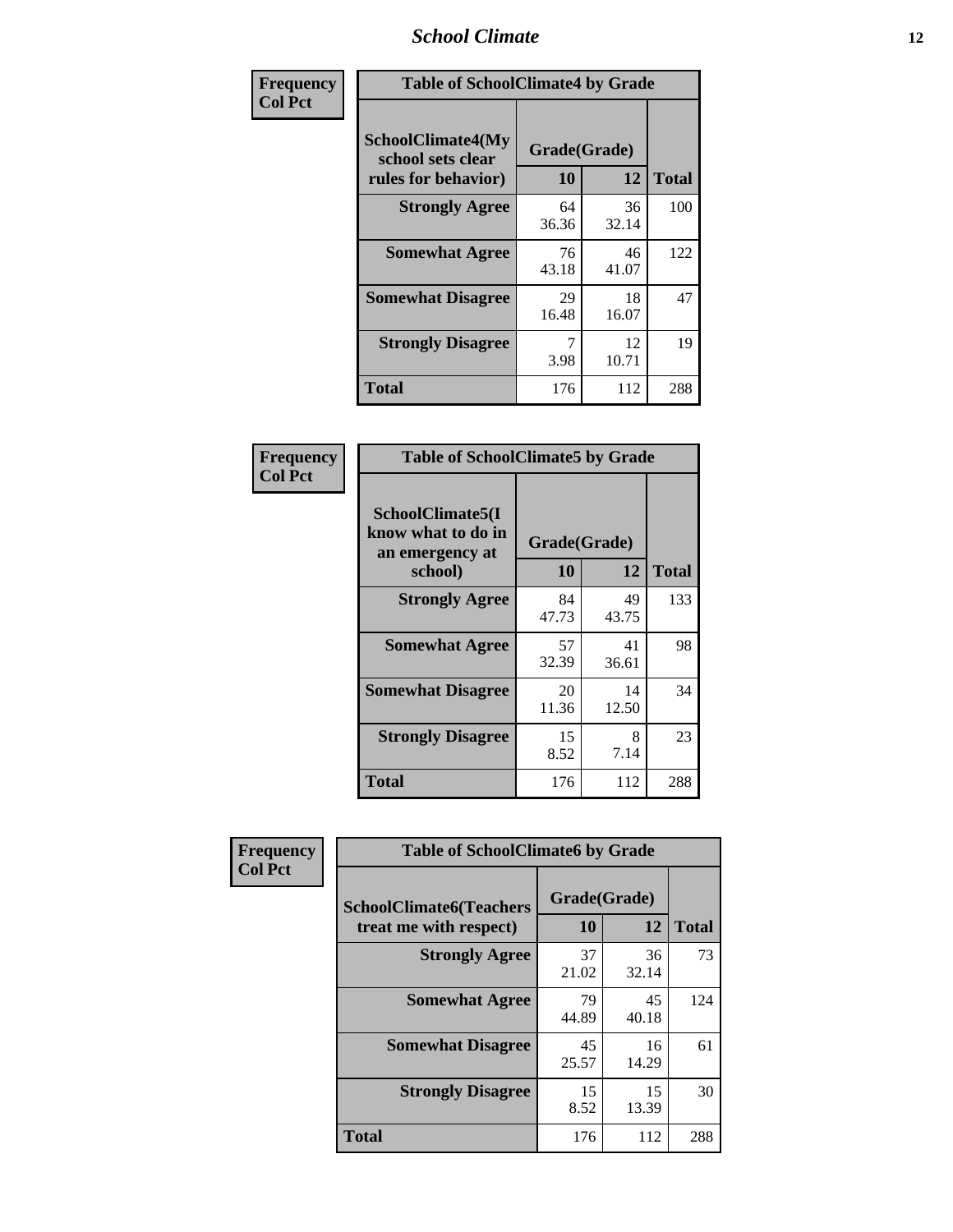# School Climate

**Frequency**
**Col Pct**

| Table of SchoolClimate4 by Grade | | | |
|---|---|---|---|
| SchoolClimate4(My school sets clear rules for behavior) | Grade(Grade) | | |
| | 10 | 12 | Total |
| **Strongly Agree** | 64<br>36.36 | 36<br>32.14 | 100 |
| **Somewhat Agree** | 76<br>43.18 | 46<br>41.07 | 122 |
| **Somewhat Disagree** | 29<br>16.48 | 18<br>16.07 | 47 |
| **Strongly Disagree** | 7<br>3.98 | 12<br>10.71 | 19 |
| **Total** | 176 | 112 | 288 |

**Frequency**
**Col Pct**

| Table of SchoolClimate5 by Grade | | | |
|---|---|---|---|
| SchoolClimate5(I know what to do in an emergency at school) | Grade(Grade) | | |
| | 10 | 12 | Total |
| **Strongly Agree** | 84<br>47.73 | 49<br>43.75 | 133 |
| **Somewhat Agree** | 57<br>32.39 | 41<br>36.61 | 98 |
| **Somewhat Disagree** | 20<br>11.36 | 14<br>12.50 | 34 |
| **Strongly Disagree** | 15<br>8.52 | 8<br>7.14 | 23 |
| **Total** | 176 | 112 | 288 |

**Frequency**
**Col Pct**

| Table of SchoolClimate6 by Grade | | | |
|---|---|---|---|
| SchoolClimate6(Teachers treat me with respect) | Grade(Grade) | | |
| | 10 | 12 | Total |
| **Strongly Agree** | 37<br>21.02 | 36<br>32.14 | 73 |
| **Somewhat Agree** | 79<br>44.89 | 45<br>40.18 | 124 |
| **Somewhat Disagree** | 45<br>25.57 | 16<br>14.29 | 61 |
| **Strongly Disagree** | 15<br>8.52 | 15<br>13.39 | 30 |
| **Total** | 176 | 112 | 288 |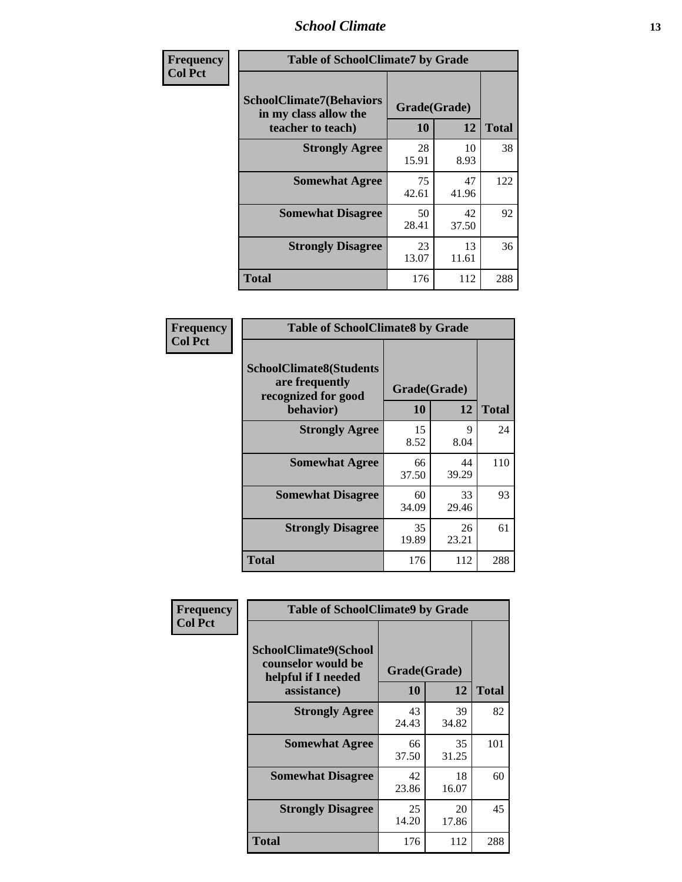**Frequency**
**Col Pct**

| Table of SchoolClimate7 by Grade | | | |
|---|---|---|---|
| **SchoolClimate7(Behaviors in my class allow the teacher to teach)** | **Grade(Grade)** | | |
| | **10** | **12** | **Total** |
| **Strongly Agree** | 28<br>15.91 | 10<br>8.93 | 38 |
| **Somewhat Agree** | 75<br>42.61 | 47<br>41.96 | 122 |
| **Somewhat Disagree** | 50<br>28.41 | 42<br>37.50 | 92 |
| **Strongly Disagree** | 23<br>13.07 | 13<br>11.61 | 36 |
| **Total** | 176 | 112 | 288 |

**Frequency**
**Col Pct**

| Table of SchoolClimate8 by Grade | | | |
|---|---|---|---|
| **SchoolClimate8(Students are frequently recognized for good behavior)** | **Grade(Grade)** | | |
| | **10** | **12** | **Total** |
| **Strongly Agree** | 15<br>8.52 | 9<br>8.04 | 24 |
| **Somewhat Agree** | 66<br>37.50 | 44<br>39.29 | 110 |
| **Somewhat Disagree** | 60<br>34.09 | 33<br>29.46 | 93 |
| **Strongly Disagree** | 35<br>19.89 | 26<br>23.21 | 61 |
| **Total** | 176 | 112 | 288 |

**Frequency**
**Col Pct**

| Table of SchoolClimate9 by Grade | | | |
|---|---|---|---|
| **SchoolClimate9(School counselor would be helpful if I needed assistance)** | **Grade(Grade)** | | |
| | **10** | **12** | **Total** |
| **Strongly Agree** | 43<br>24.43 | 39<br>34.82 | 82 |
| **Somewhat Agree** | 66<br>37.50 | 35<br>31.25 | 101 |
| **Somewhat Disagree** | 42<br>23.86 | 18<br>16.07 | 60 |
| **Strongly Disagree** | 25<br>14.20 | 20<br>17.86 | 45 |
| **Total** | 176 | 112 | 288 |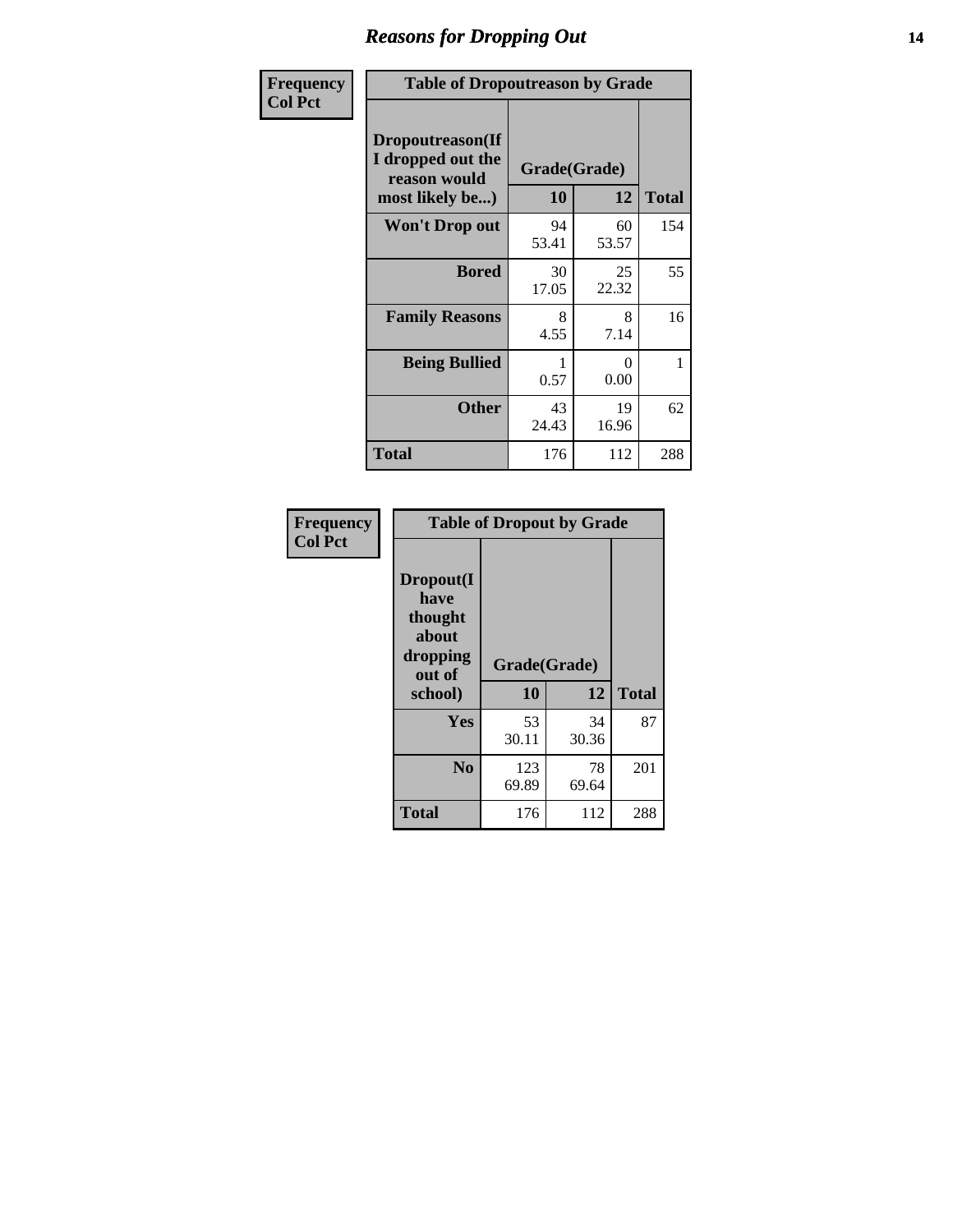# Reasons for Dropping Out

Frequency
Col Pct

**Table of Dropoutreason by Grade**

| Dropoutreason(If I dropped out the reason would most likely be...) | Grade(Grade) 10 | 12 | Total |
|---|---|---|---|
| **Won't Drop out** | 94<br>53.41 | 60<br>53.57 | 154 |
| **Bored** | 30<br>17.05 | 25<br>22.32 | 55 |
| **Family Reasons** | 8<br>4.55 | 8<br>7.14 | 16 |
| **Being Bullied** | 1<br>0.57 | 0<br>0.00 | 1 |
| **Other** | 43<br>24.43 | 19<br>16.96 | 62 |
| **Total** | 176 | 112 | 288 |

Frequency
Col Pct

**Table of Dropout by Grade**

| Dropout(I have thought about dropping out of school) | Grade(Grade) 10 | 12 | Total |
|---|---|---|---|
| **Yes** | 53<br>30.11 | 34<br>30.36 | 87 |
| **No** | 123<br>69.89 | 78<br>69.64 | 201 |
| **Total** | 176 | 112 | 288 |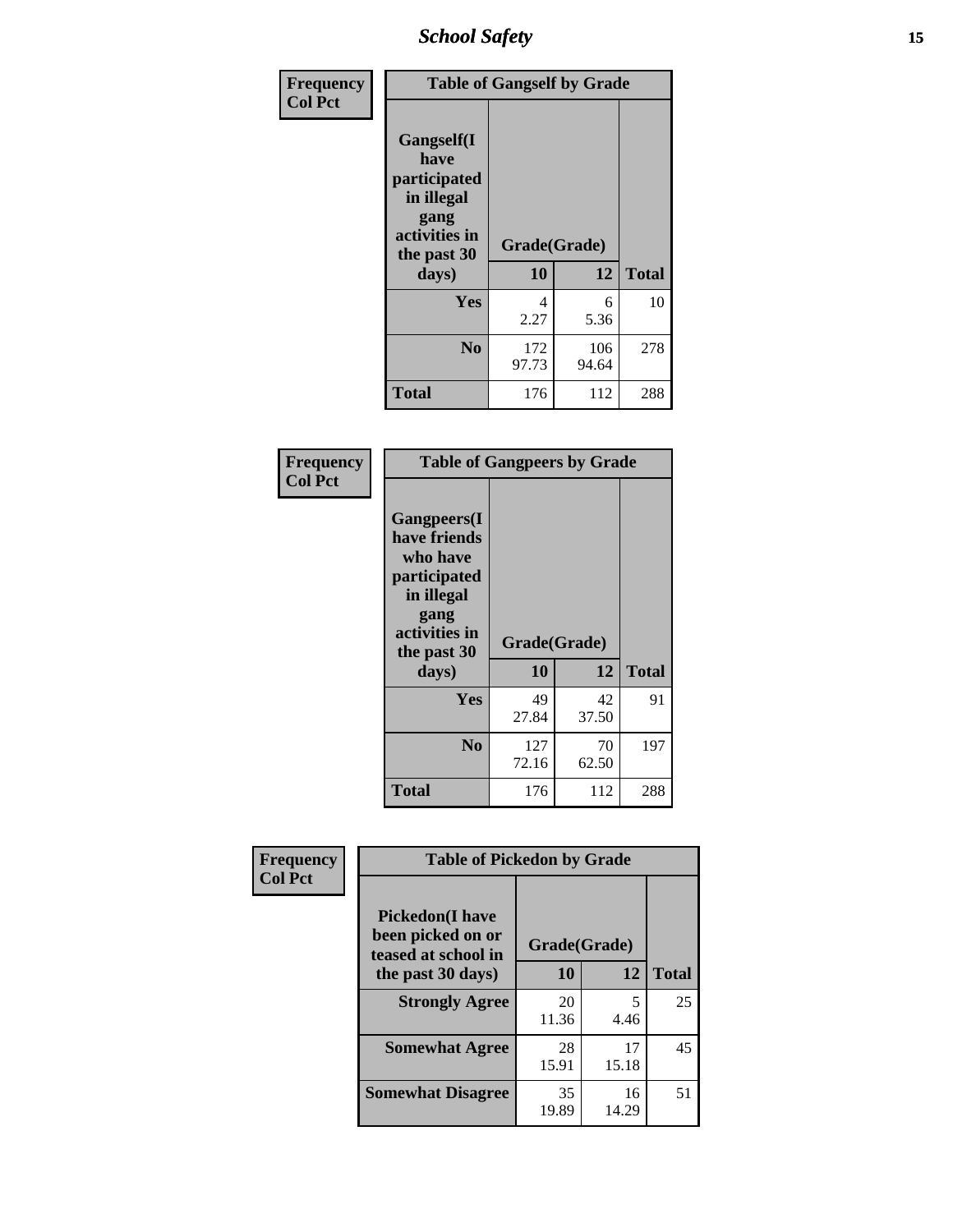| Frequency<br>Col Pct | Table of Gangself by Grade | | |
|---|---|---|---|
| Gangself(I have participated in illegal gang activities in the past 30 days) | Grade(Grade) | | |
| | 10 | 12 | Total |
| Yes | 4<br>2.27 | 6<br>5.36 | 10 |
| No | 172<br>97.73 | 106<br>94.64 | 278 |
| Total | 176 | 112 | 288 |

| Frequency<br>Col Pct | Table of Gangpeers by Grade | | |
|---|---|---|---|
| Gangpeers(I have friends who have participated in illegal gang activities in the past 30 days) | Grade(Grade) | | |
| | 10 | 12 | Total |
| Yes | 49<br>27.84 | 42<br>37.50 | 91 |
| No | 127<br>72.16 | 70<br>62.50 | 197 |
| Total | 176 | 112 | 288 |

| Frequency<br>Col Pct | Table of Pickedon by Grade | | |
|---|---|---|---|
| Pickedon(I have been picked on or teased at school in the past 30 days) | Grade(Grade) | | |
| | 10 | 12 | Total |
| Strongly Agree | 20<br>11.36 | 5<br>4.46 | 25 |
| Somewhat Agree | 28<br>15.91 | 17<br>15.18 | 45 |
| Somewhat Disagree | 35<br>19.89 | 16<br>14.29 | 51 |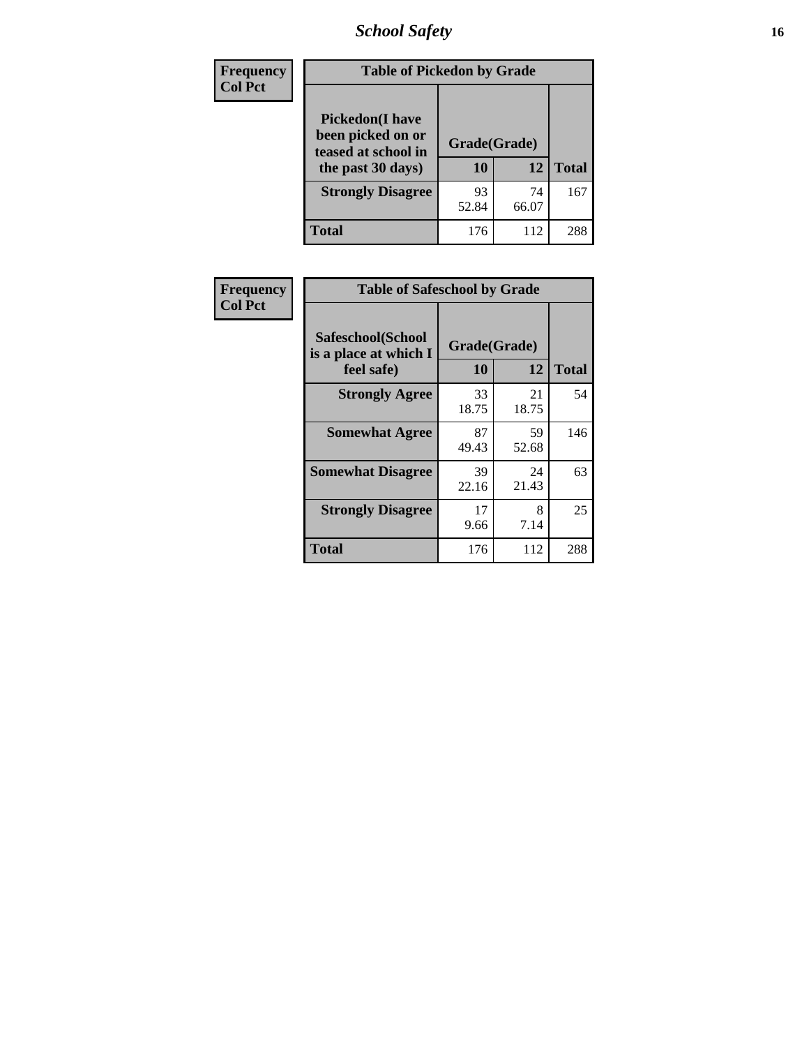| Frequency Col Pct | Table of Pickedon by Grade | | |
|---|---|---|---|
| Pickedon(I have been picked on or teased at school in the past 30 days) | Grade(Grade) | | |
| | 10 | 12 | Total |
| Strongly Disagree | 93<br>52.84 | 74<br>66.07 | 167 |
| Total | 176 | 112 | 288 |

| Frequency Col Pct | Table of Safeschool by Grade | | |
|---|---|---|---|
| Safeschool(School is a place at which I feel safe) | Grade(Grade) | | |
| | 10 | 12 | Total |
| Strongly Agree | 33<br>18.75 | 21<br>18.75 | 54 |
| Somewhat Agree | 87<br>49.43 | 59<br>52.68 | 146 |
| Somewhat Disagree | 39<br>22.16 | 24<br>21.43 | 63 |
| Strongly Disagree | 17<br>9.66 | 8<br>7.14 | 25 |
| Total | 176 | 112 | 288 |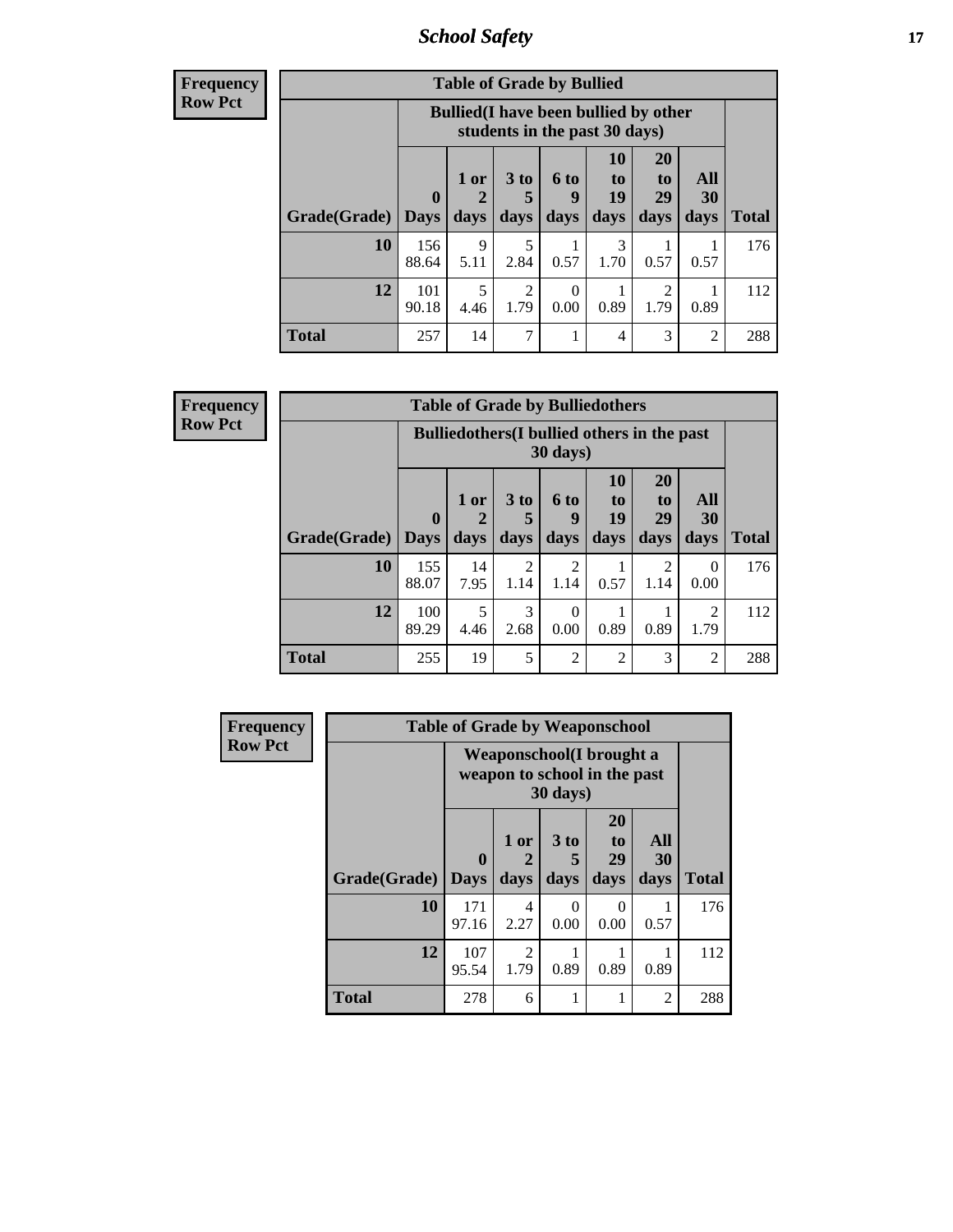| Frequency<br>Row Pct | | | | | | | | |
|---|---|---|---|---|---|---|---|---|

**Table of Grade by Bullied**

| Grade(Grade) | Bullied(I have been bullied by other students in the past 30 days) | | | | | | | Total |
|---|---|---|---|---|---|---|---|---|
| | 0 Days | 1 or 2 days | 3 to 5 days | 6 to 9 days | 10 to 19 days | 20 to 29 days | All 30 days | |
| **10** | 156<br>88.64 | 9<br>5.11 | 5<br>2.84 | 1<br>0.57 | 3<br>1.70 | 1<br>0.57 | 1<br>0.57 | 176 |
| **12** | 101<br>90.18 | 5<br>4.46 | 2<br>1.79 | 0<br>0.00 | 1<br>0.89 | 2<br>1.79 | 1<br>0.89 | 112 |
| **Total** | 257 | 14 | 7 | 1 | 4 | 3 | 2 | 288 |

**Frequency**
**Row Pct**

**Table of Grade by Bulliedothers**

| Grade(Grade) | Bulliedothers(I bullied others in the past 30 days) | | | | | | | Total |
|---|---|---|---|---|---|---|---|---|
| | 0 Days | 1 or 2 days | 3 to 5 days | 6 to 9 days | 10 to 19 days | 20 to 29 days | All 30 days | |
| **10** | 155<br>88.07 | 14<br>7.95 | 2<br>1.14 | 2<br>1.14 | 1<br>0.57 | 2<br>1.14 | 0<br>0.00 | 176 |
| **12** | 100<br>89.29 | 5<br>4.46 | 3<br>2.68 | 0<br>0.00 | 1<br>0.89 | 1<br>0.89 | 2<br>1.79 | 112 |
| **Total** | 255 | 19 | 5 | 2 | 2 | 3 | 2 | 288 |

**Frequency**
**Row Pct**

**Table of Grade by Weaponschool**

| Grade(Grade) | Weaponschool(I brought a weapon to school in the past 30 days) | | | | | Total |
|---|---|---|---|---|---|---|
| | 0 Days | 1 or 2 days | 3 to 5 days | 20 to 29 days | All 30 days | |
| **10** | 171<br>97.16 | 4<br>2.27 | 0<br>0.00 | 0<br>0.00 | 1<br>0.57 | 176 |
| **12** | 107<br>95.54 | 2<br>1.79 | 1<br>0.89 | 1<br>0.89 | 1<br>0.89 | 112 |
| **Total** | 278 | 6 | 1 | 1 | 2 | 288 |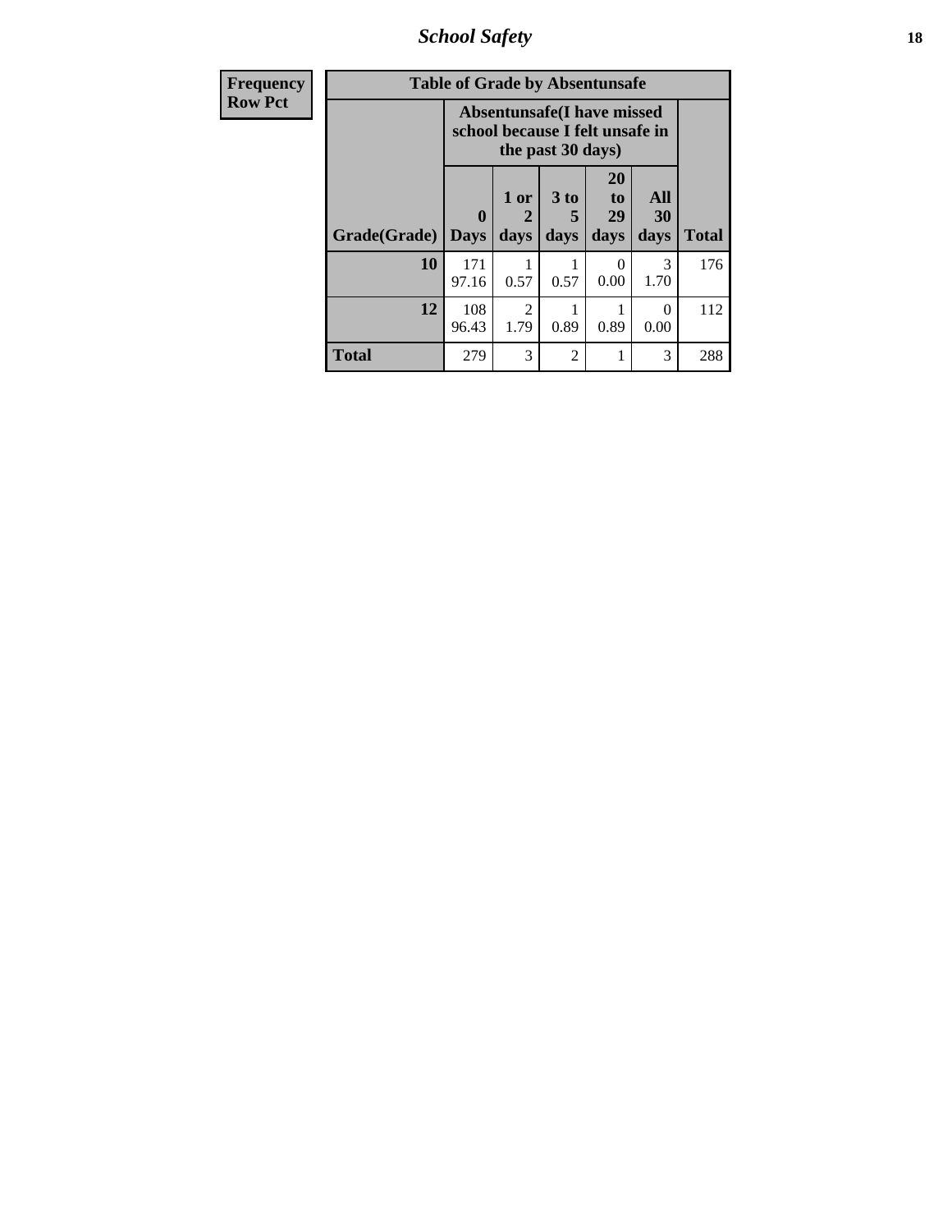## School Safety

| Frequency<br>Row Pct |
|---|

**Table of Grade by Absentunsafe**

| Grade(Grade) | Absentunsafe(I have missed school because I felt unsafe in the past 30 days) | | | | | Total |
|---|---|---|---|---|---|---|
| | 0 Days | 1 or 2 days | 3 to 5 days | 20 to 29 days | All 30 days | |
| **10** | 171<br>97.16 | 1<br>0.57 | 1<br>0.57 | 0<br>0.00 | 3<br>1.70 | 176 |
| **12** | 108<br>96.43 | 2<br>1.79 | 1<br>0.89 | 1<br>0.89 | 0<br>0.00 | 112 |
| **Total** | 279 | 3 | 2 | 1 | 3 | 288 |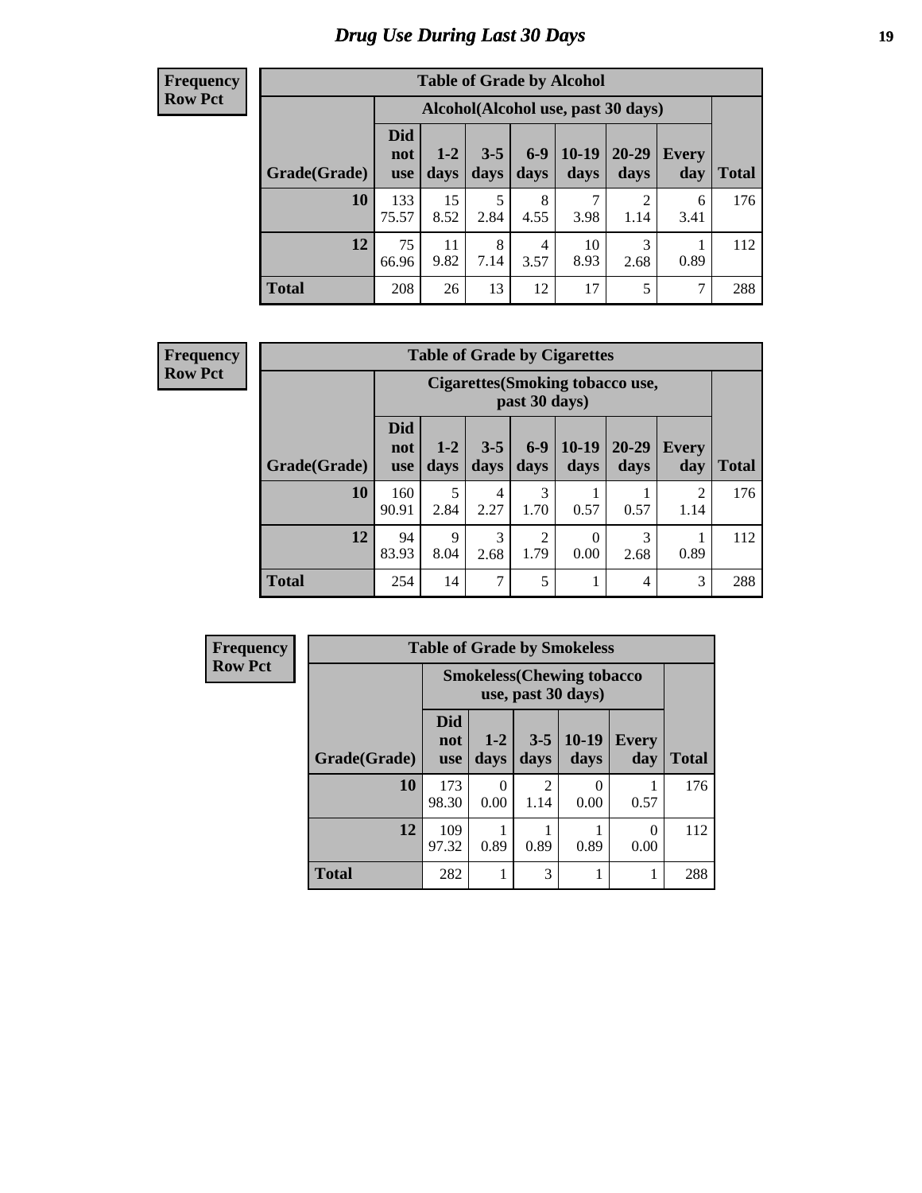# Drug Use During Last 30 Days

**Frequency**
**Row Pct**

| Table of Grade by Alcohol | | | | | | | | |
|---|---|---|---|---|---|---|---|---|
| | Alcohol(Alcohol use, past 30 days) | | | | | | | |
| Grade(Grade) | Did not use | 1-2 days | 3-5 days | 6-9 days | 10-19 days | 20-29 days | Every day | Total |
| 10 | 133<br>75.57 | 15<br>8.52 | 5<br>2.84 | 8<br>4.55 | 7<br>3.98 | 2<br>1.14 | 6<br>3.41 | 176 |
| 12 | 75<br>66.96 | 11<br>9.82 | 8<br>7.14 | 4<br>3.57 | 10<br>8.93 | 3<br>2.68 | 1<br>0.89 | 112 |
| Total | 208 | 26 | 13 | 12 | 17 | 5 | 7 | 288 |

**Frequency**
**Row Pct**

| Table of Grade by Cigarettes | | | | | | | | |
|---|---|---|---|---|---|---|---|---|
| | Cigarettes(Smoking tobacco use, past 30 days) | | | | | | | |
| Grade(Grade) | Did not use | 1-2 days | 3-5 days | 6-9 days | 10-19 days | 20-29 days | Every day | Total |
| 10 | 160<br>90.91 | 5<br>2.84 | 4<br>2.27 | 3<br>1.70 | 1<br>0.57 | 1<br>0.57 | 2<br>1.14 | 176 |
| 12 | 94<br>83.93 | 9<br>8.04 | 3<br>2.68 | 2<br>1.79 | 0<br>0.00 | 3<br>2.68 | 1<br>0.89 | 112 |
| Total | 254 | 14 | 7 | 5 | 1 | 4 | 3 | 288 |

**Frequency**
**Row Pct**

| Table of Grade by Smokeless | | | | | | |
|---|---|---|---|---|---|---|
| | Smokeless(Chewing tobacco use, past 30 days) | | | | | |
| Grade(Grade) | Did not use | 1-2 days | 3-5 days | 10-19 days | Every day | Total |
| 10 | 173<br>98.30 | 0<br>0.00 | 2<br>1.14 | 0<br>0.00 | 1<br>0.57 | 176 |
| 12 | 109<br>97.32 | 1<br>0.89 | 1<br>0.89 | 1<br>0.89 | 0<br>0.00 | 112 |
| Total | 282 | 1 | 3 | 1 | 1 | 288 |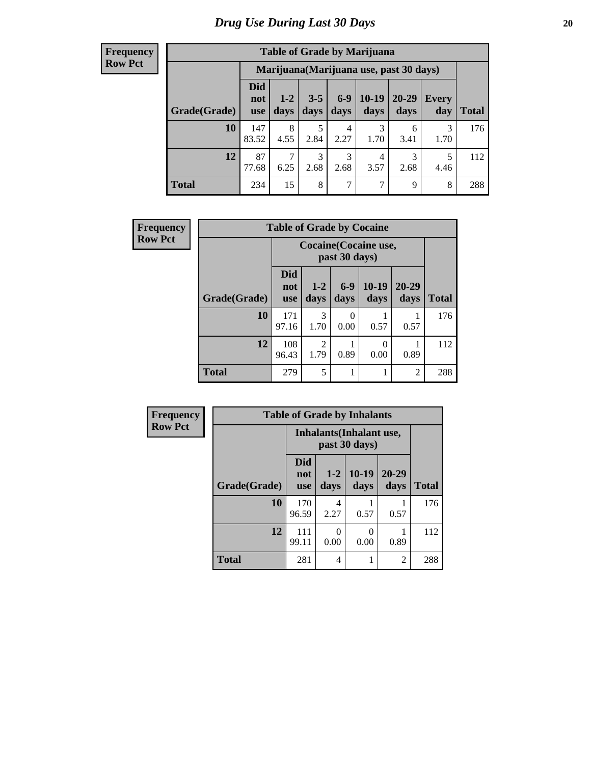# Drug Use During Last 30 Days

| Frequency Row Pct |
|---|

| Table of Grade by Marijuana | | | | | | | | |
|---|---|---|---|---|---|---|---|---|
| | Marijuana(Marijuana use, past 30 days) | | | | | | | |
| Grade(Grade) | Did not use | 1-2 days | 3-5 days | 6-9 days | 10-19 days | 20-29 days | Every day | Total |
| 10 | 147<br>83.52 | 8<br>4.55 | 5<br>2.84 | 4<br>2.27 | 3<br>1.70 | 6<br>3.41 | 3<br>1.70 | 176 |
| 12 | 87<br>77.68 | 7<br>6.25 | 3<br>2.68 | 3<br>2.68 | 4<br>3.57 | 3<br>2.68 | 5<br>4.46 | 112 |
| Total | 234 | 15 | 8 | 7 | 7 | 9 | 8 | 288 |

| Frequency Row Pct |
|---|

| Table of Grade by Cocaine | | | | | | |
|---|---|---|---|---|---|---|
| | Cocaine(Cocaine use, past 30 days) | | | | | |
| Grade(Grade) | Did not use | 1-2 days | 6-9 days | 10-19 days | 20-29 days | Total |
| 10 | 171<br>97.16 | 3<br>1.70 | 0<br>0.00 | 1<br>0.57 | 1<br>0.57 | 176 |
| 12 | 108<br>96.43 | 2<br>1.79 | 1<br>0.89 | 0<br>0.00 | 1<br>0.89 | 112 |
| Total | 279 | 5 | 1 | 1 | 2 | 288 |

| Frequency Row Pct |
|---|

| Table of Grade by Inhalants | | | | | |
|---|---|---|---|---|---|
| | Inhalants(Inhalant use, past 30 days) | | | | |
| Grade(Grade) | Did not use | 1-2 days | 10-19 days | 20-29 days | Total |
| 10 | 170<br>96.59 | 4<br>2.27 | 1<br>0.57 | 1<br>0.57 | 176 |
| 12 | 111<br>99.11 | 0<br>0.00 | 0<br>0.00 | 1<br>0.89 | 112 |
| Total | 281 | 4 | 1 | 2 | 288 |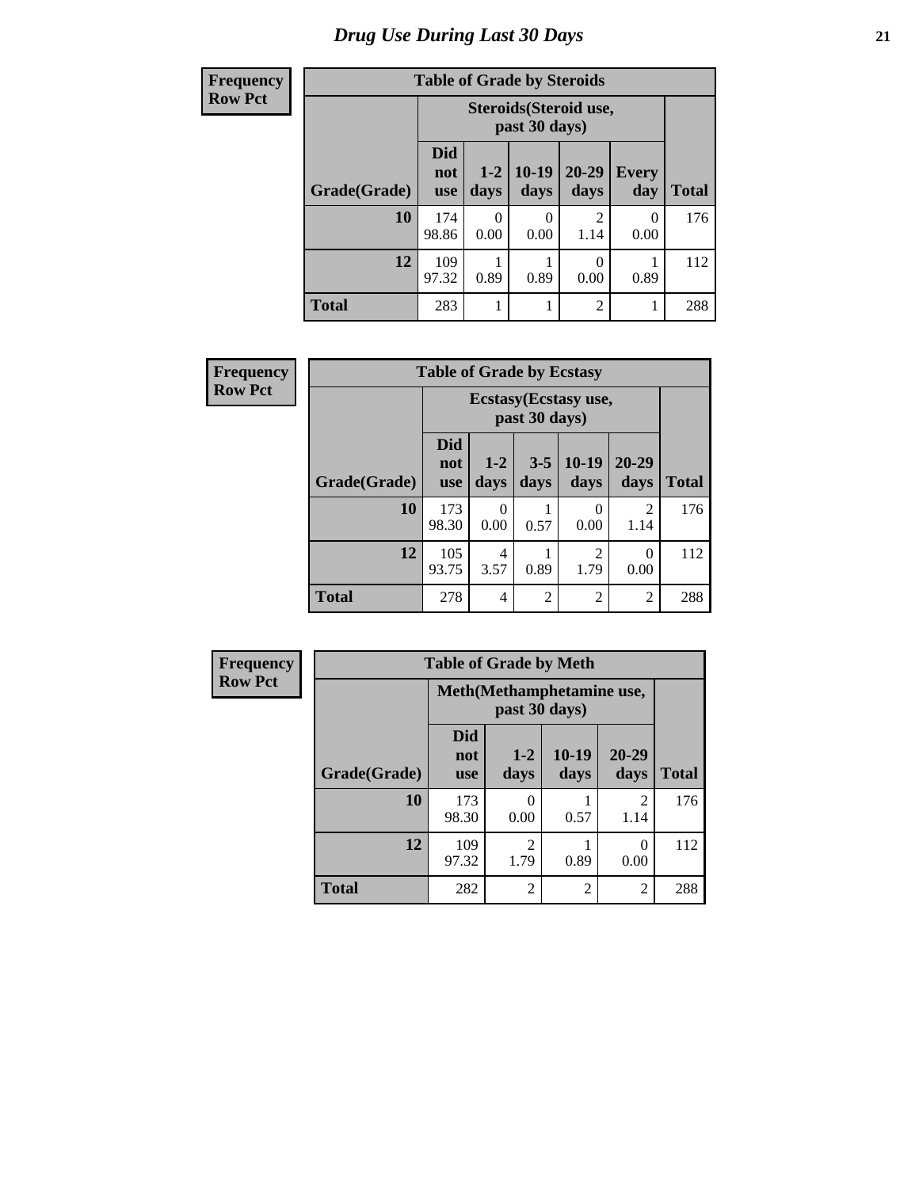# Drug Use During Last 30 Days

**Frequency**
**Row Pct**

| Table of Grade by Steroids | | | | | | |
|---|---|---|---|---|---|---|
| | Steroids(Steroid use, past 30 days) | | | | | |
| Grade(Grade) | Did not use | 1-2 days | 10-19 days | 20-29 days | Every day | Total |
| 10 | 174<br>98.86 | 0<br>0.00 | 0<br>0.00 | 2<br>1.14 | 0<br>0.00 | 176 |
| 12 | 109<br>97.32 | 1<br>0.89 | 1<br>0.89 | 0<br>0.00 | 1<br>0.89 | 112 |
| Total | 283 | 1 | 1 | 2 | 1 | 288 |

**Frequency**
**Row Pct**

| Table of Grade by Ecstasy | | | | | | |
|---|---|---|---|---|---|---|
| | Ecstasy(Ecstasy use, past 30 days) | | | | | |
| Grade(Grade) | Did not use | 1-2 days | 3-5 days | 10-19 days | 20-29 days | Total |
| 10 | 173<br>98.30 | 0<br>0.00 | 1<br>0.57 | 0<br>0.00 | 2<br>1.14 | 176 |
| 12 | 105<br>93.75 | 4<br>3.57 | 1<br>0.89 | 2<br>1.79 | 0<br>0.00 | 112 |
| Total | 278 | 4 | 2 | 2 | 2 | 288 |

**Frequency**
**Row Pct**

| Table of Grade by Meth | | | | | |
|---|---|---|---|---|---|
| | Meth(Methamphetamine use, past 30 days) | | | | |
| Grade(Grade) | Did not use | 1-2 days | 10-19 days | 20-29 days | Total |
| 10 | 173<br>98.30 | 0<br>0.00 | 1<br>0.57 | 2<br>1.14 | 176 |
| 12 | 109<br>97.32 | 2<br>1.79 | 1<br>0.89 | 0<br>0.00 | 112 |
| Total | 282 | 2 | 2 | 2 | 288 |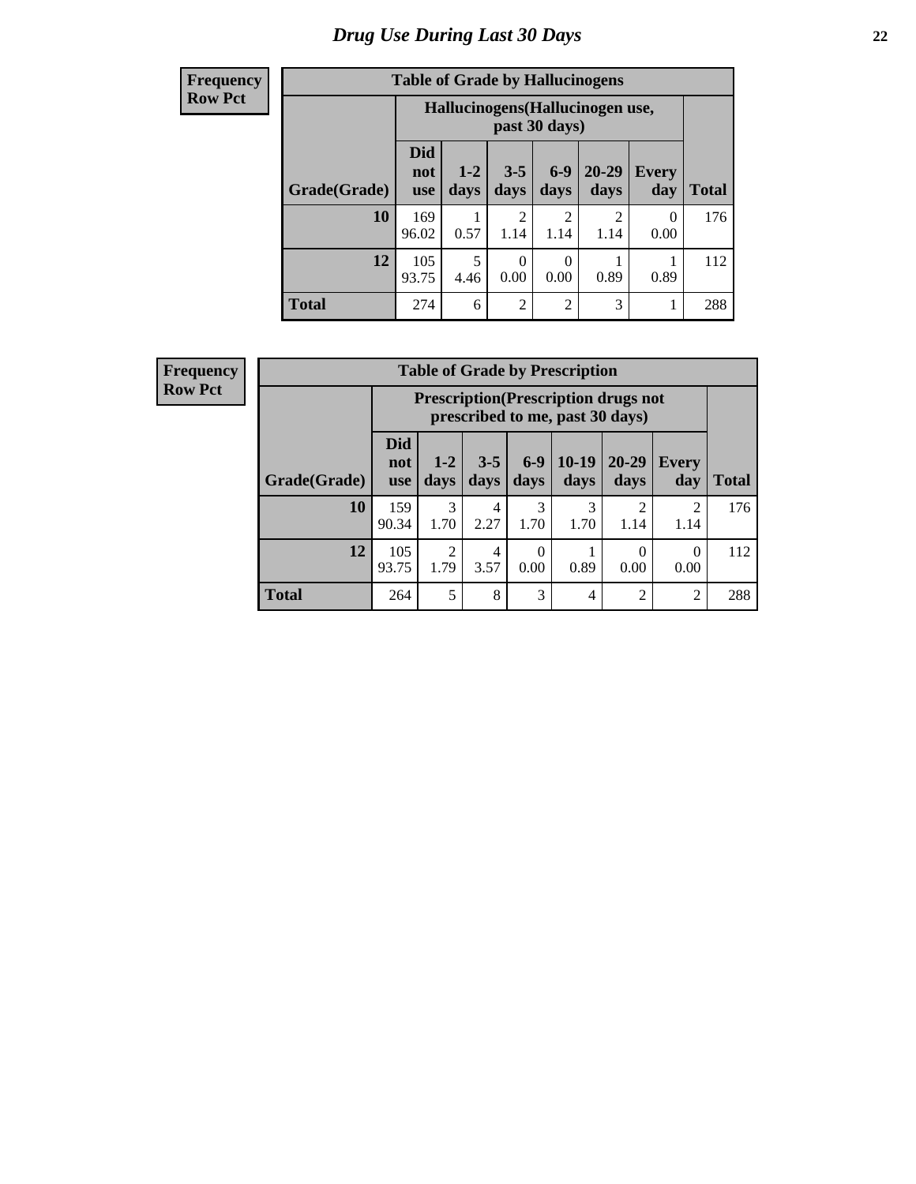# Drug Use During Last 30 Days

**Frequency**
**Row Pct**

| Table of Grade by Hallucinogens | | | | | | | |
|---|---|---|---|---|---|---|---|
| | Hallucinogens(Hallucinogen use, past 30 days) | | | | | | |
| Grade(Grade) | Did not use | 1-2 days | 3-5 days | 6-9 days | 20-29 days | Every day | Total |
| 10 | 169<br>96.02 | 1<br>0.57 | 2<br>1.14 | 2<br>1.14 | 2<br>1.14 | 0<br>0.00 | 176 |
| 12 | 105<br>93.75 | 5<br>4.46 | 0<br>0.00 | 0<br>0.00 | 1<br>0.89 | 1<br>0.89 | 112 |
| Total | 274 | 6 | 2 | 2 | 3 | 1 | 288 |

**Frequency**
**Row Pct**

| Table of Grade by Prescription | | | | | | | | |
|---|---|---|---|---|---|---|---|---|
| | Prescription(Prescription drugs not prescribed to me, past 30 days) | | | | | | | |
| Grade(Grade) | Did not use | 1-2 days | 3-5 days | 6-9 days | 10-19 days | 20-29 days | Every day | Total |
| 10 | 159<br>90.34 | 3<br>1.70 | 4<br>2.27 | 3<br>1.70 | 3<br>1.70 | 2<br>1.14 | 2<br>1.14 | 176 |
| 12 | 105<br>93.75 | 2<br>1.79 | 4<br>3.57 | 0<br>0.00 | 1<br>0.89 | 0<br>0.00 | 0<br>0.00 | 112 |
| Total | 264 | 5 | 8 | 3 | 4 | 2 | 2 | 288 |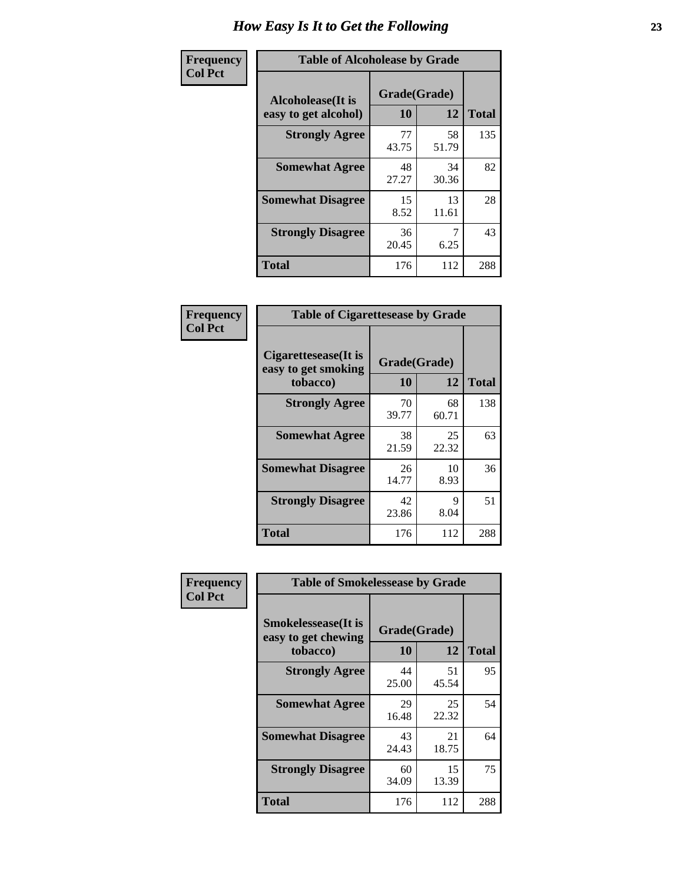# How Easy Is It to Get the Following

**Frequency**
**Col Pct**

**Table of Alcoholease by Grade**

| Alcoholease(It is easy to get alcohol) | Grade(Grade) | | Total |
|---|---|---|---|
| | 10 | 12 | |
| **Strongly Agree** | 77<br>43.75 | 58<br>51.79 | 135 |
| **Somewhat Agree** | 48<br>27.27 | 34<br>30.36 | 82 |
| **Somewhat Disagree** | 15<br>8.52 | 13<br>11.61 | 28 |
| **Strongly Disagree** | 36<br>20.45 | 7<br>6.25 | 43 |
| **Total** | 176 | 112 | 288 |

**Frequency**
**Col Pct**

**Table of Cigarettesease by Grade**

| Cigarettesease(It is easy to get smoking tobacco) | Grade(Grade) | | Total |
|---|---|---|---|
| | 10 | 12 | |
| **Strongly Agree** | 70<br>39.77 | 68<br>60.71 | 138 |
| **Somewhat Agree** | 38<br>21.59 | 25<br>22.32 | 63 |
| **Somewhat Disagree** | 26<br>14.77 | 10<br>8.93 | 36 |
| **Strongly Disagree** | 42<br>23.86 | 9<br>8.04 | 51 |
| **Total** | 176 | 112 | 288 |

**Frequency**
**Col Pct**

**Table of Smokelessease by Grade**

| Smokelessease(It is easy to get chewing tobacco) | Grade(Grade) | | Total |
|---|---|---|---|
| | 10 | 12 | |
| **Strongly Agree** | 44<br>25.00 | 51<br>45.54 | 95 |
| **Somewhat Agree** | 29<br>16.48 | 25<br>22.32 | 54 |
| **Somewhat Disagree** | 43<br>24.43 | 21<br>18.75 | 64 |
| **Strongly Disagree** | 60<br>34.09 | 15<br>13.39 | 75 |
| **Total** | 176 | 112 | 288 |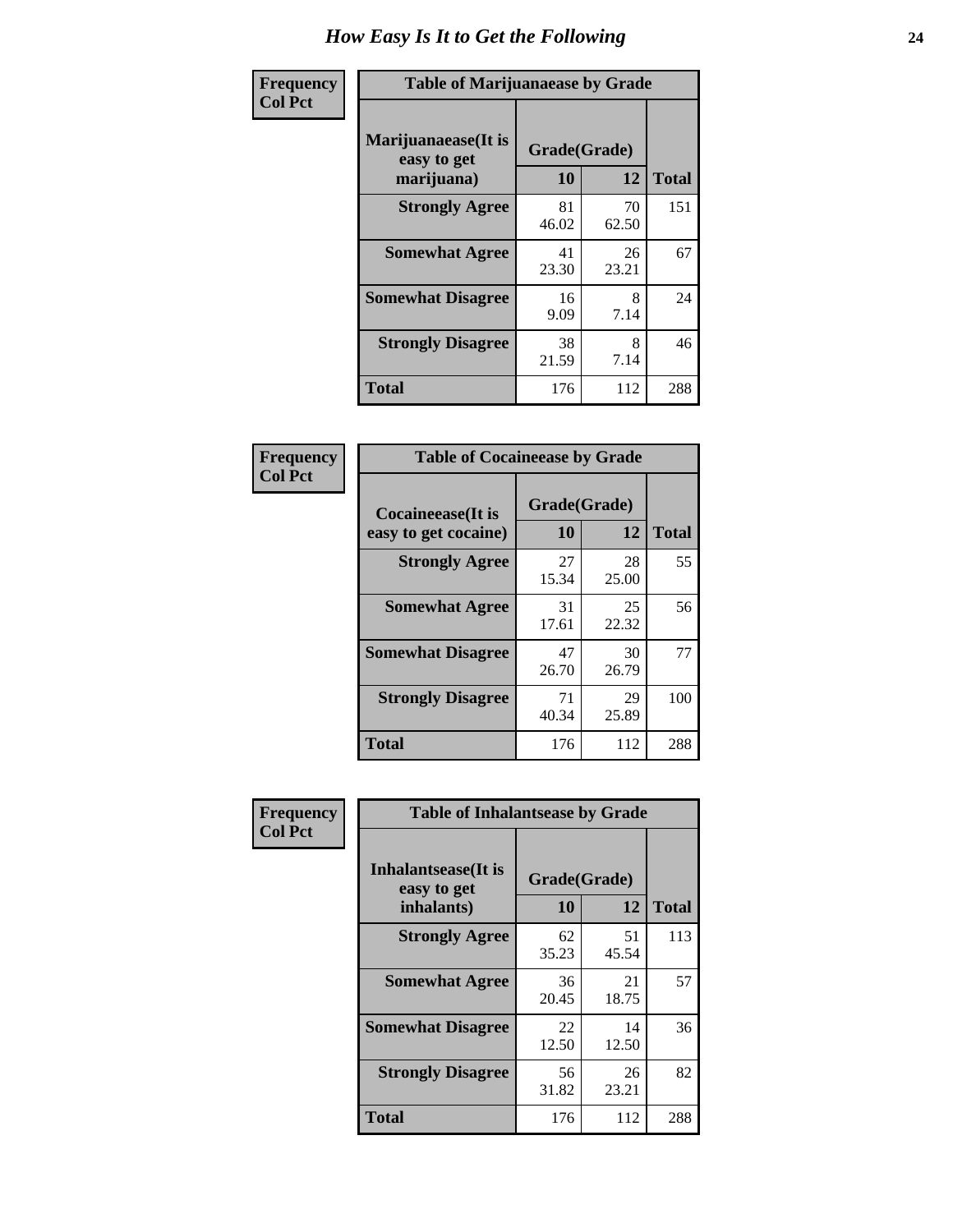# How Easy Is It to Get the Following

**Frequency**
**Col Pct**

**Table of Marijuanaease by Grade**

| Marijuanaease(It is easy to get marijuana) | Grade(Grade) | | Total |
|---|---|---|---|
| | 10 | 12 | |
| **Strongly Agree** | 81<br>46.02 | 70<br>62.50 | 151 |
| **Somewhat Agree** | 41<br>23.30 | 26<br>23.21 | 67 |
| **Somewhat Disagree** | 16<br>9.09 | 8<br>7.14 | 24 |
| **Strongly Disagree** | 38<br>21.59 | 8<br>7.14 | 46 |
| **Total** | 176 | 112 | 288 |

**Frequency**
**Col Pct**

**Table of Cocaineease by Grade**

| Cocaineease(It is easy to get cocaine) | Grade(Grade) | | Total |
|---|---|---|---|
| | 10 | 12 | |
| **Strongly Agree** | 27<br>15.34 | 28<br>25.00 | 55 |
| **Somewhat Agree** | 31<br>17.61 | 25<br>22.32 | 56 |
| **Somewhat Disagree** | 47<br>26.70 | 30<br>26.79 | 77 |
| **Strongly Disagree** | 71<br>40.34 | 29<br>25.89 | 100 |
| **Total** | 176 | 112 | 288 |

**Frequency**
**Col Pct**

**Table of Inhalantsease by Grade**

| Inhalantsease(It is easy to get inhalants) | Grade(Grade) | | Total |
|---|---|---|---|
| | 10 | 12 | |
| **Strongly Agree** | 62<br>35.23 | 51<br>45.54 | 113 |
| **Somewhat Agree** | 36<br>20.45 | 21<br>18.75 | 57 |
| **Somewhat Disagree** | 22<br>12.50 | 14<br>12.50 | 36 |
| **Strongly Disagree** | 56<br>31.82 | 26<br>23.21 | 82 |
| **Total** | 176 | 112 | 288 |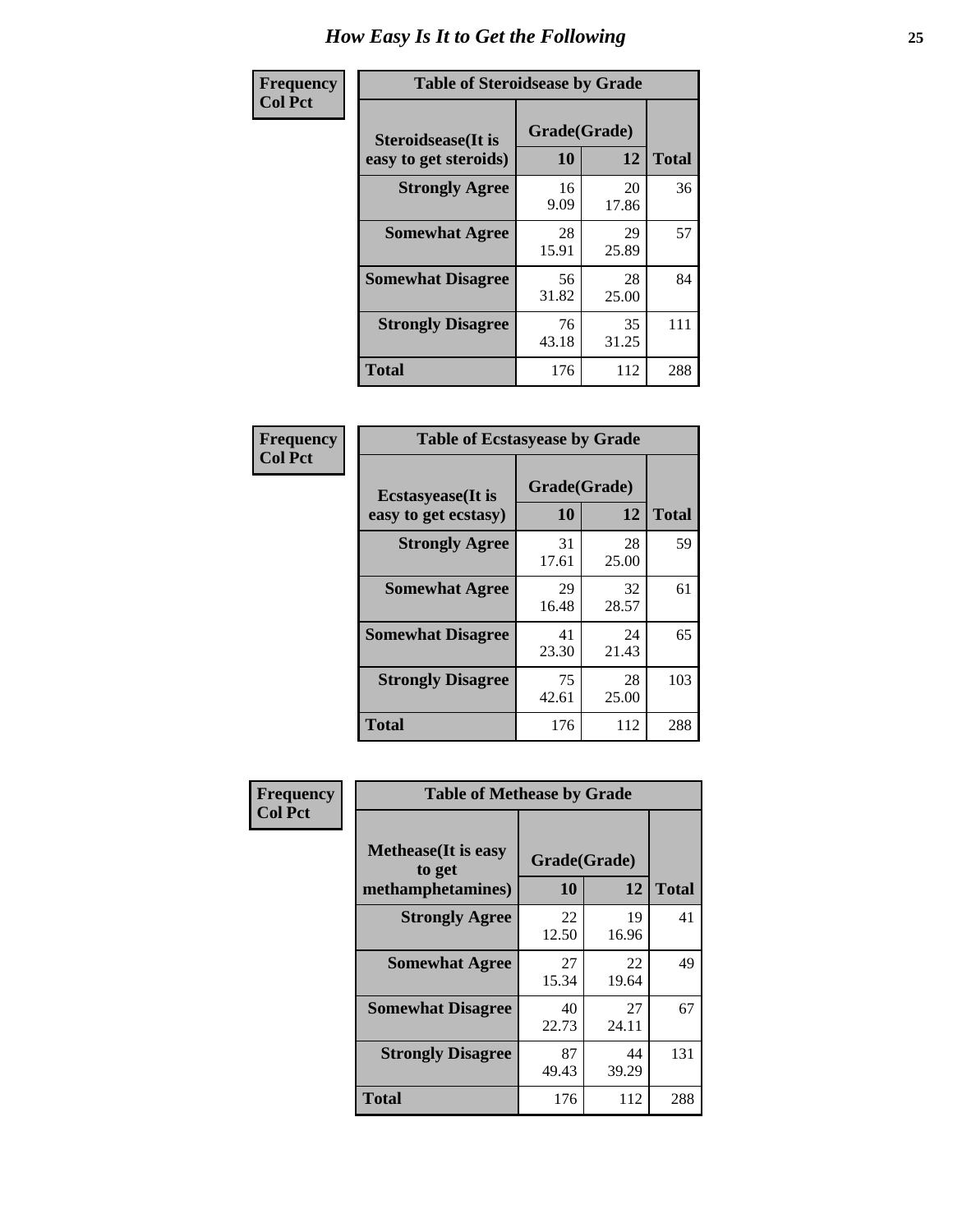# How Easy Is It to Get the Following

**Frequency**
**Col Pct**

**Table of Steroidsease by Grade**

| Steroidsease(It is easy to get steroids) | Grade(Grade) | | Total |
|---|---|---|---|
| | 10 | 12 | |
| Strongly Agree | 16<br>9.09 | 20<br>17.86 | 36 |
| Somewhat Agree | 28<br>15.91 | 29<br>25.89 | 57 |
| Somewhat Disagree | 56<br>31.82 | 28<br>25.00 | 84 |
| Strongly Disagree | 76<br>43.18 | 35<br>31.25 | 111 |
| Total | 176 | 112 | 288 |

**Frequency**
**Col Pct**

**Table of Ecstasyease by Grade**

| Ecstasyease(It is easy to get ecstasy) | Grade(Grade) | | Total |
|---|---|---|---|
| | 10 | 12 | |
| Strongly Agree | 31<br>17.61 | 28<br>25.00 | 59 |
| Somewhat Agree | 29<br>16.48 | 32<br>28.57 | 61 |
| Somewhat Disagree | 41<br>23.30 | 24<br>21.43 | 65 |
| Strongly Disagree | 75<br>42.61 | 28<br>25.00 | 103 |
| Total | 176 | 112 | 288 |

**Frequency**
**Col Pct**

**Table of Methease by Grade**

| Methease(It is easy to get methamphetamines) | Grade(Grade) | | Total |
|---|---|---|---|
| | 10 | 12 | |
| Strongly Agree | 22<br>12.50 | 19<br>16.96 | 41 |
| Somewhat Agree | 27<br>15.34 | 22<br>19.64 | 49 |
| Somewhat Disagree | 40<br>22.73 | 27<br>24.11 | 67 |
| Strongly Disagree | 87<br>49.43 | 44<br>39.29 | 131 |
| Total | 176 | 112 | 288 |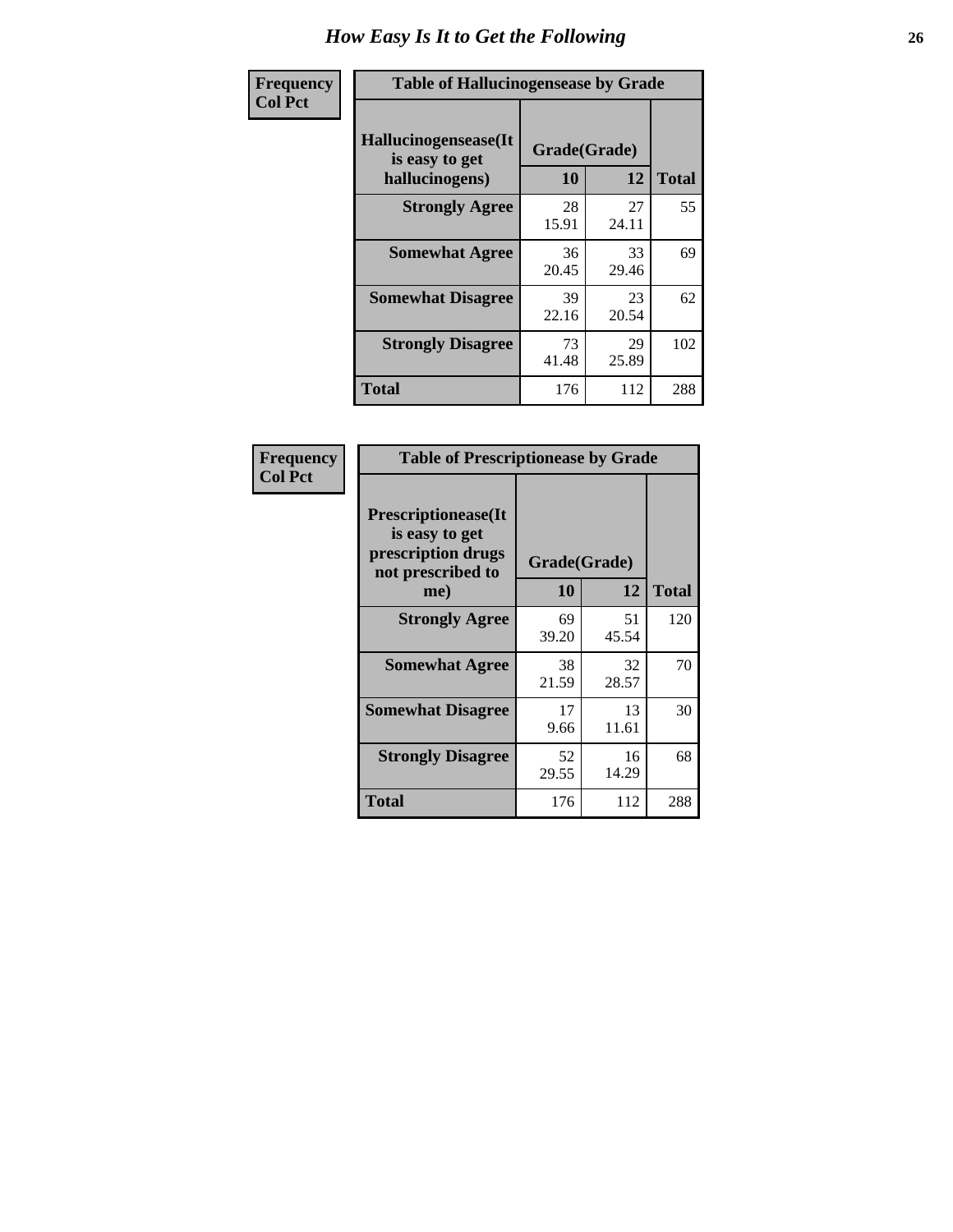# How Easy Is It to Get the Following

**Frequency**
**Col Pct**

**Table of Hallucinogensease by Grade**

| Hallucinogensease(It is easy to get hallucinogens) | Grade(Grade) 10 | 12 | Total |
|---|---|---|---|
| **Strongly Agree** | 28<br>15.91 | 27<br>24.11 | 55 |
| **Somewhat Agree** | 36<br>20.45 | 33<br>29.46 | 69 |
| **Somewhat Disagree** | 39<br>22.16 | 23<br>20.54 | 62 |
| **Strongly Disagree** | 73<br>41.48 | 29<br>25.89 | 102 |
| **Total** | 176 | 112 | 288 |

**Frequency**
**Col Pct**

**Table of Prescriptionease by Grade**

| Prescriptionease(It is easy to get prescription drugs not prescribed to me) | Grade(Grade) 10 | 12 | Total |
|---|---|---|---|
| **Strongly Agree** | 69<br>39.20 | 51<br>45.54 | 120 |
| **Somewhat Agree** | 38<br>21.59 | 32<br>28.57 | 70 |
| **Somewhat Disagree** | 17<br>9.66 | 13<br>11.61 | 30 |
| **Strongly Disagree** | 52<br>29.55 | 16<br>14.29 | 68 |
| **Total** | 176 | 112 | 288 |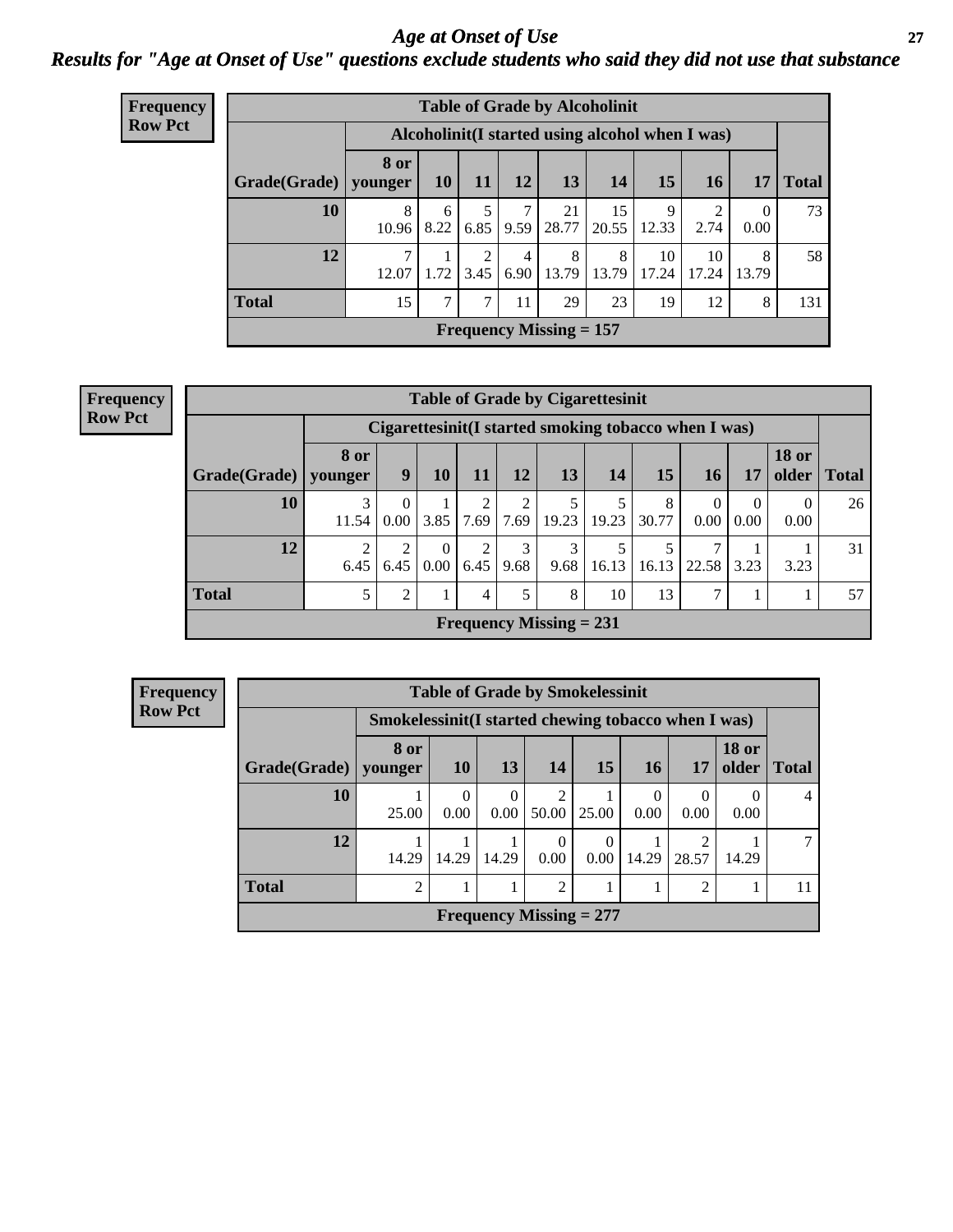# Age at Onset of Use

## Results for "Age at Onset of Use" questions exclude students who said they did not use that substance

**Frequency**
**Row Pct**

**Table of Grade by Alcoholinit**

| Grade(Grade) | Alcoholinit(I started using alcohol when I was) | | | | | | | | | Total |
|---|---|---|---|---|---|---|---|---|---|---|
| | 8 or younger | 10 | 11 | 12 | 13 | 14 | 15 | 16 | 17 | |
| 10 | 8<br>10.96 | 6<br>8.22 | 5<br>6.85 | 7<br>9.59 | 21<br>28.77 | 15<br>20.55 | 9<br>12.33 | 2<br>2.74 | 0<br>0.00 | 73 |
| 12 | 7<br>12.07 | 1<br>1.72 | 2<br>3.45 | 4<br>6.90 | 8<br>13.79 | 8<br>13.79 | 10<br>17.24 | 10<br>17.24 | 8<br>13.79 | 58 |
| Total | 15 | 7 | 7 | 11 | 29 | 23 | 19 | 12 | 8 | 131 |

Frequency Missing = 157

**Frequency**
**Row Pct**

**Table of Grade by Cigarettesinit**

| Grade(Grade) | Cigarettesinit(I started smoking tobacco when I was) | | | | | | | | | | | Total |
|---|---|---|---|---|---|---|---|---|---|---|---|---|
| | 8 or younger | 9 | 10 | 11 | 12 | 13 | 14 | 15 | 16 | 17 | 18 or older | |
| 10 | 3<br>11.54 | 0<br>0.00 | 1<br>3.85 | 2<br>7.69 | 2<br>7.69 | 5<br>19.23 | 5<br>19.23 | 8<br>30.77 | 0<br>0.00 | 0<br>0.00 | 0<br>0.00 | 26 |
| 12 | 2<br>6.45 | 2<br>6.45 | 0<br>0.00 | 2<br>6.45 | 3<br>9.68 | 3<br>9.68 | 5<br>16.13 | 5<br>16.13 | 7<br>22.58 | 1<br>3.23 | 1<br>3.23 | 31 |
| Total | 5 | 2 | 1 | 4 | 5 | 8 | 10 | 13 | 7 | 1 | 1 | 57 |

Frequency Missing = 231

**Frequency**
**Row Pct**

**Table of Grade by Smokelessinit**

| Grade(Grade) | Smokelessinit(I started chewing tobacco when I was) | | | | | | | | Total |
|---|---|---|---|---|---|---|---|---|---|
| | 8 or younger | 10 | 13 | 14 | 15 | 16 | 17 | 18 or older | |
| 10 | 1<br>25.00 | 0<br>0.00 | 0<br>0.00 | 2<br>50.00 | 1<br>25.00 | 0<br>0.00 | 0<br>0.00 | 0<br>0.00 | 4 |
| 12 | 1<br>14.29 | 1<br>14.29 | 1<br>14.29 | 0<br>0.00 | 0<br>0.00 | 1<br>14.29 | 2<br>28.57 | 1<br>14.29 | 7 |
| Total | 2 | 1 | 1 | 2 | 1 | 1 | 2 | 1 | 11 |

Frequency Missing = 277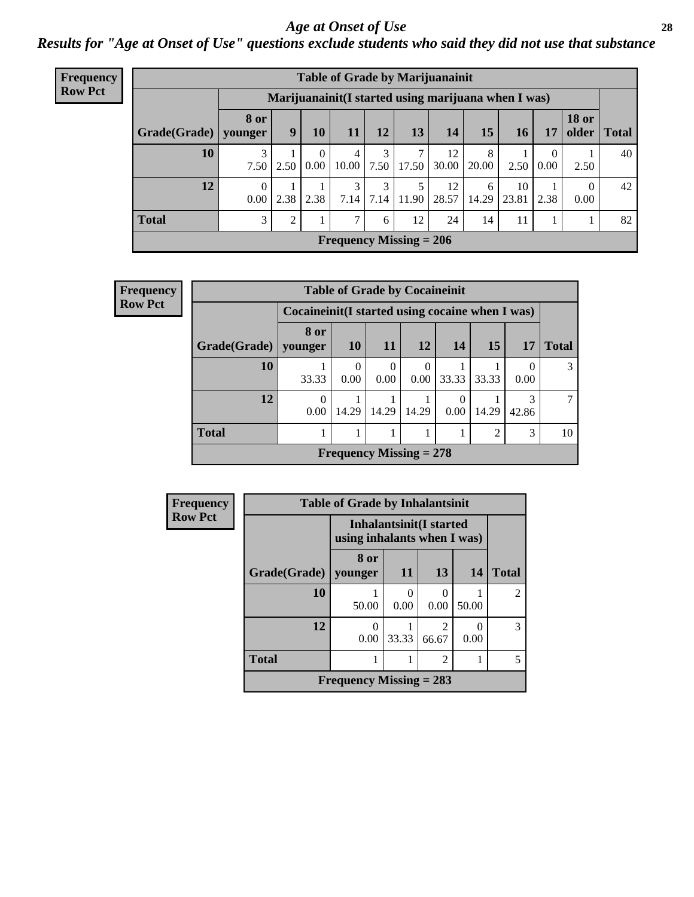# *Age at Onset of Use*

## *Results for "Age at Onset of Use" questions exclude students who said they did not use that substance*

**Frequency**
**Row Pct**

| Table of Grade by Marijuanainit | | | | | | | | | | | | |
|---|---|---|---|---|---|---|---|---|---|---|---|---|
| | Marijuanainit(I started using marijuana when I was) | | | | | | | | | | | |
| Grade(Grade) | 8 or younger | 9 | 10 | 11 | 12 | 13 | 14 | 15 | 16 | 17 | 18 or older | Total |
| 10 | 3<br>7.50 | 1<br>2.50 | 0<br>0.00 | 4<br>10.00 | 3<br>7.50 | 7<br>17.50 | 12<br>30.00 | 8<br>20.00 | 1<br>2.50 | 0<br>0.00 | 1<br>2.50 | 40 |
| 12 | 0<br>0.00 | 1<br>2.38 | 1<br>2.38 | 3<br>7.14 | 3<br>7.14 | 5<br>11.90 | 12<br>28.57 | 6<br>14.29 | 10<br>23.81 | 1<br>2.38 | 0<br>0.00 | 42 |
| Total | 3 | 2 | 1 | 7 | 6 | 12 | 24 | 14 | 11 | 1 | 1 | 82 |
| Frequency Missing = 206 | | | | | | | | | | | | |

**Frequency**
**Row Pct**

| Table of Grade by Cocaineinit | | | | | | | | |
|---|---|---|---|---|---|---|---|---|
| | Cocaineinit(I started using cocaine when I was) | | | | | | | |
| Grade(Grade) | 8 or younger | 10 | 11 | 12 | 14 | 15 | 17 | Total |
| 10 | 1<br>33.33 | 0<br>0.00 | 0<br>0.00 | 0<br>0.00 | 1<br>33.33 | 1<br>33.33 | 0<br>0.00 | 3 |
| 12 | 0<br>0.00 | 1<br>14.29 | 1<br>14.29 | 1<br>14.29 | 0<br>0.00 | 1<br>14.29 | 3<br>42.86 | 7 |
| Total | 1 | 1 | 1 | 1 | 1 | 2 | 3 | 10 |
| Frequency Missing = 278 | | | | | | | | |

**Frequency**
**Row Pct**

| Table of Grade by Inhalantsinit | | | | | |
|---|---|---|---|---|---|
| | Inhalantsinit(I started using inhalants when I was) | | | | |
| Grade(Grade) | 8 or younger | 11 | 13 | 14 | Total |
| 10 | 1<br>50.00 | 0<br>0.00 | 0<br>0.00 | 1<br>50.00 | 2 |
| 12 | 0<br>0.00 | 1<br>33.33 | 2<br>66.67 | 0<br>0.00 | 3 |
| Total | 1 | 1 | 2 | 1 | 5 |
| Frequency Missing = 283 | | | | | |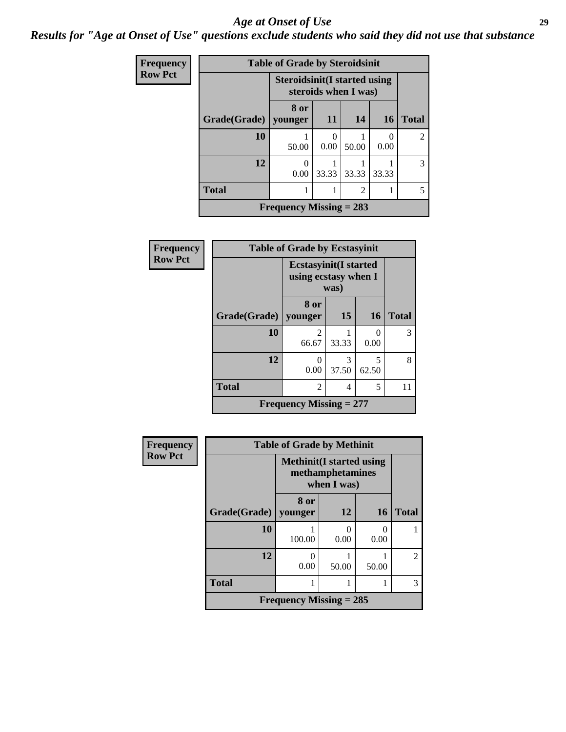# Age at Onset of Use

## Results for "Age at Onset of Use" questions exclude students who said they did not use that substance

Frequency
Row Pct

**Table of Grade by Steroidsinit**

| Grade(Grade) | Steroidsinit(I started using steroids when I was) | | | | Total |
|---|---|---|---|---|---|
| | 8 or younger | 11 | 14 | 16 | |
| **10** | 1<br>50.00 | 0<br>0.00 | 1<br>50.00 | 0<br>0.00 | 2 |
| **12** | 0<br>0.00 | 1<br>33.33 | 1<br>33.33 | 1<br>33.33 | 3 |
| **Total** | 1 | 1 | 2 | 1 | 5 |

**Frequency Missing = 283**

Frequency
Row Pct

**Table of Grade by Ecstasyinit**

| Grade(Grade) | Ecstasyinit(I started using ecstasy when I was) | | | Total |
|---|---|---|---|---|
| | 8 or younger | 15 | 16 | |
| **10** | 2<br>66.67 | 1<br>33.33 | 0<br>0.00 | 3 |
| **12** | 0<br>0.00 | 3<br>37.50 | 5<br>62.50 | 8 |
| **Total** | 2 | 4 | 5 | 11 |

**Frequency Missing = 277**

Frequency
Row Pct

**Table of Grade by Methinit**

| Grade(Grade) | Methinit(I started using methamphetamines when I was) | | | Total |
|---|---|---|---|---|
| | 8 or younger | 12 | 16 | |
| **10** | 1<br>100.00 | 0<br>0.00 | 0<br>0.00 | 1 |
| **12** | 0<br>0.00 | 1<br>50.00 | 1<br>50.00 | 2 |
| **Total** | 1 | 1 | 1 | 3 |

**Frequency Missing = 285**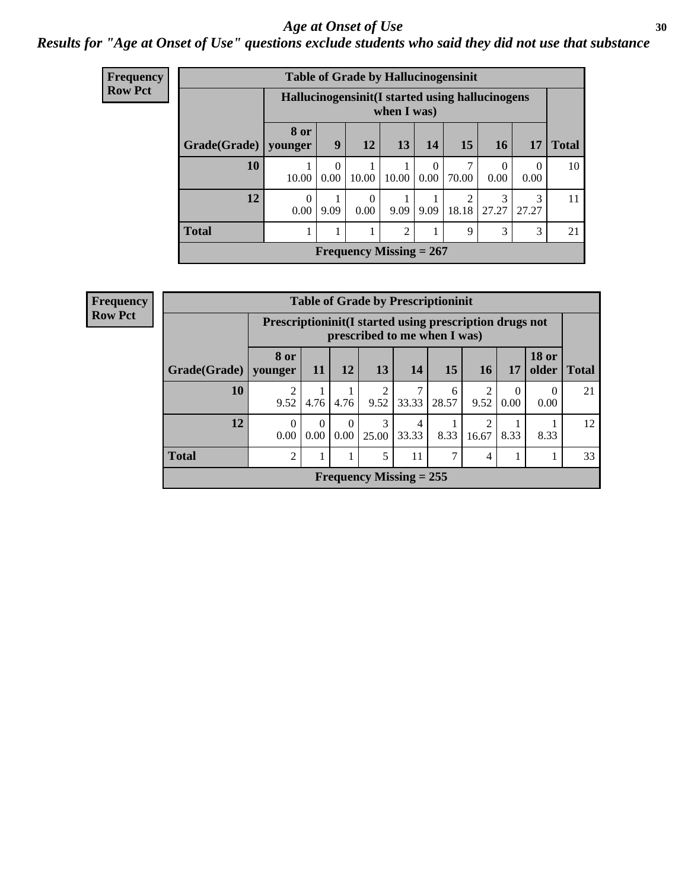# Age at Onset of Use

*Results for "Age at Onset of Use" questions exclude students who said they did not use that substance*

**Frequency**
**Row Pct**

| Table of Grade by Hallucinogensinit | | | | | | | | | |
|---|---|---|---|---|---|---|---|---|---|
| | Hallucinogensinit(I started using hallucinogens when I was) | | | | | | | | |
| Grade(Grade) | 8 or younger | 9 | 12 | 13 | 14 | 15 | 16 | 17 | Total |
| 10 | 1<br>10.00 | 0<br>0.00 | 1<br>10.00 | 1<br>10.00 | 0<br>0.00 | 7<br>70.00 | 0<br>0.00 | 0<br>0.00 | 10 |
| 12 | 0<br>0.00 | 1<br>9.09 | 0<br>0.00 | 1<br>9.09 | 1<br>9.09 | 2<br>18.18 | 3<br>27.27 | 3<br>27.27 | 11 |
| Total | 1 | 1 | 1 | 2 | 1 | 9 | 3 | 3 | 21 |
| Frequency Missing = 267 | | | | | | | | | |

**Frequency**
**Row Pct**

| Table of Grade by Prescriptioninit | | | | | | | | | | |
|---|---|---|---|---|---|---|---|---|---|---|
| | Prescriptioninit(I started using prescription drugs not prescribed to me when I was) | | | | | | | | | |
| Grade(Grade) | 8 or younger | 11 | 12 | 13 | 14 | 15 | 16 | 17 | 18 or older | Total |
| 10 | 2<br>9.52 | 1<br>4.76 | 1<br>4.76 | 2<br>9.52 | 7<br>33.33 | 6<br>28.57 | 2<br>9.52 | 0<br>0.00 | 0<br>0.00 | 21 |
| 12 | 0<br>0.00 | 0<br>0.00 | 0<br>0.00 | 3<br>25.00 | 4<br>33.33 | 1<br>8.33 | 2<br>16.67 | 1<br>8.33 | 1<br>8.33 | 12 |
| Total | 2 | 1 | 1 | 5 | 11 | 7 | 4 | 1 | 1 | 33 |
| Frequency Missing = 255 | | | | | | | | | | |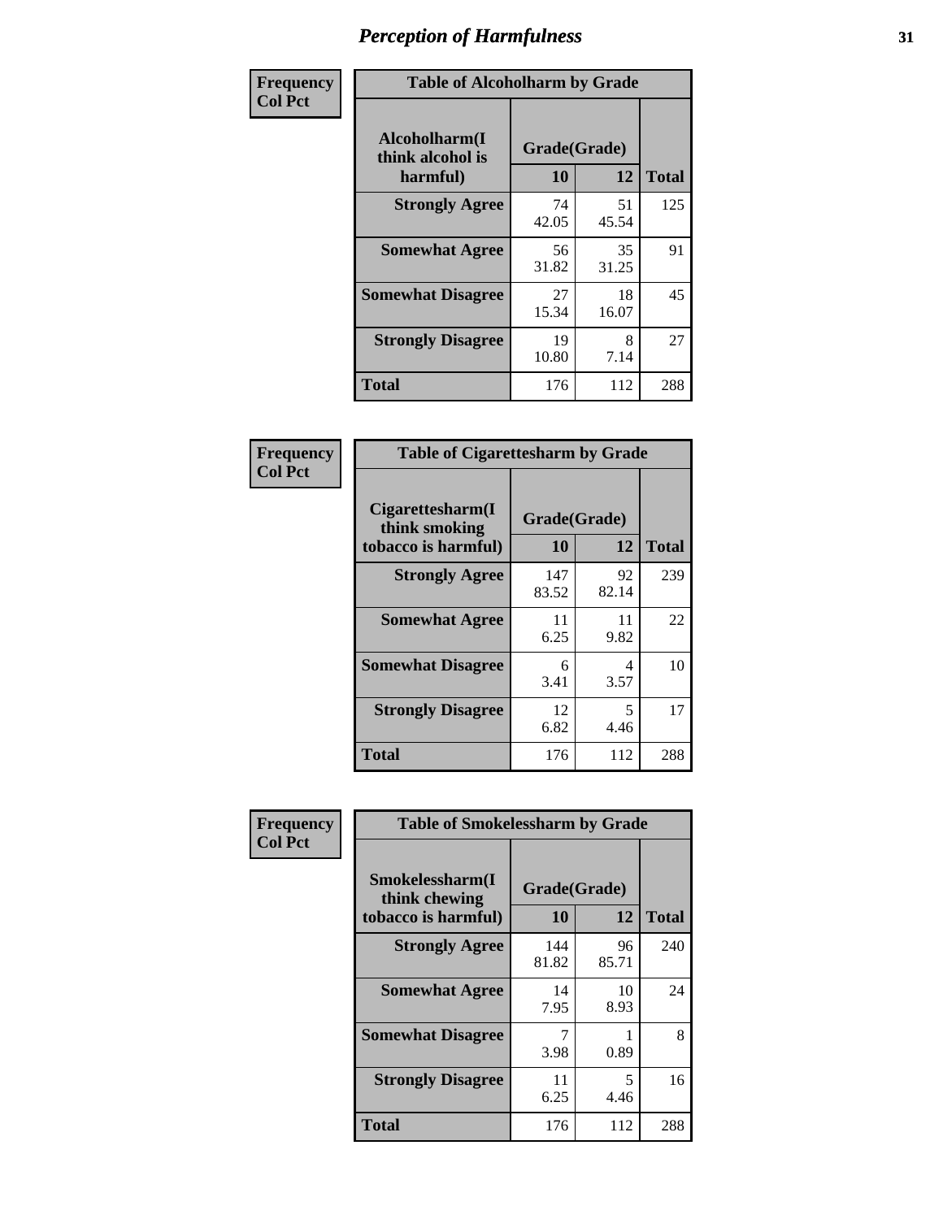# Perception of Harmfulness

**Frequency**
**Col Pct**

**Table of Alcoholharm by Grade**

| Alcoholharm(I think alcohol is harmful) | Grade(Grade) 10 | 12 | Total |
|---|---|---|---|
| **Strongly Agree** | 74<br>42.05 | 51<br>45.54 | 125 |
| **Somewhat Agree** | 56<br>31.82 | 35<br>31.25 | 91 |
| **Somewhat Disagree** | 27<br>15.34 | 18<br>16.07 | 45 |
| **Strongly Disagree** | 19<br>10.80 | 8<br>7.14 | 27 |
| **Total** | 176 | 112 | 288 |

**Frequency**
**Col Pct**

**Table of Cigarettesharm by Grade**

| Cigarettesharm(I think smoking tobacco is harmful) | Grade(Grade) 10 | 12 | Total |
|---|---|---|---|
| **Strongly Agree** | 147<br>83.52 | 92<br>82.14 | 239 |
| **Somewhat Agree** | 11<br>6.25 | 11<br>9.82 | 22 |
| **Somewhat Disagree** | 6<br>3.41 | 4<br>3.57 | 10 |
| **Strongly Disagree** | 12<br>6.82 | 5<br>4.46 | 17 |
| **Total** | 176 | 112 | 288 |

**Frequency**
**Col Pct**

**Table of Smokelessharm by Grade**

| Smokelessharm(I think chewing tobacco is harmful) | Grade(Grade) 10 | 12 | Total |
|---|---|---|---|
| **Strongly Agree** | 144<br>81.82 | 96<br>85.71 | 240 |
| **Somewhat Agree** | 14<br>7.95 | 10<br>8.93 | 24 |
| **Somewhat Disagree** | 7<br>3.98 | 1<br>0.89 | 8 |
| **Strongly Disagree** | 11<br>6.25 | 5<br>4.46 | 16 |
| **Total** | 176 | 112 | 288 |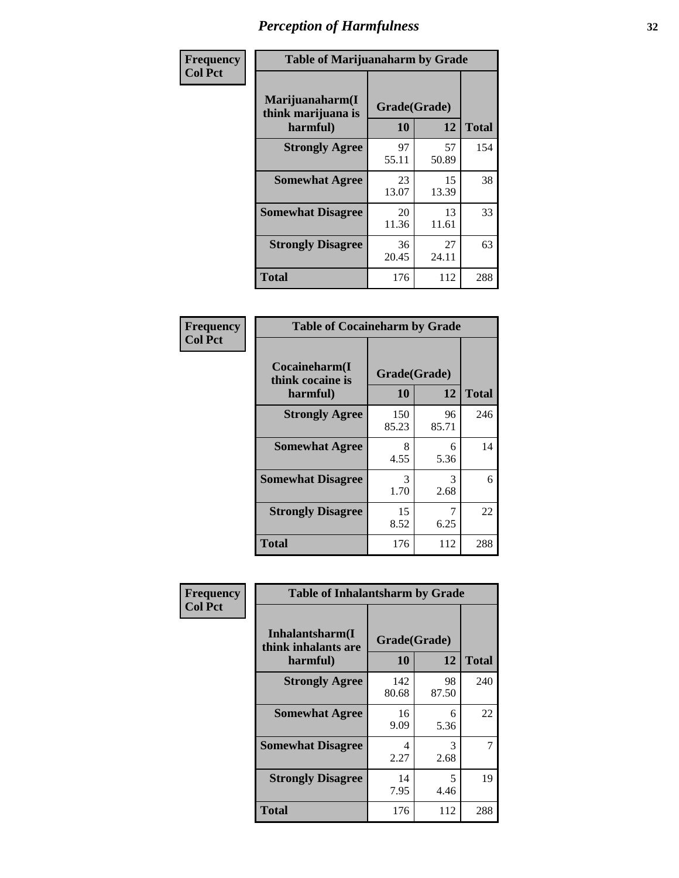# Perception of Harmfulness

| Frequency Col Pct | Table of Marijuanaharm by Grade | | |
|---|---|---|---|
| Marijuanaharm(I think marijuana is harmful) | Grade(Grade) | | |
| | 10 | 12 | Total |
| Strongly Agree | 97<br>55.11 | 57<br>50.89 | 154 |
| Somewhat Agree | 23<br>13.07 | 15<br>13.39 | 38 |
| Somewhat Disagree | 20<br>11.36 | 13<br>11.61 | 33 |
| Strongly Disagree | 36<br>20.45 | 27<br>24.11 | 63 |
| Total | 176 | 112 | 288 |

| Frequency Col Pct | Table of Cocaineharm by Grade | | |
|---|---|---|---|
| Cocaineharm(I think cocaine is harmful) | Grade(Grade) | | |
| | 10 | 12 | Total |
| Strongly Agree | 150<br>85.23 | 96<br>85.71 | 246 |
| Somewhat Agree | 8<br>4.55 | 6<br>5.36 | 14 |
| Somewhat Disagree | 3<br>1.70 | 3<br>2.68 | 6 |
| Strongly Disagree | 15<br>8.52 | 7<br>6.25 | 22 |
| Total | 176 | 112 | 288 |

| Frequency Col Pct | Table of Inhalantsharm by Grade | | |
|---|---|---|---|
| Inhalantsharm(I think inhalants are harmful) | Grade(Grade) | | |
| | 10 | 12 | Total |
| Strongly Agree | 142<br>80.68 | 98<br>87.50 | 240 |
| Somewhat Agree | 16<br>9.09 | 6<br>5.36 | 22 |
| Somewhat Disagree | 4<br>2.27 | 3<br>2.68 | 7 |
| Strongly Disagree | 14<br>7.95 | 5<br>4.46 | 19 |
| Total | 176 | 112 | 288 |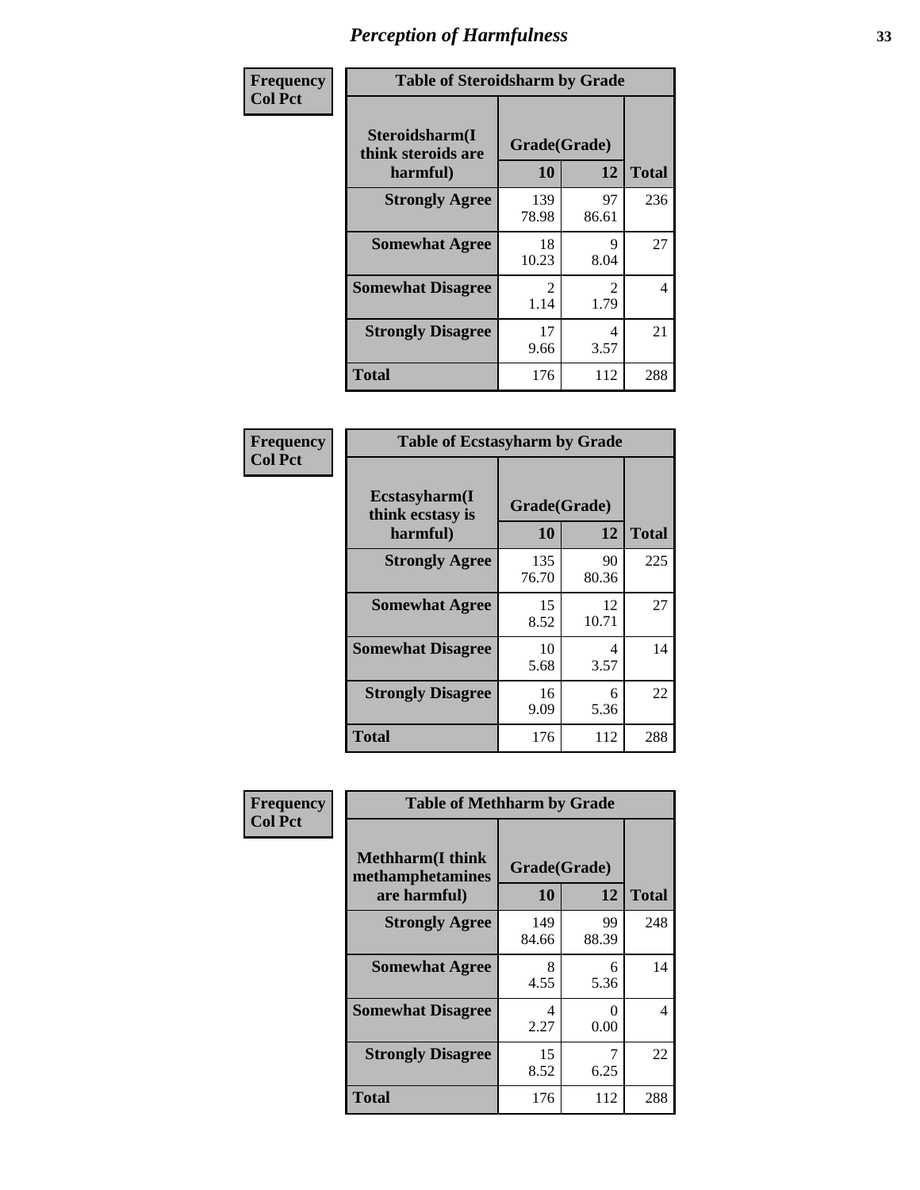# Perception of Harmfulness

**Frequency / Col Pct**

| Table of Steroidsharm by Grade | | | |
|---|---|---|---|
| Steroidsharm(I think steroids are harmful) | Grade(Grade) | | Total |
| | 10 | 12 | |
| **Strongly Agree** | 139<br>78.98 | 97<br>86.61 | 236 |
| **Somewhat Agree** | 18<br>10.23 | 9<br>8.04 | 27 |
| **Somewhat Disagree** | 2<br>1.14 | 2<br>1.79 | 4 |
| **Strongly Disagree** | 17<br>9.66 | 4<br>3.57 | 21 |
| **Total** | 176 | 112 | 288 |

**Frequency / Col Pct**

| Table of Ecstasyharm by Grade | | | |
|---|---|---|---|
| Ecstasyharm(I think ecstasy is harmful) | Grade(Grade) | | Total |
| | 10 | 12 | |
| **Strongly Agree** | 135<br>76.70 | 90<br>80.36 | 225 |
| **Somewhat Agree** | 15<br>8.52 | 12<br>10.71 | 27 |
| **Somewhat Disagree** | 10<br>5.68 | 4<br>3.57 | 14 |
| **Strongly Disagree** | 16<br>9.09 | 6<br>5.36 | 22 |
| **Total** | 176 | 112 | 288 |

**Frequency / Col Pct**

| Table of Methharm by Grade | | | |
|---|---|---|---|
| Methharm(I think methamphetamines are harmful) | Grade(Grade) | | Total |
| | 10 | 12 | |
| **Strongly Agree** | 149<br>84.66 | 99<br>88.39 | 248 |
| **Somewhat Agree** | 8<br>4.55 | 6<br>5.36 | 14 |
| **Somewhat Disagree** | 4<br>2.27 | 0<br>0.00 | 4 |
| **Strongly Disagree** | 15<br>8.52 | 7<br>6.25 | 22 |
| **Total** | 176 | 112 | 288 |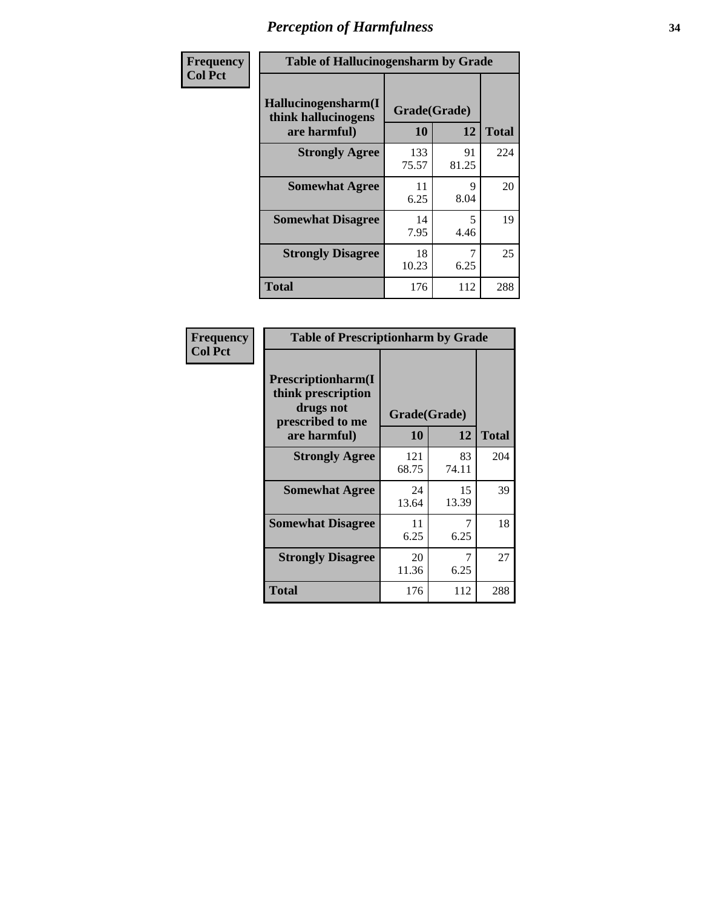# Perception of Harmfulness

| Frequency<br>Col Pct | Table of Hallucinogensharm by Grade | | |
|---|---|---|---|
| Hallucinogensharm(I think hallucinogens are harmful) | Grade(Grade) | | |
| | 10 | 12 | Total |
| Strongly Agree | 133<br>75.57 | 91<br>81.25 | 224 |
| Somewhat Agree | 11<br>6.25 | 9<br>8.04 | 20 |
| Somewhat Disagree | 14<br>7.95 | 5<br>4.46 | 19 |
| Strongly Disagree | 18<br>10.23 | 7<br>6.25 | 25 |
| Total | 176 | 112 | 288 |

| Frequency<br>Col Pct | Table of Prescriptionharm by Grade | | |
|---|---|---|---|
| Prescriptionharm(I think prescription drugs not prescribed to me are harmful) | Grade(Grade) | | |
| | 10 | 12 | Total |
| Strongly Agree | 121<br>68.75 | 83<br>74.11 | 204 |
| Somewhat Agree | 24<br>13.64 | 15<br>13.39 | 39 |
| Somewhat Disagree | 11<br>6.25 | 7<br>6.25 | 18 |
| Strongly Disagree | 20<br>11.36 | 7<br>6.25 | 27 |
| Total | 176 | 112 | 288 |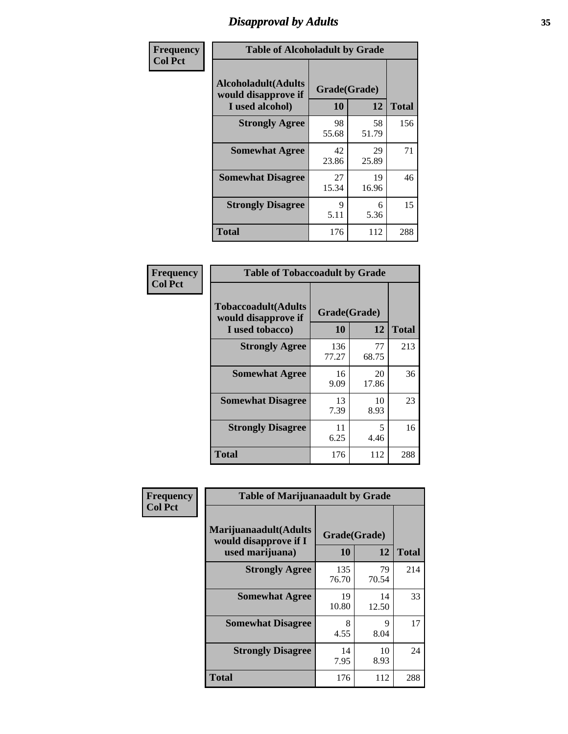# Disapproval by Adults

**Frequency**
**Col Pct**

| Table of Alcoholadult by Grade | | | |
|---|---|---|---|
| Alcoholadult(Adults would disapprove if I used alcohol) | Grade(Grade) | | Total |
| | 10 | 12 | |
| **Strongly Agree** | 98<br>55.68 | 58<br>51.79 | 156 |
| **Somewhat Agree** | 42<br>23.86 | 29<br>25.89 | 71 |
| **Somewhat Disagree** | 27<br>15.34 | 19<br>16.96 | 46 |
| **Strongly Disagree** | 9<br>5.11 | 6<br>5.36 | 15 |
| **Total** | 176 | 112 | 288 |

**Frequency**
**Col Pct**

| Table of Tobaccoadult by Grade | | | |
|---|---|---|---|
| Tobaccoadult(Adults would disapprove if I used tobacco) | Grade(Grade) | | Total |
| | 10 | 12 | |
| **Strongly Agree** | 136<br>77.27 | 77<br>68.75 | 213 |
| **Somewhat Agree** | 16<br>9.09 | 20<br>17.86 | 36 |
| **Somewhat Disagree** | 13<br>7.39 | 10<br>8.93 | 23 |
| **Strongly Disagree** | 11<br>6.25 | 5<br>4.46 | 16 |
| **Total** | 176 | 112 | 288 |

**Frequency**
**Col Pct**

| Table of Marijuanaadult by Grade | | | |
|---|---|---|---|
| Marijuanaadult(Adults would disapprove if I used marijuana) | Grade(Grade) | | Total |
| | 10 | 12 | |
| **Strongly Agree** | 135<br>76.70 | 79<br>70.54 | 214 |
| **Somewhat Agree** | 19<br>10.80 | 14<br>12.50 | 33 |
| **Somewhat Disagree** | 8<br>4.55 | 9<br>8.04 | 17 |
| **Strongly Disagree** | 14<br>7.95 | 10<br>8.93 | 24 |
| **Total** | 176 | 112 | 288 |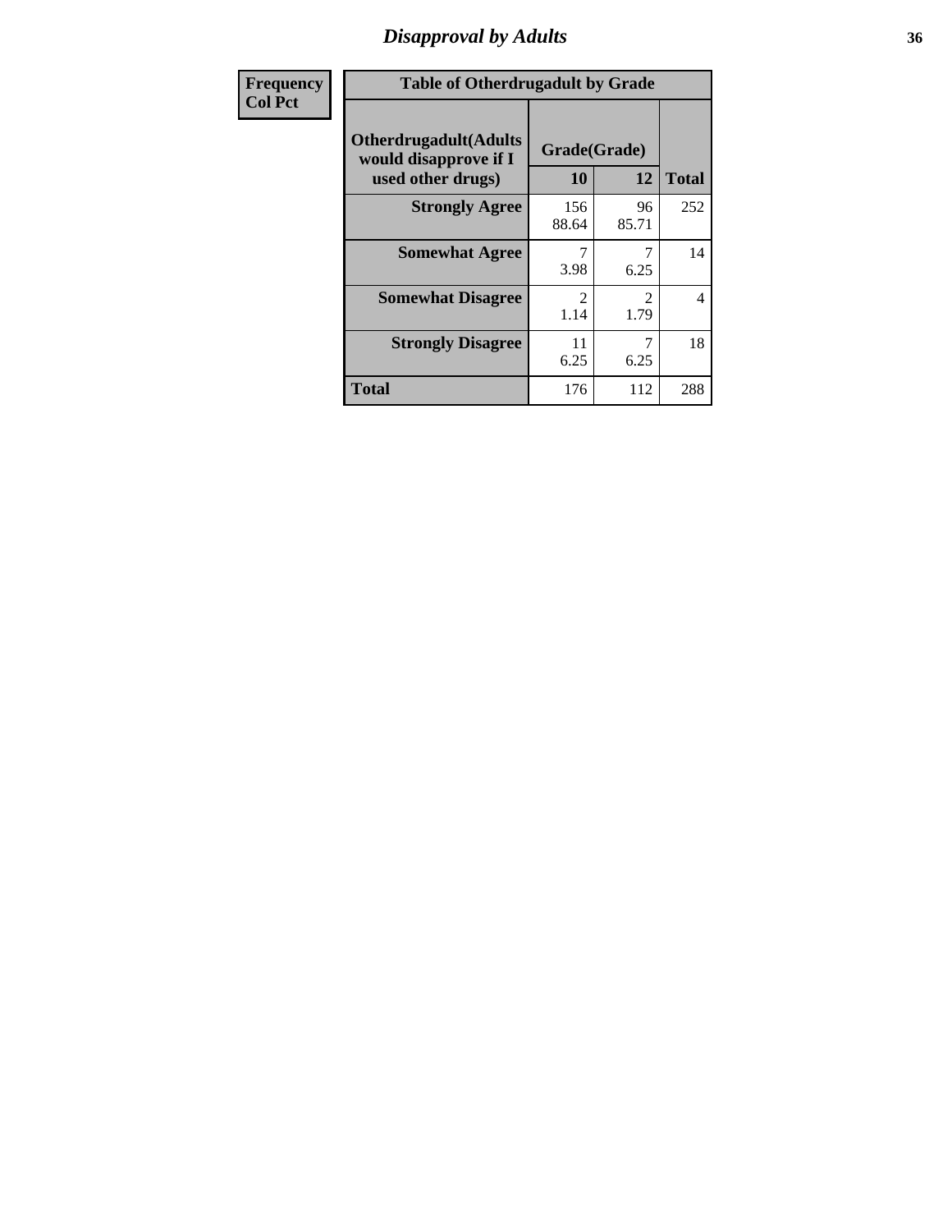# Disapproval by Adults

| Frequency Col Pct |
|---|

**Table of Otherdrugadult by Grade**

| Otherdrugadult(Adults would disapprove if I used other drugs) | Grade(Grade) | | |
|---|---|---|---|
| | 10 | 12 | Total |
| **Strongly Agree** | 156<br>88.64 | 96<br>85.71 | 252 |
| **Somewhat Agree** | 7<br>3.98 | 7<br>6.25 | 14 |
| **Somewhat Disagree** | 2<br>1.14 | 2<br>1.79 | 4 |
| **Strongly Disagree** | 11<br>6.25 | 7<br>6.25 | 18 |
| **Total** | 176 | 112 | 288 |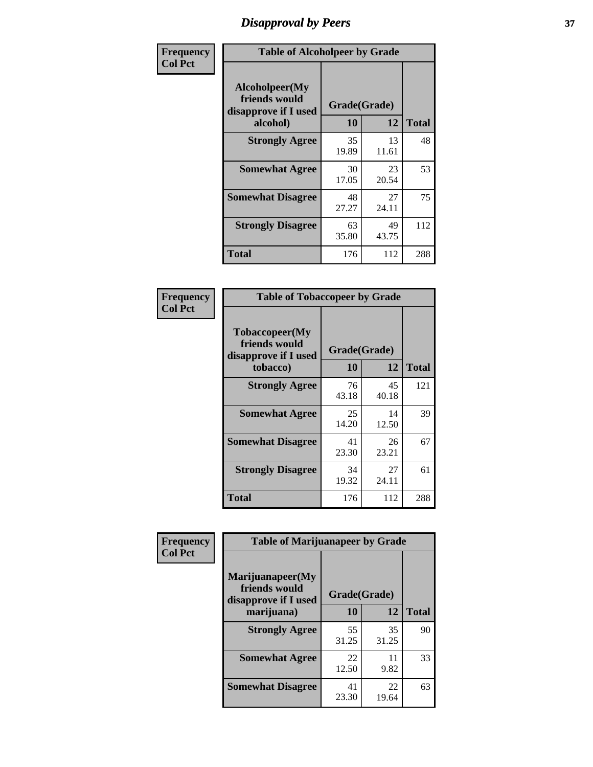# Disapproval by Peers

| Frequency Col Pct | Table of Alcoholpeer by Grade | | |
|---|---|---|---|
| **Alcoholpeer(My friends would disapprove if I used alcohol)** | **Grade(Grade)** | | |
| | **10** | **12** | **Total** |
| **Strongly Agree** | 35 19.89 | 13 11.61 | 48 |
| **Somewhat Agree** | 30 17.05 | 23 20.54 | 53 |
| **Somewhat Disagree** | 48 27.27 | 27 24.11 | 75 |
| **Strongly Disagree** | 63 35.80 | 49 43.75 | 112 |
| **Total** | 176 | 112 | 288 |

| Frequency Col Pct | Table of Tobaccopeer by Grade | | |
|---|---|---|---|
| **Tobaccopeer(My friends would disapprove if I used tobacco)** | **Grade(Grade)** | | |
| | **10** | **12** | **Total** |
| **Strongly Agree** | 76 43.18 | 45 40.18 | 121 |
| **Somewhat Agree** | 25 14.20 | 14 12.50 | 39 |
| **Somewhat Disagree** | 41 23.30 | 26 23.21 | 67 |
| **Strongly Disagree** | 34 19.32 | 27 24.11 | 61 |
| **Total** | 176 | 112 | 288 |

| Frequency Col Pct | Table of Marijuanapeer by Grade | | |
|---|---|---|---|
| **Marijuanapeer(My friends would disapprove if I used marijuana)** | **Grade(Grade)** | | |
| | **10** | **12** | **Total** |
| **Strongly Agree** | 55 31.25 | 35 31.25 | 90 |
| **Somewhat Agree** | 22 12.50 | 11 9.82 | 33 |
| **Somewhat Disagree** | 41 23.30 | 22 19.64 | 63 |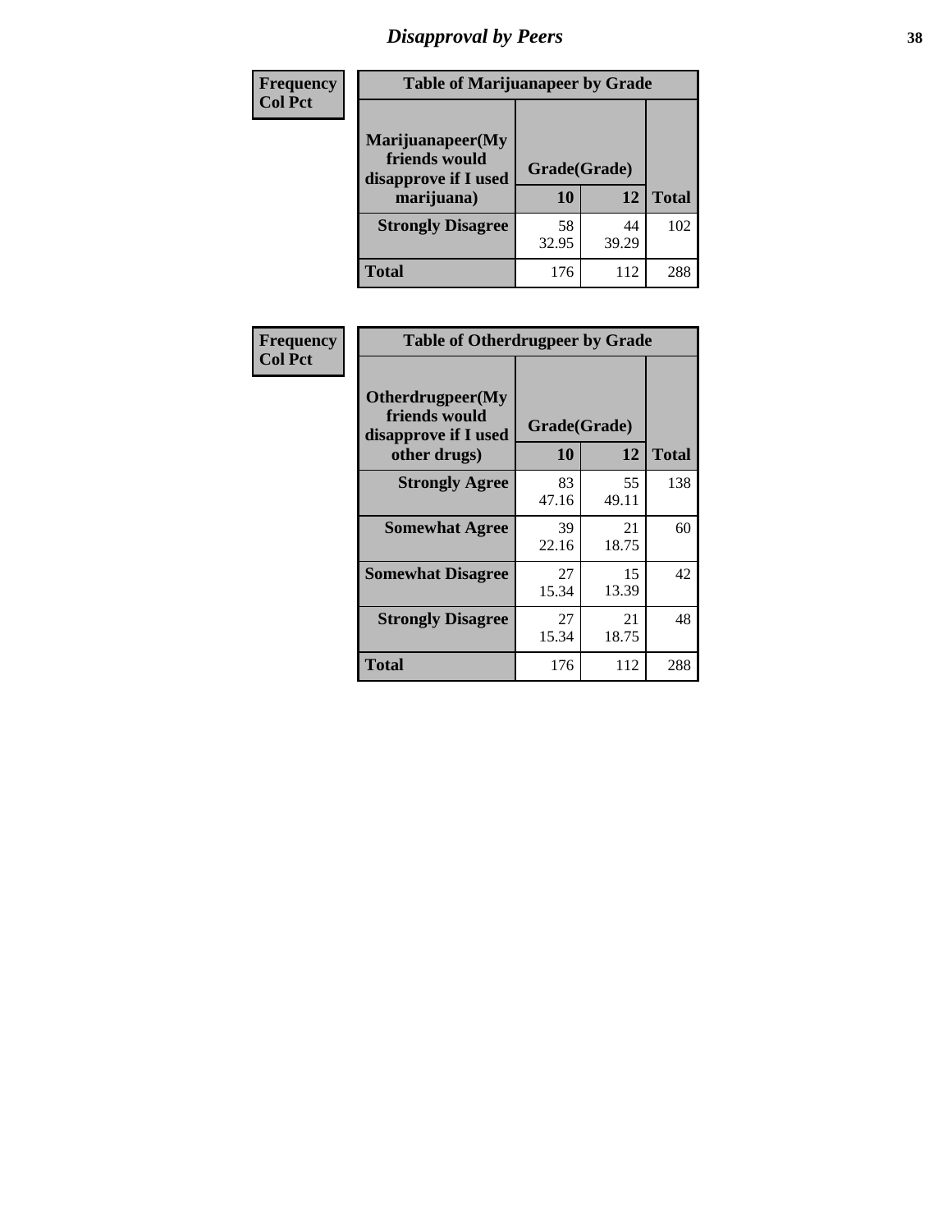# Disapproval by Peers

**Frequency**
**Col Pct**

| Table of Marijuanapeer by Grade | | | |
|---|---|---|---|
| **Marijuanapeer(My friends would disapprove if I used marijuana)** | **Grade(Grade)** | | |
| | **10** | **12** | **Total** |
| **Strongly Disagree** | 58<br>32.95 | 44<br>39.29 | 102 |
| **Total** | 176 | 112 | 288 |

**Frequency**
**Col Pct**

| Table of Otherdrugpeer by Grade | | | |
|---|---|---|---|
| **Otherdrugpeer(My friends would disapprove if I used other drugs)** | **Grade(Grade)** | | |
| | **10** | **12** | **Total** |
| **Strongly Agree** | 83<br>47.16 | 55<br>49.11 | 138 |
| **Somewhat Agree** | 39<br>22.16 | 21<br>18.75 | 60 |
| **Somewhat Disagree** | 27<br>15.34 | 15<br>13.39 | 42 |
| **Strongly Disagree** | 27<br>15.34 | 21<br>18.75 | 48 |
| **Total** | 176 | 112 | 288 |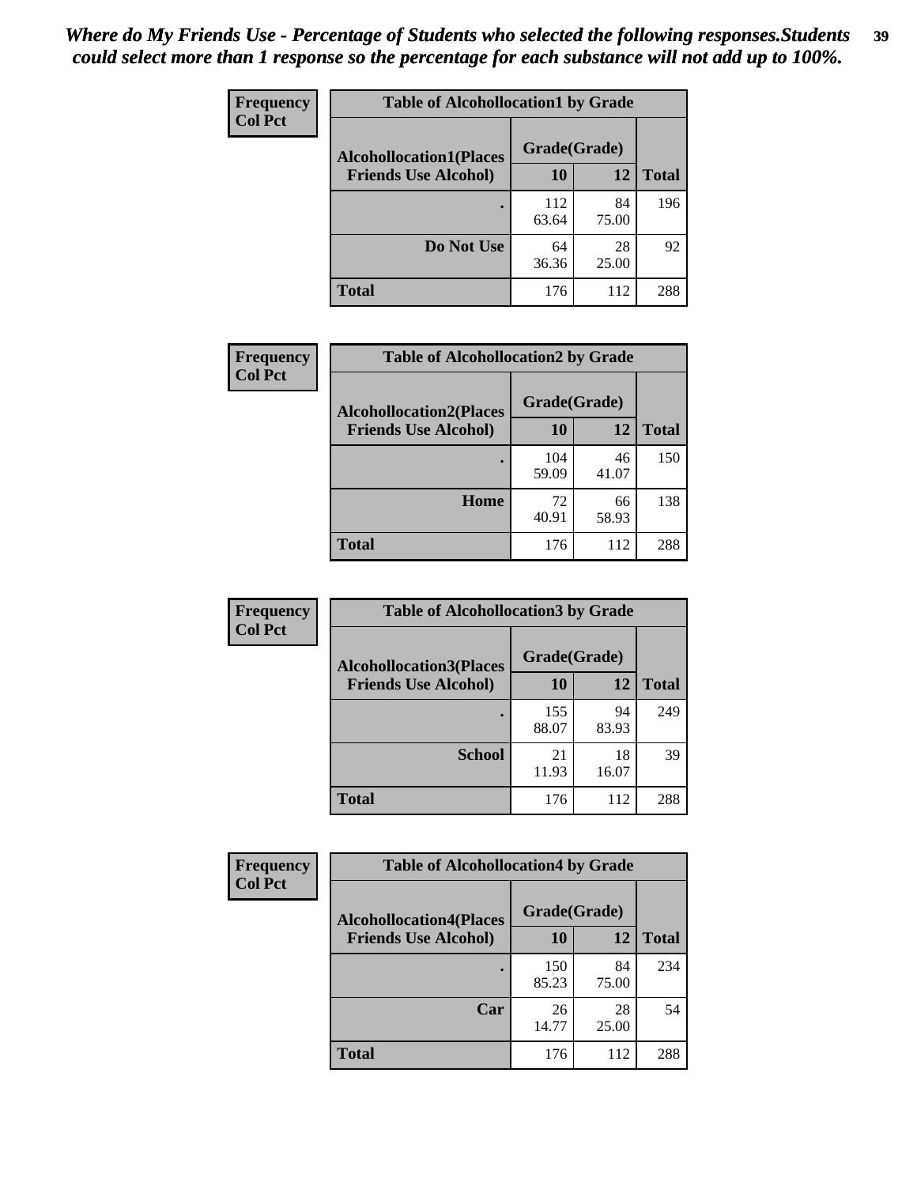*Where do My Friends Use - Percentage of Students who selected the following responses.Students could select more than 1 response so the percentage for each substance will not add up to 100%.*

**Frequency / Col Pct**

**Table of Alcohollocation1 by Grade**

| Alcohollocation1(Places Friends Use Alcohol) | Grade(Grade) 10 | 12 | Total |
|---|---|---|---|
| . | 112<br>63.64 | 84<br>75.00 | 196 |
| Do Not Use | 64<br>36.36 | 28<br>25.00 | 92 |
| Total | 176 | 112 | 288 |

**Frequency / Col Pct**

**Table of Alcohollocation2 by Grade**

| Alcohollocation2(Places Friends Use Alcohol) | Grade(Grade) 10 | 12 | Total |
|---|---|---|---|
| . | 104<br>59.09 | 46<br>41.07 | 150 |
| Home | 72<br>40.91 | 66<br>58.93 | 138 |
| Total | 176 | 112 | 288 |

**Frequency / Col Pct**

**Table of Alcohollocation3 by Grade**

| Alcohollocation3(Places Friends Use Alcohol) | Grade(Grade) 10 | 12 | Total |
|---|---|---|---|
| . | 155<br>88.07 | 94<br>83.93 | 249 |
| School | 21<br>11.93 | 18<br>16.07 | 39 |
| Total | 176 | 112 | 288 |

**Frequency / Col Pct**

**Table of Alcohollocation4 by Grade**

| Alcohollocation4(Places Friends Use Alcohol) | Grade(Grade) 10 | 12 | Total |
|---|---|---|---|
| . | 150<br>85.23 | 84<br>75.00 | 234 |
| Car | 26<br>14.77 | 28<br>25.00 | 54 |
| Total | 176 | 112 | 288 |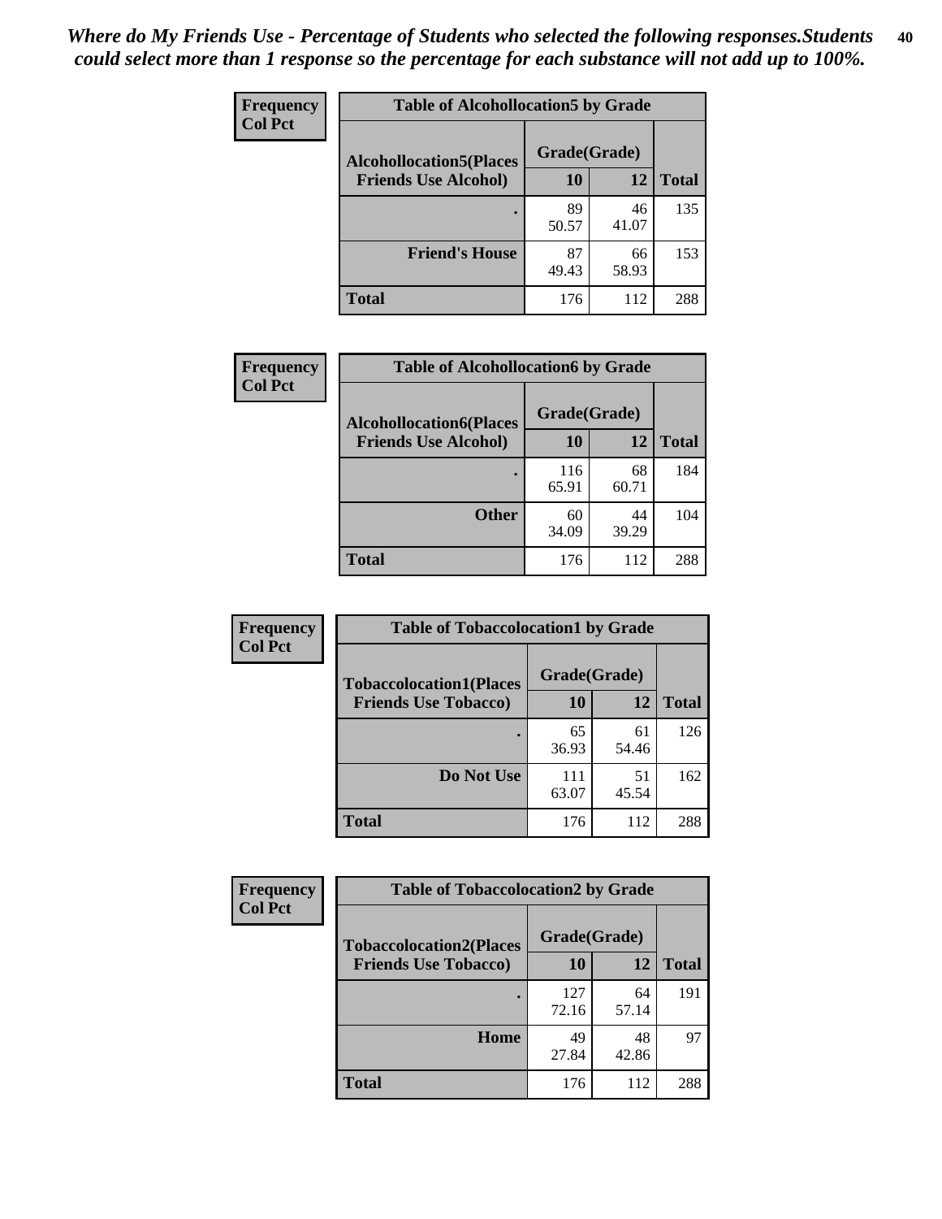*Where do My Friends Use - Percentage of Students who selected the following responses.Students could select more than 1 response so the percentage for each substance will not add up to 100%.*

**Frequency**
**Col Pct**

| Table of Alcohollocation5 by Grade | | | |
|---|---|---|---|
| **Alcohollocation5(Places Friends Use Alcohol)** | **Grade(Grade)** | | |
| | **10** | **12** | **Total** |
| . | 89<br>50.57 | 46<br>41.07 | 135 |
| **Friend's House** | 87<br>49.43 | 66<br>58.93 | 153 |
| **Total** | 176 | 112 | 288 |

**Frequency**
**Col Pct**

| Table of Alcohollocation6 by Grade | | | |
|---|---|---|---|
| **Alcohollocation6(Places Friends Use Alcohol)** | **Grade(Grade)** | | |
| | **10** | **12** | **Total** |
| . | 116<br>65.91 | 68<br>60.71 | 184 |
| **Other** | 60<br>34.09 | 44<br>39.29 | 104 |
| **Total** | 176 | 112 | 288 |

**Frequency**
**Col Pct**

| Table of Tobaccolocation1 by Grade | | | |
|---|---|---|---|
| **Tobaccolocation1(Places Friends Use Tobacco)** | **Grade(Grade)** | | |
| | **10** | **12** | **Total** |
| . | 65<br>36.93 | 61<br>54.46 | 126 |
| **Do Not Use** | 111<br>63.07 | 51<br>45.54 | 162 |
| **Total** | 176 | 112 | 288 |

**Frequency**
**Col Pct**

| Table of Tobaccolocation2 by Grade | | | |
|---|---|---|---|
| **Tobaccolocation2(Places Friends Use Tobacco)** | **Grade(Grade)** | | |
| | **10** | **12** | **Total** |
| . | 127<br>72.16 | 64<br>57.14 | 191 |
| **Home** | 49<br>27.84 | 48<br>42.86 | 97 |
| **Total** | 176 | 112 | 288 |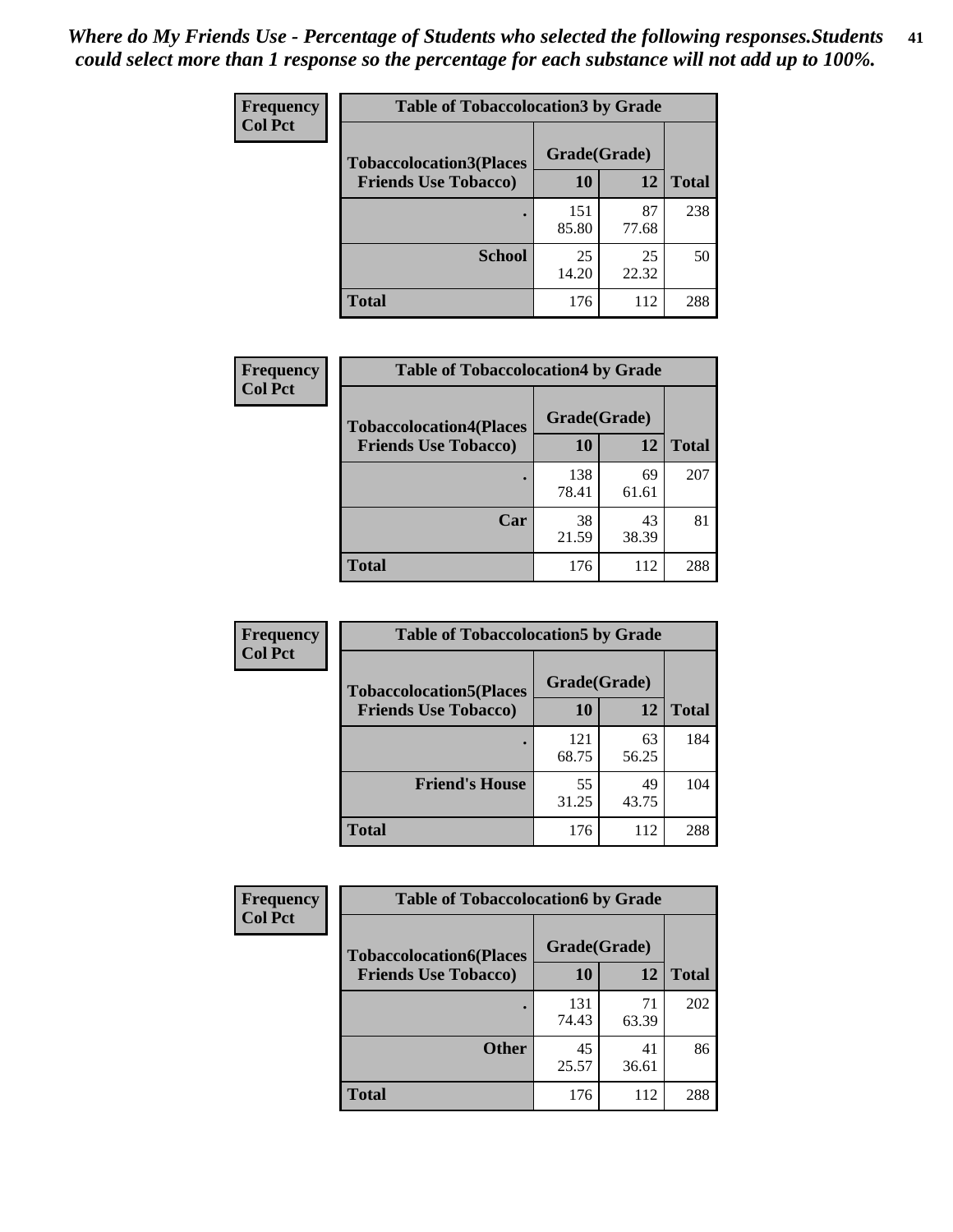*Where do My Friends Use - Percentage of Students who selected the following responses.Students could select more than 1 response so the percentage for each substance will not add up to 100%.*

**Frequency**
**Col Pct**

**Table of Tobaccolocation3 by Grade**

| Tobaccolocation3(Places Friends Use Tobacco) | Grade(Grade) 10 | 12 | Total |
|---|---|---|---|
| . | 151<br>85.80 | 87<br>77.68 | 238 |
| School | 25<br>14.20 | 25<br>22.32 | 50 |
| Total | 176 | 112 | 288 |

**Frequency**
**Col Pct**

**Table of Tobaccolocation4 by Grade**

| Tobaccolocation4(Places Friends Use Tobacco) | Grade(Grade) 10 | 12 | Total |
|---|---|---|---|
| . | 138<br>78.41 | 69<br>61.61 | 207 |
| Car | 38<br>21.59 | 43<br>38.39 | 81 |
| Total | 176 | 112 | 288 |

**Frequency**
**Col Pct**

**Table of Tobaccolocation5 by Grade**

| Tobaccolocation5(Places Friends Use Tobacco) | Grade(Grade) 10 | 12 | Total |
|---|---|---|---|
| . | 121<br>68.75 | 63<br>56.25 | 184 |
| Friend's House | 55<br>31.25 | 49<br>43.75 | 104 |
| Total | 176 | 112 | 288 |

**Frequency**
**Col Pct**

**Table of Tobaccolocation6 by Grade**

| Tobaccolocation6(Places Friends Use Tobacco) | Grade(Grade) 10 | 12 | Total |
|---|---|---|---|
| . | 131<br>74.43 | 71<br>63.39 | 202 |
| Other | 45<br>25.57 | 41<br>36.61 | 86 |
| Total | 176 | 112 | 288 |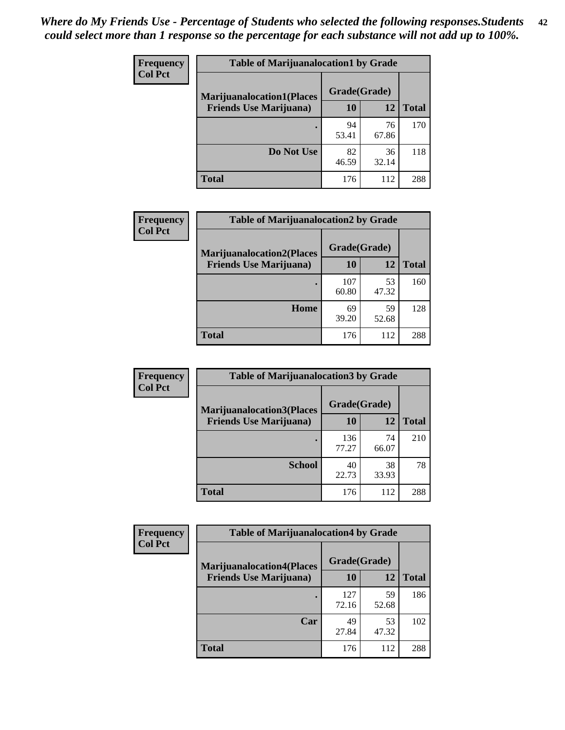*Where do My Friends Use - Percentage of Students who selected the following responses.Students could select more than 1 response so the percentage for each substance will not add up to 100%.*

| Frequency Col Pct | Table of Marijuanalocation1 by Grade | | |
|---|---|---|---|
| Marijuanalocation1(Places Friends Use Marijuana) | Grade(Grade) | | |
| | 10 | 12 | Total |
| . | 94<br>53.41 | 76<br>67.86 | 170 |
| Do Not Use | 82<br>46.59 | 36<br>32.14 | 118 |
| Total | 176 | 112 | 288 |

| Frequency Col Pct | Table of Marijuanalocation2 by Grade | | |
|---|---|---|---|
| Marijuanalocation2(Places Friends Use Marijuana) | Grade(Grade) | | |
| | 10 | 12 | Total |
| . | 107<br>60.80 | 53<br>47.32 | 160 |
| Home | 69<br>39.20 | 59<br>52.68 | 128 |
| Total | 176 | 112 | 288 |

| Frequency Col Pct | Table of Marijuanalocation3 by Grade | | |
|---|---|---|---|
| Marijuanalocation3(Places Friends Use Marijuana) | Grade(Grade) | | |
| | 10 | 12 | Total |
| . | 136<br>77.27 | 74<br>66.07 | 210 |
| School | 40<br>22.73 | 38<br>33.93 | 78 |
| Total | 176 | 112 | 288 |

| Frequency Col Pct | Table of Marijuanalocation4 by Grade | | |
|---|---|---|---|
| Marijuanalocation4(Places Friends Use Marijuana) | Grade(Grade) | | |
| | 10 | 12 | Total |
| . | 127<br>72.16 | 59<br>52.68 | 186 |
| Car | 49<br>27.84 | 53<br>47.32 | 102 |
| Total | 176 | 112 | 288 |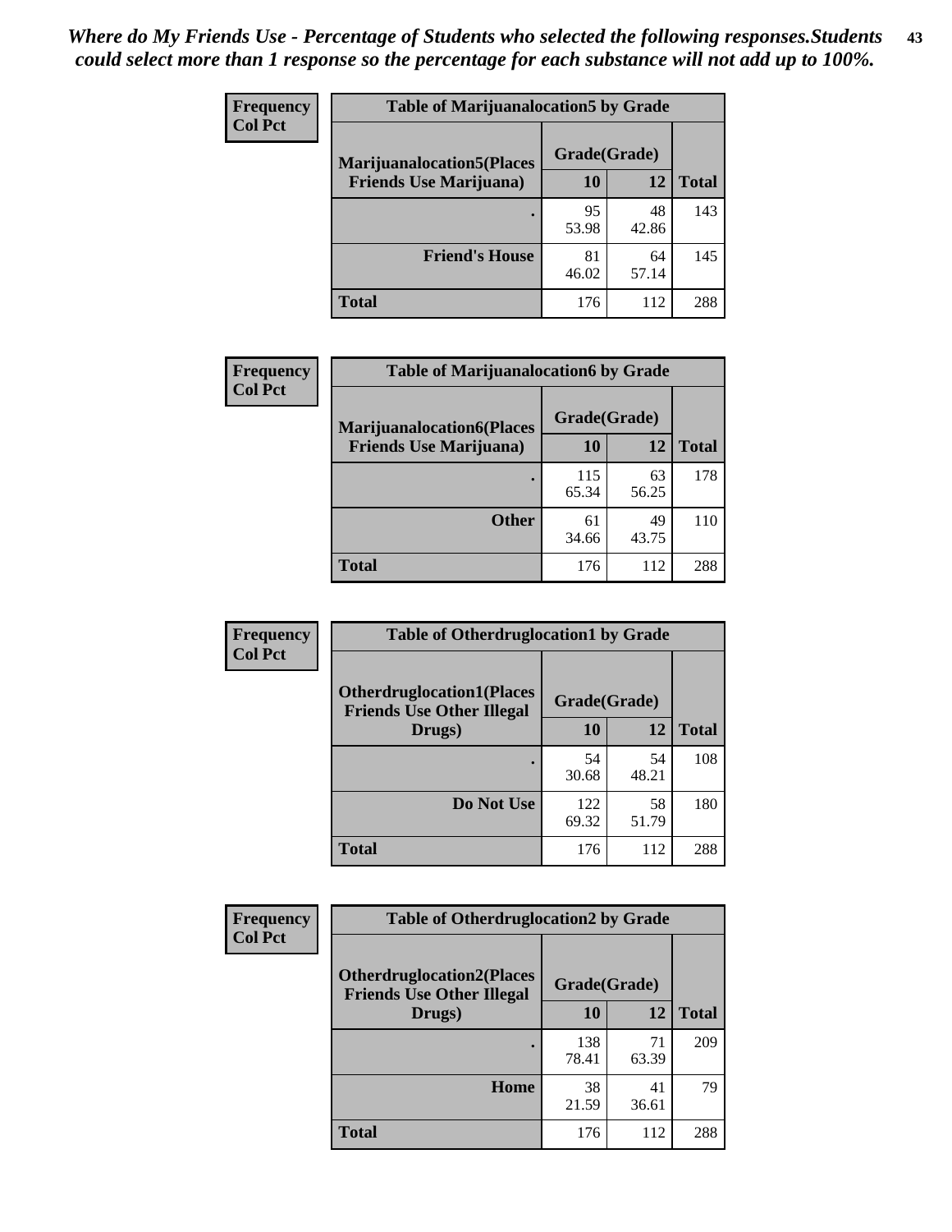*Where do My Friends Use - Percentage of Students who selected the following responses.Students could select more than 1 response so the percentage for each substance will not add up to 100%.*

**Frequency**
**Col Pct**

| Table of Marijuanalocation5 by Grade | | | |
|---|---|---|---|
| **Marijuanalocation5(Places Friends Use Marijuana)** | **Grade(Grade)** | | **Total** |
| | **10** | **12** | |
| **.** | 95<br>53.98 | 48<br>42.86 | 143 |
| **Friend's House** | 81<br>46.02 | 64<br>57.14 | 145 |
| **Total** | 176 | 112 | 288 |

**Frequency**
**Col Pct**

| Table of Marijuanalocation6 by Grade | | | |
|---|---|---|---|
| **Marijuanalocation6(Places Friends Use Marijuana)** | **Grade(Grade)** | | **Total** |
| | **10** | **12** | |
| **.** | 115<br>65.34 | 63<br>56.25 | 178 |
| **Other** | 61<br>34.66 | 49<br>43.75 | 110 |
| **Total** | 176 | 112 | 288 |

**Frequency**
**Col Pct**

| Table of Otherdruglocation1 by Grade | | | |
|---|---|---|---|
| **Otherdruglocation1(Places Friends Use Other Illegal Drugs)** | **Grade(Grade)** | | **Total** |
| | **10** | **12** | |
| **.** | 54<br>30.68 | 54<br>48.21 | 108 |
| **Do Not Use** | 122<br>69.32 | 58<br>51.79 | 180 |
| **Total** | 176 | 112 | 288 |

**Frequency**
**Col Pct**

| Table of Otherdruglocation2 by Grade | | | |
|---|---|---|---|
| **Otherdruglocation2(Places Friends Use Other Illegal Drugs)** | **Grade(Grade)** | | **Total** |
| | **10** | **12** | |
| **.** | 138<br>78.41 | 71<br>63.39 | 209 |
| **Home** | 38<br>21.59 | 41<br>36.61 | 79 |
| **Total** | 176 | 112 | 288 |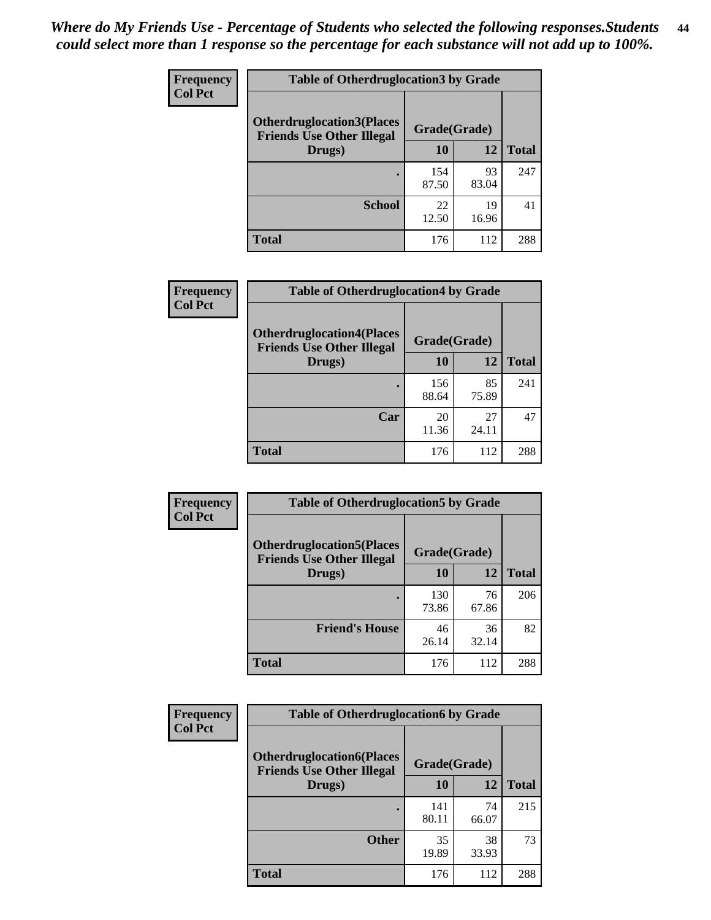*Where do My Friends Use - Percentage of Students who selected the following responses.Students could select more than 1 response so the percentage for each substance will not add up to 100%.*

**Frequency**
**Col Pct**

| Table of Otherdruglocation3 by Grade | | | |
|---|---|---|---|
| **Otherdruglocation3(Places Friends Use Other Illegal Drugs)** | **Grade(Grade)** | | |
| | **10** | **12** | **Total** |
| **.** | 154<br>87.50 | 93<br>83.04 | 247 |
| **School** | 22<br>12.50 | 19<br>16.96 | 41 |
| **Total** | 176 | 112 | 288 |

**Frequency**
**Col Pct**

| Table of Otherdruglocation4 by Grade | | | |
|---|---|---|---|
| **Otherdruglocation4(Places Friends Use Other Illegal Drugs)** | **Grade(Grade)** | | |
| | **10** | **12** | **Total** |
| **.** | 156<br>88.64 | 85<br>75.89 | 241 |
| **Car** | 20<br>11.36 | 27<br>24.11 | 47 |
| **Total** | 176 | 112 | 288 |

**Frequency**
**Col Pct**

| Table of Otherdruglocation5 by Grade | | | |
|---|---|---|---|
| **Otherdruglocation5(Places Friends Use Other Illegal Drugs)** | **Grade(Grade)** | | |
| | **10** | **12** | **Total** |
| **.** | 130<br>73.86 | 76<br>67.86 | 206 |
| **Friend's House** | 46<br>26.14 | 36<br>32.14 | 82 |
| **Total** | 176 | 112 | 288 |

**Frequency**
**Col Pct**

| Table of Otherdruglocation6 by Grade | | | |
|---|---|---|---|
| **Otherdruglocation6(Places Friends Use Other Illegal Drugs)** | **Grade(Grade)** | | |
| | **10** | **12** | **Total** |
| **.** | 141<br>80.11 | 74<br>66.07 | 215 |
| **Other** | 35<br>19.89 | 38<br>33.93 | 73 |
| **Total** | 176 | 112 | 288 |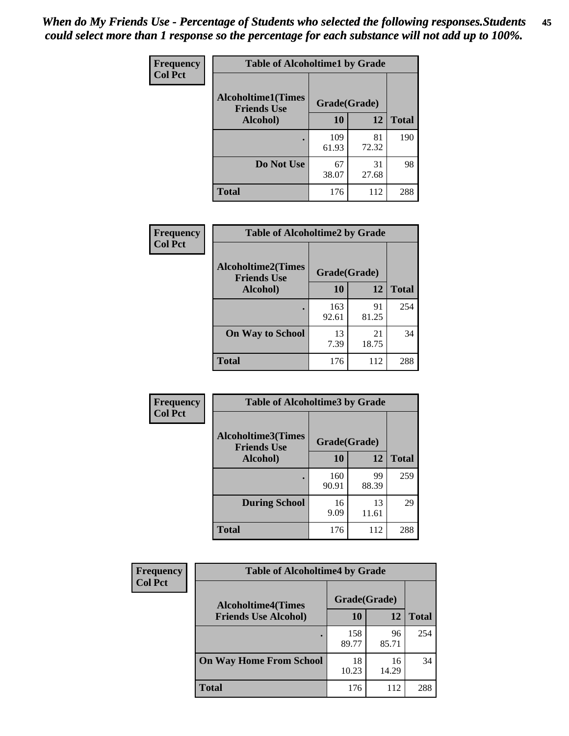*When do My Friends Use - Percentage of Students who selected the following responses.Students could select more than 1 response so the percentage for each substance will not add up to 100%.*

**Frequency**
**Col Pct**

| Table of Alcoholtime1 by Grade | | | |
|---|---|---|---|
| Alcoholtime1(Times Friends Use Alcohol) | Grade(Grade) | | Total |
| | 10 | 12 | |
| . | 109<br>61.93 | 81<br>72.32 | 190 |
| Do Not Use | 67<br>38.07 | 31<br>27.68 | 98 |
| Total | 176 | 112 | 288 |

**Frequency**
**Col Pct**

| Table of Alcoholtime2 by Grade | | | |
|---|---|---|---|
| Alcoholtime2(Times Friends Use Alcohol) | Grade(Grade) | | Total |
| | 10 | 12 | |
| . | 163<br>92.61 | 91<br>81.25 | 254 |
| On Way to School | 13<br>7.39 | 21<br>18.75 | 34 |
| Total | 176 | 112 | 288 |

**Frequency**
**Col Pct**

| Table of Alcoholtime3 by Grade | | | |
|---|---|---|---|
| Alcoholtime3(Times Friends Use Alcohol) | Grade(Grade) | | Total |
| | 10 | 12 | |
| . | 160<br>90.91 | 99<br>88.39 | 259 |
| During School | 16<br>9.09 | 13<br>11.61 | 29 |
| Total | 176 | 112 | 288 |

**Frequency**
**Col Pct**

| Table of Alcoholtime4 by Grade | | | |
|---|---|---|---|
| Alcoholtime4(Times Friends Use Alcohol) | Grade(Grade) | | Total |
| | 10 | 12 | |
| . | 158<br>89.77 | 96<br>85.71 | 254 |
| On Way Home From School | 18<br>10.23 | 16<br>14.29 | 34 |
| Total | 176 | 112 | 288 |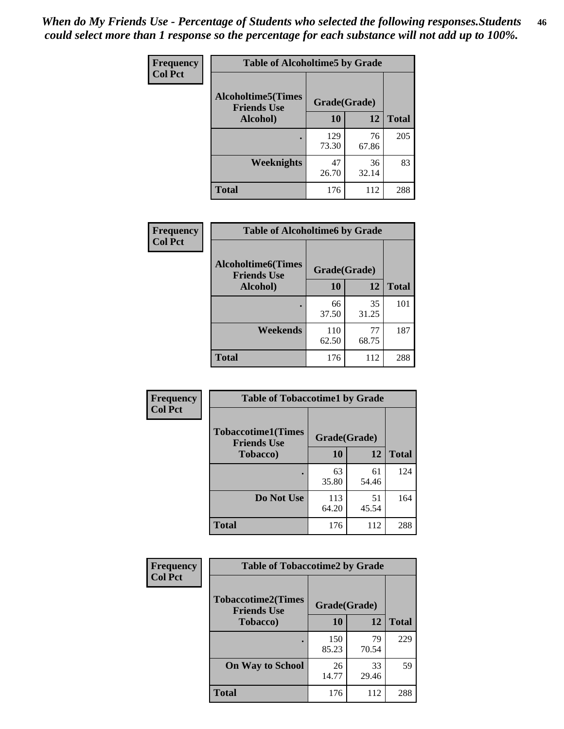*When do My Friends Use - Percentage of Students who selected the following responses.Students could select more than 1 response so the percentage for each substance will not add up to 100%.*

**Frequency**
**Col Pct**

| Table of Alcoholtime5 by Grade | | | |
|---|---|---|---|
| **Alcoholtime5(Times Friends Use Alcohol)** | **Grade(Grade)** | | **Total** |
| | **10** | **12** | |
| **.** | 129<br>73.30 | 76<br>67.86 | 205 |
| **Weeknights** | 47<br>26.70 | 36<br>32.14 | 83 |
| **Total** | 176 | 112 | 288 |

**Frequency**
**Col Pct**

| Table of Alcoholtime6 by Grade | | | |
|---|---|---|---|
| **Alcoholtime6(Times Friends Use Alcohol)** | **Grade(Grade)** | | **Total** |
| | **10** | **12** | |
| **.** | 66<br>37.50 | 35<br>31.25 | 101 |
| **Weekends** | 110<br>62.50 | 77<br>68.75 | 187 |
| **Total** | 176 | 112 | 288 |

**Frequency**
**Col Pct**

| Table of Tobaccotime1 by Grade | | | |
|---|---|---|---|
| **Tobaccotime1(Times Friends Use Tobacco)** | **Grade(Grade)** | | **Total** |
| | **10** | **12** | |
| **.** | 63<br>35.80 | 61<br>54.46 | 124 |
| **Do Not Use** | 113<br>64.20 | 51<br>45.54 | 164 |
| **Total** | 176 | 112 | 288 |

**Frequency**
**Col Pct**

| Table of Tobaccotime2 by Grade | | | |
|---|---|---|---|
| **Tobaccotime2(Times Friends Use Tobacco)** | **Grade(Grade)** | | **Total** |
| | **10** | **12** | |
| **.** | 150<br>85.23 | 79<br>70.54 | 229 |
| **On Way to School** | 26<br>14.77 | 33<br>29.46 | 59 |
| **Total** | 176 | 112 | 288 |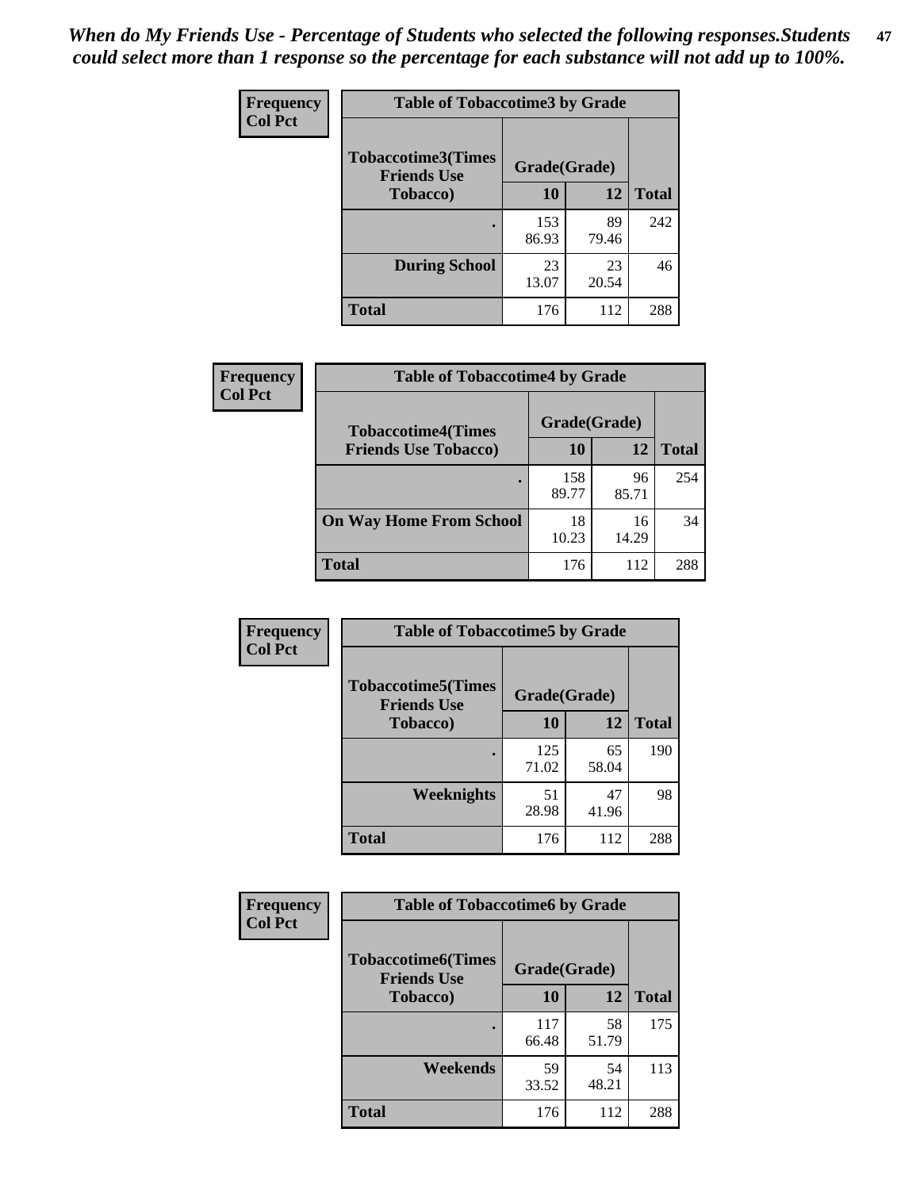*When do My Friends Use - Percentage of Students who selected the following responses.Students could select more than 1 response so the percentage for each substance will not add up to 100%.*

**Frequency**
**Col Pct**

| Table of Tobaccotime3 by Grade | | | |
|---|---|---|---|
| **Tobaccotime3(Times Friends Use Tobacco)** | **Grade(Grade)** | | **Total** |
| | **10** | **12** | |
| **.** | 153<br>86.93 | 89<br>79.46 | 242 |
| **During School** | 23<br>13.07 | 23<br>20.54 | 46 |
| **Total** | 176 | 112 | 288 |

**Frequency**
**Col Pct**

| Table of Tobaccotime4 by Grade | | | |
|---|---|---|---|
| **Tobaccotime4(Times Friends Use Tobacco)** | **Grade(Grade)** | | **Total** |
| | **10** | **12** | |
| **.** | 158<br>89.77 | 96<br>85.71 | 254 |
| **On Way Home From School** | 18<br>10.23 | 16<br>14.29 | 34 |
| **Total** | 176 | 112 | 288 |

**Frequency**
**Col Pct**

| Table of Tobaccotime5 by Grade | | | |
|---|---|---|---|
| **Tobaccotime5(Times Friends Use Tobacco)** | **Grade(Grade)** | | **Total** |
| | **10** | **12** | |
| **.** | 125<br>71.02 | 65<br>58.04 | 190 |
| **Weeknights** | 51<br>28.98 | 47<br>41.96 | 98 |
| **Total** | 176 | 112 | 288 |

**Frequency**
**Col Pct**

| Table of Tobaccotime6 by Grade | | | |
|---|---|---|---|
| **Tobaccotime6(Times Friends Use Tobacco)** | **Grade(Grade)** | | **Total** |
| | **10** | **12** | |
| **.** | 117<br>66.48 | 58<br>51.79 | 175 |
| **Weekends** | 59<br>33.52 | 54<br>48.21 | 113 |
| **Total** | 176 | 112 | 288 |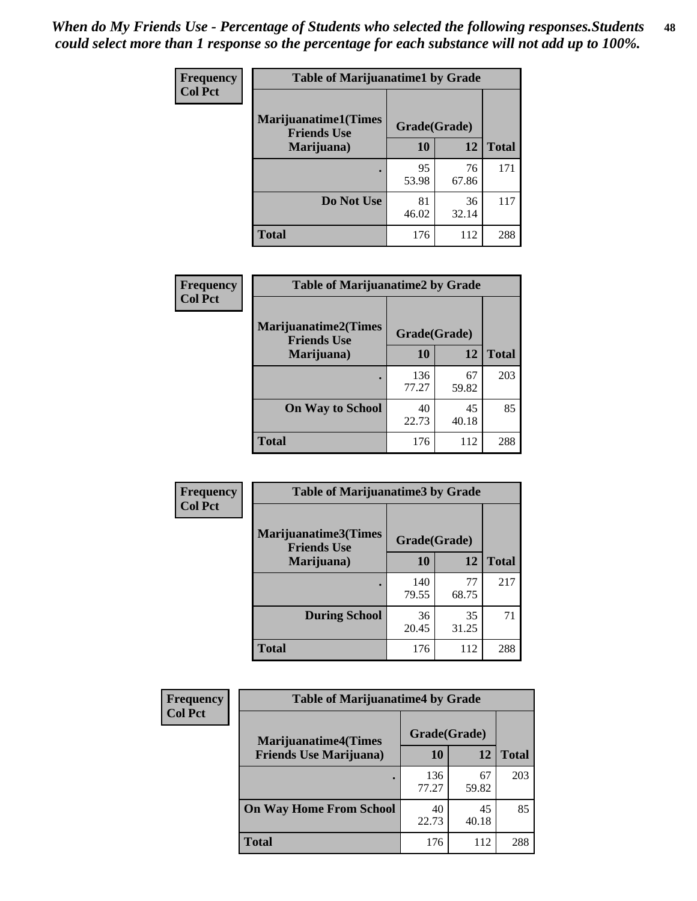*When do My Friends Use - Percentage of Students who selected the following responses.Students could select more than 1 response so the percentage for each substance will not add up to 100%.*

**Frequency**
**Col Pct**

| Table of Marijuanatime1 by Grade | | | |
|---|---|---|---|
| **Marijuanatime1(Times Friends Use Marijuana)** | **Grade(Grade)** | | |
| | **10** | **12** | **Total** |
| **.** | 95<br>53.98 | 76<br>67.86 | 171 |
| **Do Not Use** | 81<br>46.02 | 36<br>32.14 | 117 |
| **Total** | 176 | 112 | 288 |

**Frequency**
**Col Pct**

| Table of Marijuanatime2 by Grade | | | |
|---|---|---|---|
| **Marijuanatime2(Times Friends Use Marijuana)** | **Grade(Grade)** | | |
| | **10** | **12** | **Total** |
| **.** | 136<br>77.27 | 67<br>59.82 | 203 |
| **On Way to School** | 40<br>22.73 | 45<br>40.18 | 85 |
| **Total** | 176 | 112 | 288 |

**Frequency**
**Col Pct**

| Table of Marijuanatime3 by Grade | | | |
|---|---|---|---|
| **Marijuanatime3(Times Friends Use Marijuana)** | **Grade(Grade)** | | |
| | **10** | **12** | **Total** |
| **.** | 140<br>79.55 | 77<br>68.75 | 217 |
| **During School** | 36<br>20.45 | 35<br>31.25 | 71 |
| **Total** | 176 | 112 | 288 |

**Frequency**
**Col Pct**

| Table of Marijuanatime4 by Grade | | | |
|---|---|---|---|
| **Marijuanatime4(Times Friends Use Marijuana)** | **Grade(Grade)** | | |
| | **10** | **12** | **Total** |
| **.** | 136<br>77.27 | 67<br>59.82 | 203 |
| **On Way Home From School** | 40<br>22.73 | 45<br>40.18 | 85 |
| **Total** | 176 | 112 | 288 |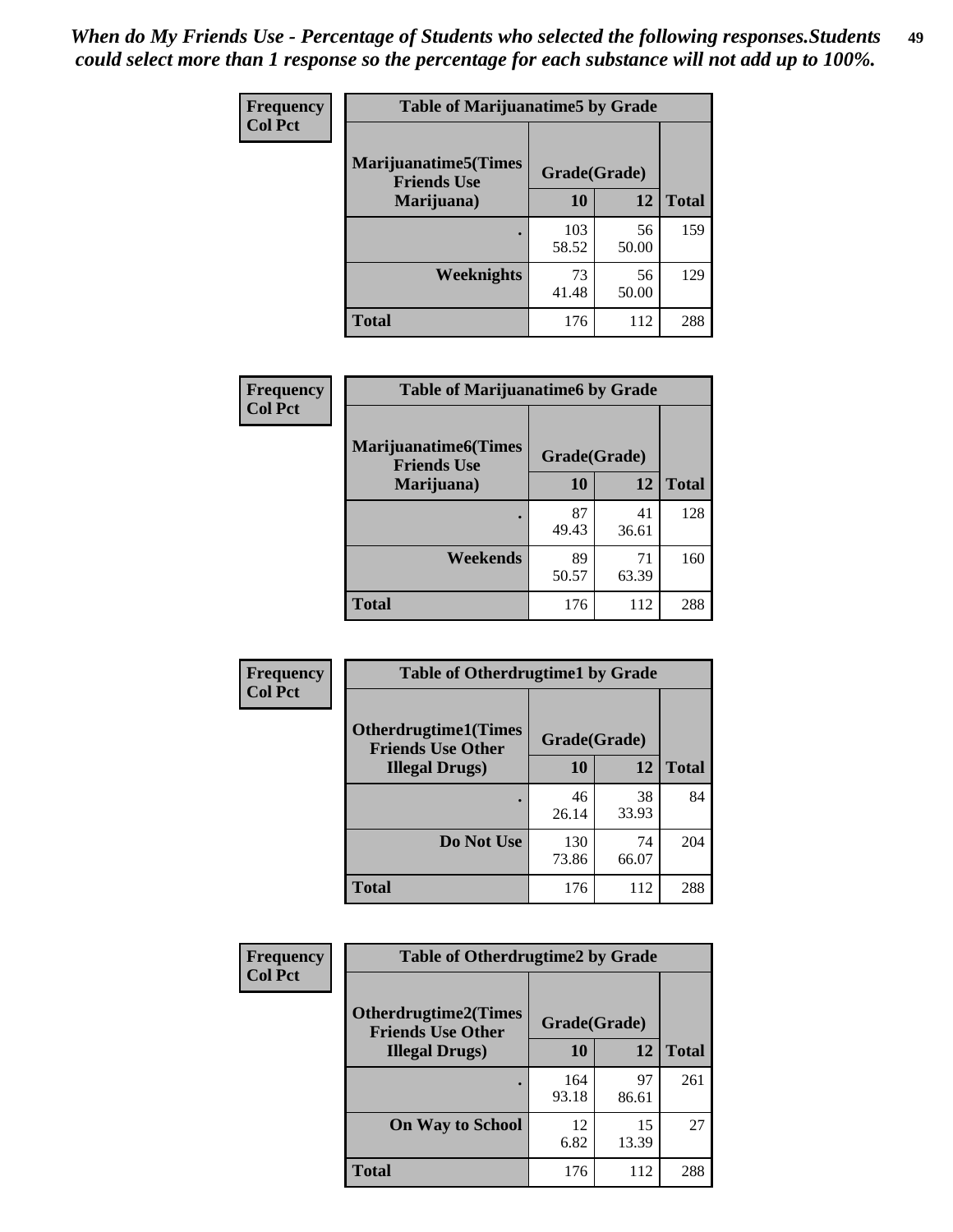*When do My Friends Use - Percentage of Students who selected the following responses.Students could select more than 1 response so the percentage for each substance will not add up to 100%.*

**Frequency Col Pct**

| Table of Marijuanatime5 by Grade | | | |
|---|---|---|---|
| Marijuanatime5(Times Friends Use Marijuana) | Grade(Grade) | | |
| | 10 | 12 | Total |
| . | 103<br>58.52 | 56<br>50.00 | 159 |
| Weeknights | 73<br>41.48 | 56<br>50.00 | 129 |
| Total | 176 | 112 | 288 |

**Frequency Col Pct**

| Table of Marijuanatime6 by Grade | | | |
|---|---|---|---|
| Marijuanatime6(Times Friends Use Marijuana) | Grade(Grade) | | |
| | 10 | 12 | Total |
| . | 87<br>49.43 | 41<br>36.61 | 128 |
| Weekends | 89<br>50.57 | 71<br>63.39 | 160 |
| Total | 176 | 112 | 288 |

**Frequency Col Pct**

| Table of Otherdrugtime1 by Grade | | | |
|---|---|---|---|
| Otherdrugtime1(Times Friends Use Other Illegal Drugs) | Grade(Grade) | | |
| | 10 | 12 | Total |
| . | 46<br>26.14 | 38<br>33.93 | 84 |
| Do Not Use | 130<br>73.86 | 74<br>66.07 | 204 |
| Total | 176 | 112 | 288 |

**Frequency Col Pct**

| Table of Otherdrugtime2 by Grade | | | |
|---|---|---|---|
| Otherdrugtime2(Times Friends Use Other Illegal Drugs) | Grade(Grade) | | |
| | 10 | 12 | Total |
| . | 164<br>93.18 | 97<br>86.61 | 261 |
| On Way to School | 12<br>6.82 | 15<br>13.39 | 27 |
| Total | 176 | 112 | 288 |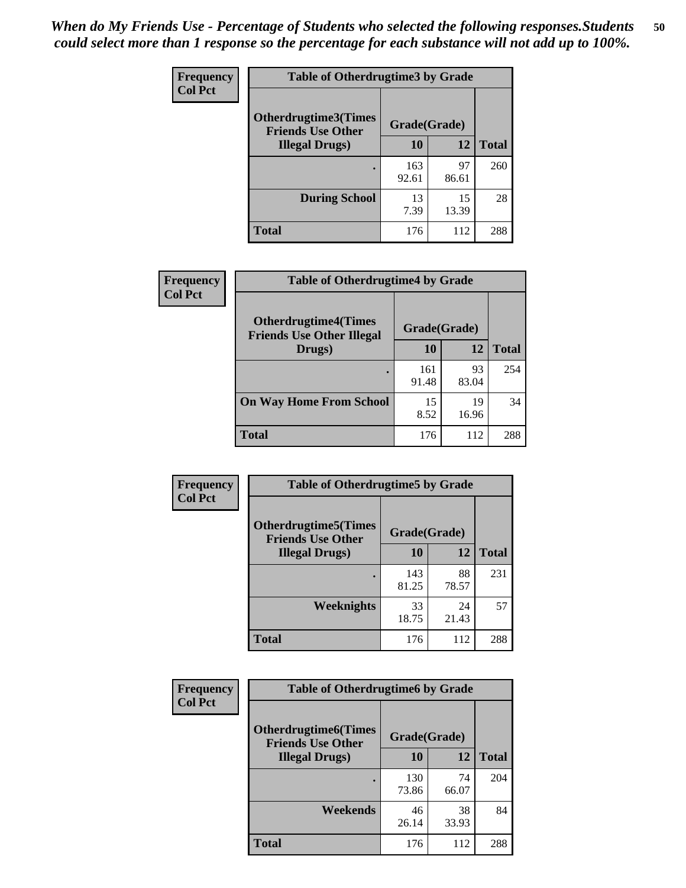*When do My Friends Use - Percentage of Students who selected the following responses.Students could select more than 1 response so the percentage for each substance will not add up to 100%.*

**Frequency**
**Col Pct**

| Table of Otherdrugtime3 by Grade | | | |
|---|---|---|---|
| **Otherdrugtime3(Times Friends Use Other Illegal Drugs)** | **Grade(Grade)** | | |
| | **10** | **12** | **Total** |
| **.** | 163<br>92.61 | 97<br>86.61 | 260 |
| **During School** | 13<br>7.39 | 15<br>13.39 | 28 |
| **Total** | 176 | 112 | 288 |

**Frequency**
**Col Pct**

| Table of Otherdrugtime4 by Grade | | | |
|---|---|---|---|
| **Otherdrugtime4(Times Friends Use Other Illegal Drugs)** | **Grade(Grade)** | | |
| | **10** | **12** | **Total** |
| **.** | 161<br>91.48 | 93<br>83.04 | 254 |
| **On Way Home From School** | 15<br>8.52 | 19<br>16.96 | 34 |
| **Total** | 176 | 112 | 288 |

**Frequency**
**Col Pct**

| Table of Otherdrugtime5 by Grade | | | |
|---|---|---|---|
| **Otherdrugtime5(Times Friends Use Other Illegal Drugs)** | **Grade(Grade)** | | |
| | **10** | **12** | **Total** |
| **.** | 143<br>81.25 | 88<br>78.57 | 231 |
| **Weeknights** | 33<br>18.75 | 24<br>21.43 | 57 |
| **Total** | 176 | 112 | 288 |

**Frequency**
**Col Pct**

| Table of Otherdrugtime6 by Grade | | | |
|---|---|---|---|
| **Otherdrugtime6(Times Friends Use Other Illegal Drugs)** | **Grade(Grade)** | | |
| | **10** | **12** | **Total** |
| **.** | 130<br>73.86 | 74<br>66.07 | 204 |
| **Weekends** | 46<br>26.14 | 38<br>33.93 | 84 |
| **Total** | 176 | 112 | 288 |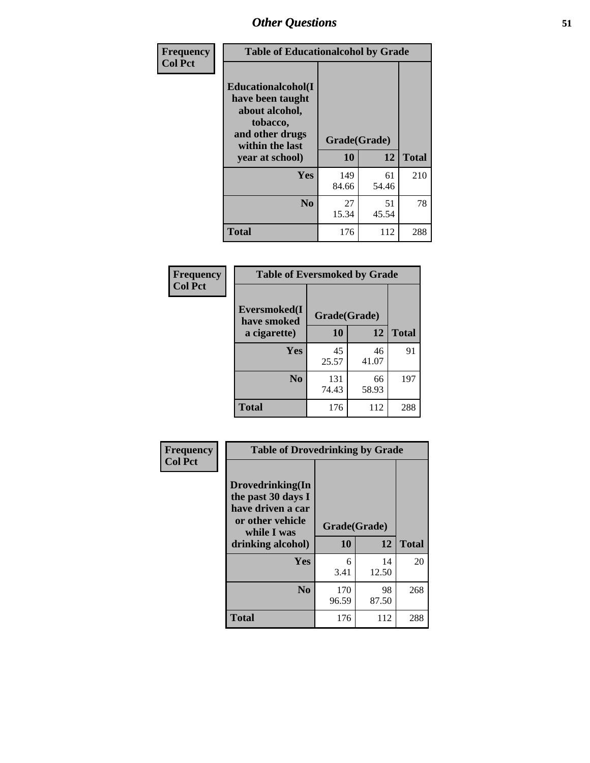# Other Questions

| Frequency<br>Col Pct | Table of Educationalalcohol by Grade | | |
|---|---|---|---|
| **Educationalalcohol(I have been taught about alcohol, tobacco, and other drugs within the last year at school)** | **Grade(Grade)** | | |
| | **10** | **12** | **Total** |
| **Yes** | 149<br>84.66 | 61<br>54.46 | 210 |
| **No** | 27<br>15.34 | 51<br>45.54 | 78 |
| **Total** | 176 | 112 | 288 |

| Frequency<br>Col Pct | Table of Eversmoked by Grade | | |
|---|---|---|---|
| **Eversmoked(I have smoked a cigarette)** | **Grade(Grade)** | | |
| | **10** | **12** | **Total** |
| **Yes** | 45<br>25.57 | 46<br>41.07 | 91 |
| **No** | 131<br>74.43 | 66<br>58.93 | 197 |
| **Total** | 176 | 112 | 288 |

| Frequency<br>Col Pct | Table of Drovedrinking by Grade | | |
|---|---|---|---|
| **Drovedrinking(In the past 30 days I have driven a car or other vehicle while I was drinking alcohol)** | **Grade(Grade)** | | |
| | **10** | **12** | **Total** |
| **Yes** | 6<br>3.41 | 14<br>12.50 | 20 |
| **No** | 170<br>96.59 | 98<br>87.50 | 268 |
| **Total** | 176 | 112 | 288 |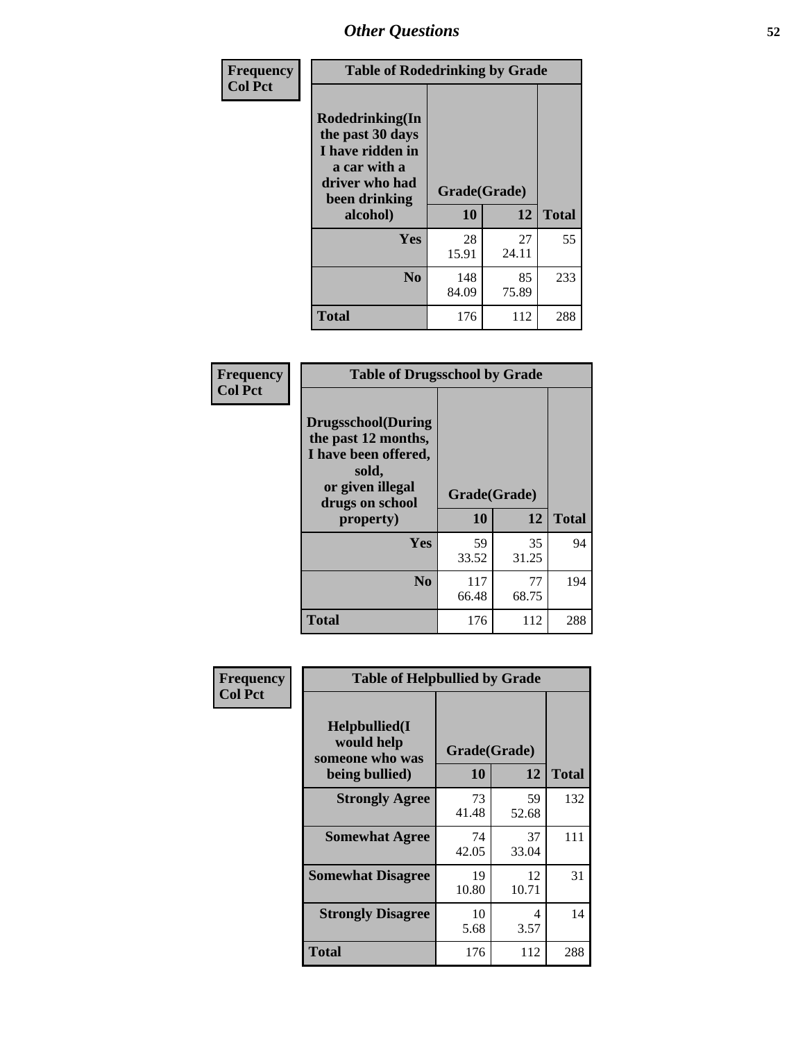# Other Questions

**Frequency**
**Col Pct**

| Table of Rodedrinking by Grade | | | |
|---|---|---|---|
| **Rodedrinking(In the past 30 days I have ridden in a car with a driver who had been drinking alcohol)** | **Grade(Grade)** | | |
| | **10** | **12** | **Total** |
| **Yes** | 28<br>15.91 | 27<br>24.11 | 55 |
| **No** | 148<br>84.09 | 85<br>75.89 | 233 |
| **Total** | 176 | 112 | 288 |

**Frequency**
**Col Pct**

| Table of Drugsschool by Grade | | | |
|---|---|---|---|
| **Drugsschool(During the past 12 months, I have been offered, sold, or given illegal drugs on school property)** | **Grade(Grade)** | | |
| | **10** | **12** | **Total** |
| **Yes** | 59<br>33.52 | 35<br>31.25 | 94 |
| **No** | 117<br>66.48 | 77<br>68.75 | 194 |
| **Total** | 176 | 112 | 288 |

**Frequency**
**Col Pct**

| Table of Helpbullied by Grade | | | |
|---|---|---|---|
| **Helpbullied(I would help someone who was being bullied)** | **Grade(Grade)** | | |
| | **10** | **12** | **Total** |
| **Strongly Agree** | 73<br>41.48 | 59<br>52.68 | 132 |
| **Somewhat Agree** | 74<br>42.05 | 37<br>33.04 | 111 |
| **Somewhat Disagree** | 19<br>10.80 | 12<br>10.71 | 31 |
| **Strongly Disagree** | 10<br>5.68 | 4<br>3.57 | 14 |
| **Total** | 176 | 112 | 288 |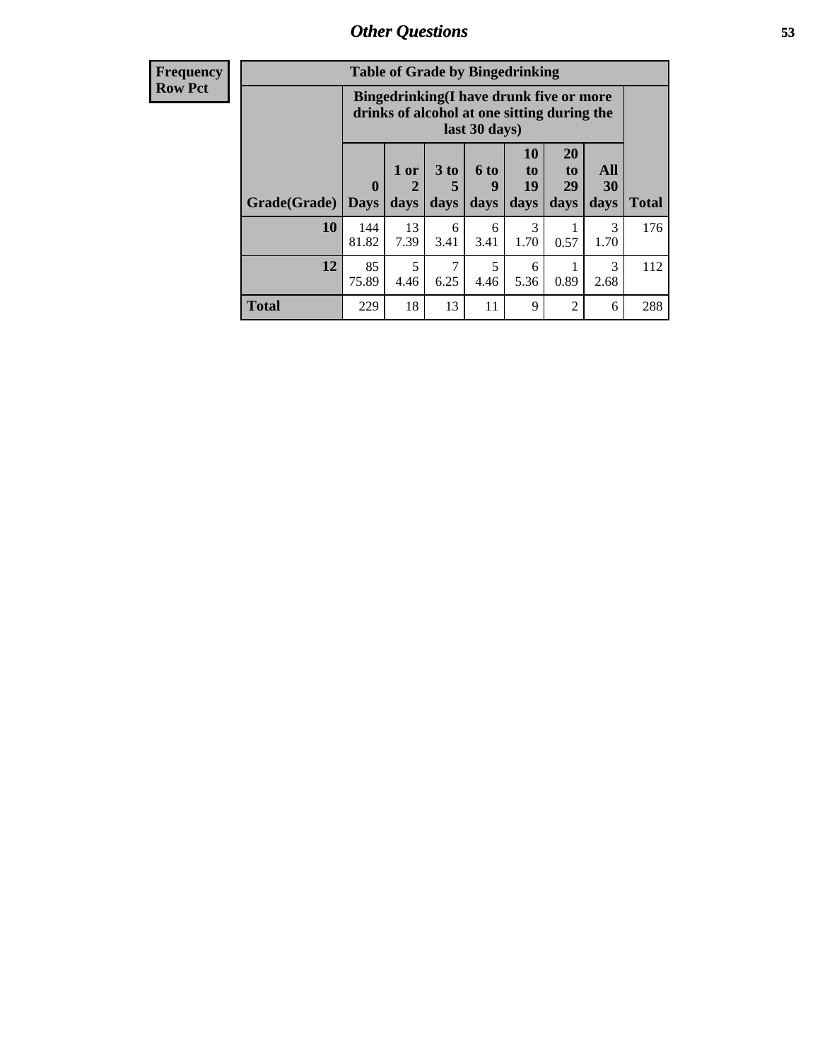| Frequency Row Pct |
|---|

| Table of Grade by Bingedrinking | | | | | | | | |
|---|---|---|---|---|---|---|---|---|
| | Bingedrinking(I have drunk five or more drinks of alcohol at one sitting during the last 30 days) | | | | | | | |
| Grade(Grade) | 0 Days | 1 or 2 days | 3 to 5 days | 6 to 9 days | 10 to 19 days | 20 to 29 days | All 30 days | Total |
| **10** | 144 81.82 | 13 7.39 | 6 3.41 | 6 3.41 | 3 1.70 | 1 0.57 | 3 1.70 | 176 |
| **12** | 85 75.89 | 5 4.46 | 7 6.25 | 5 4.46 | 6 5.36 | 1 0.89 | 3 2.68 | 112 |
| **Total** | 229 | 18 | 13 | 11 | 9 | 2 | 6 | 288 |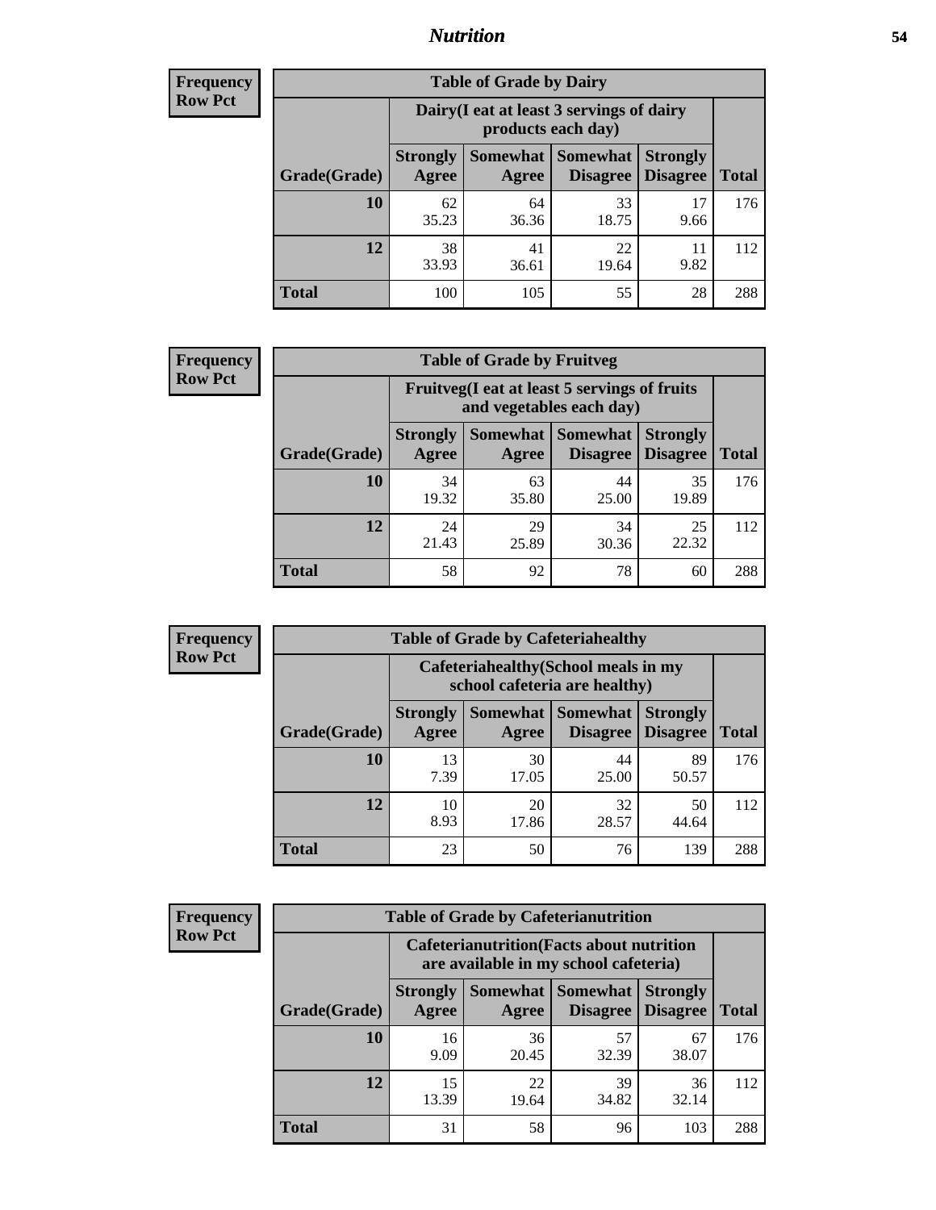## Nutrition

**Frequency**
**Row Pct**

| Table of Grade by Dairy | | | | | |
|---|---|---|---|---|---|
| | Dairy(I eat at least 3 servings of dairy products each day) | | | | |
| Grade(Grade) | Strongly Agree | Somewhat Agree | Somewhat Disagree | Strongly Disagree | Total |
| **10** | 62<br>35.23 | 64<br>36.36 | 33<br>18.75 | 17<br>9.66 | 176 |
| **12** | 38<br>33.93 | 41<br>36.61 | 22<br>19.64 | 11<br>9.82 | 112 |
| **Total** | 100 | 105 | 55 | 28 | 288 |

**Frequency**
**Row Pct**

| Table of Grade by Fruitveg | | | | | |
|---|---|---|---|---|---|
| | Fruitveg(I eat at least 5 servings of fruits and vegetables each day) | | | | |
| Grade(Grade) | Strongly Agree | Somewhat Agree | Somewhat Disagree | Strongly Disagree | Total |
| **10** | 34<br>19.32 | 63<br>35.80 | 44<br>25.00 | 35<br>19.89 | 176 |
| **12** | 24<br>21.43 | 29<br>25.89 | 34<br>30.36 | 25<br>22.32 | 112 |
| **Total** | 58 | 92 | 78 | 60 | 288 |

**Frequency**
**Row Pct**

| Table of Grade by Cafeteriahealthy | | | | | |
|---|---|---|---|---|---|
| | Cafeteriahealthy(School meals in my school cafeteria are healthy) | | | | |
| Grade(Grade) | Strongly Agree | Somewhat Agree | Somewhat Disagree | Strongly Disagree | Total |
| **10** | 13<br>7.39 | 30<br>17.05 | 44<br>25.00 | 89<br>50.57 | 176 |
| **12** | 10<br>8.93 | 20<br>17.86 | 32<br>28.57 | 50<br>44.64 | 112 |
| **Total** | 23 | 50 | 76 | 139 | 288 |

**Frequency**
**Row Pct**

| Table of Grade by Cafeterianutrition | | | | | |
|---|---|---|---|---|---|
| | Cafeterianutrition(Facts about nutrition are available in my school cafeteria) | | | | |
| Grade(Grade) | Strongly Agree | Somewhat Agree | Somewhat Disagree | Strongly Disagree | Total |
| **10** | 16<br>9.09 | 36<br>20.45 | 57<br>32.39 | 67<br>38.07 | 176 |
| **12** | 15<br>13.39 | 22<br>19.64 | 39<br>34.82 | 36<br>32.14 | 112 |
| **Total** | 31 | 58 | 96 | 103 | 288 |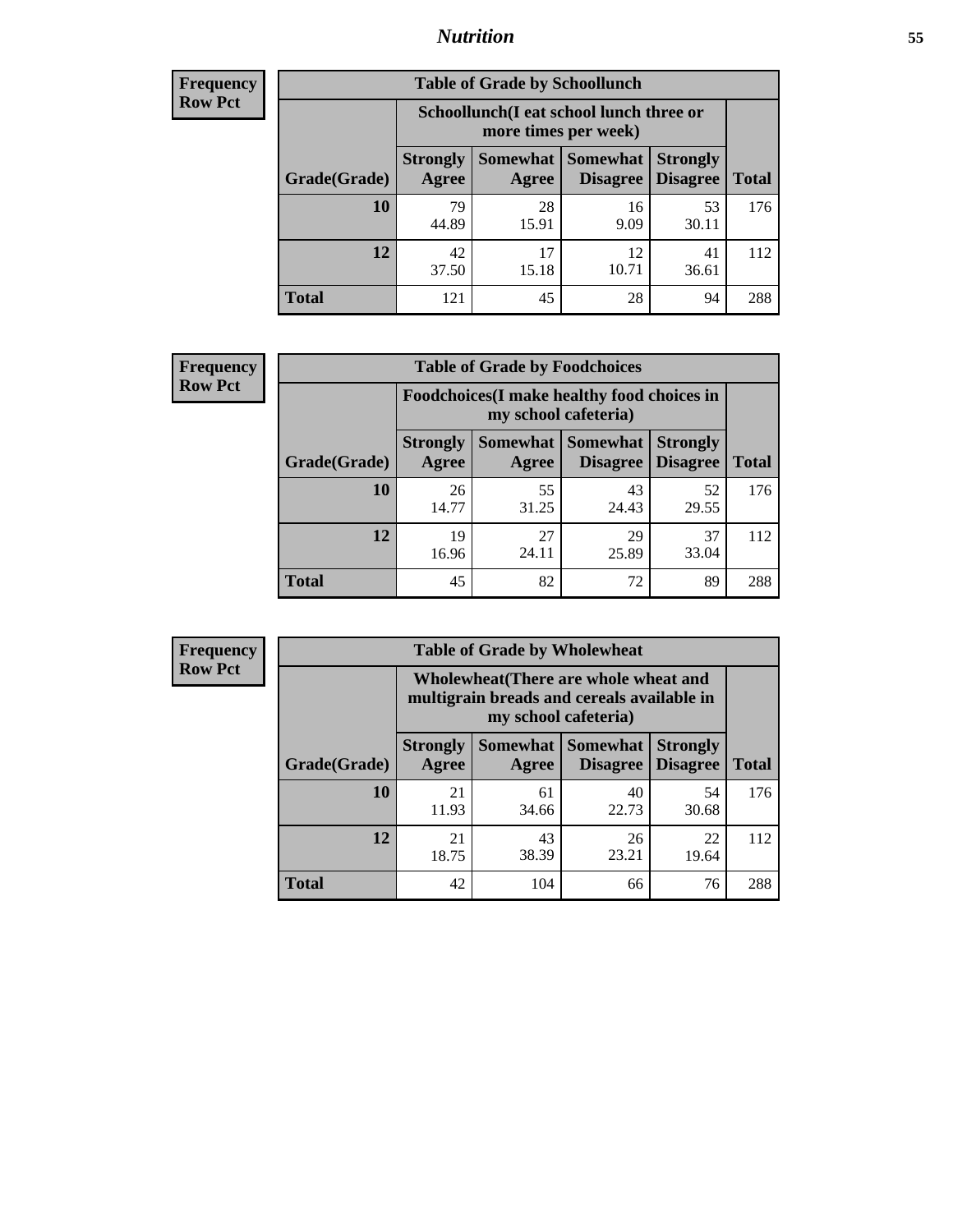**Frequency**
**Row Pct**

| Table of Grade by Schoollunch | | | | | |
|---|---|---|---|---|---|
| | Schoollunch(I eat school lunch three or more times per week) | | | | |
| Grade(Grade) | Strongly Agree | Somewhat Agree | Somewhat Disagree | Strongly Disagree | Total |
| 10 | 79<br>44.89 | 28<br>15.91 | 16<br>9.09 | 53<br>30.11 | 176 |
| 12 | 42<br>37.50 | 17<br>15.18 | 12<br>10.71 | 41<br>36.61 | 112 |
| Total | 121 | 45 | 28 | 94 | 288 |

**Frequency**
**Row Pct**

| Table of Grade by Foodchoices | | | | | |
|---|---|---|---|---|---|
| | Foodchoices(I make healthy food choices in my school cafeteria) | | | | |
| Grade(Grade) | Strongly Agree | Somewhat Agree | Somewhat Disagree | Strongly Disagree | Total |
| 10 | 26<br>14.77 | 55<br>31.25 | 43<br>24.43 | 52<br>29.55 | 176 |
| 12 | 19<br>16.96 | 27<br>24.11 | 29<br>25.89 | 37<br>33.04 | 112 |
| Total | 45 | 82 | 72 | 89 | 288 |

**Frequency**
**Row Pct**

| Table of Grade by Wholewheat | | | | | |
|---|---|---|---|---|---|
| | Wholewheat(There are whole wheat and multigrain breads and cereals available in my school cafeteria) | | | | |
| Grade(Grade) | Strongly Agree | Somewhat Agree | Somewhat Disagree | Strongly Disagree | Total |
| 10 | 21<br>11.93 | 61<br>34.66 | 40<br>22.73 | 54<br>30.68 | 176 |
| 12 | 21<br>18.75 | 43<br>38.39 | 26<br>23.21 | 22<br>19.64 | 112 |
| Total | 42 | 104 | 66 | 76 | 288 |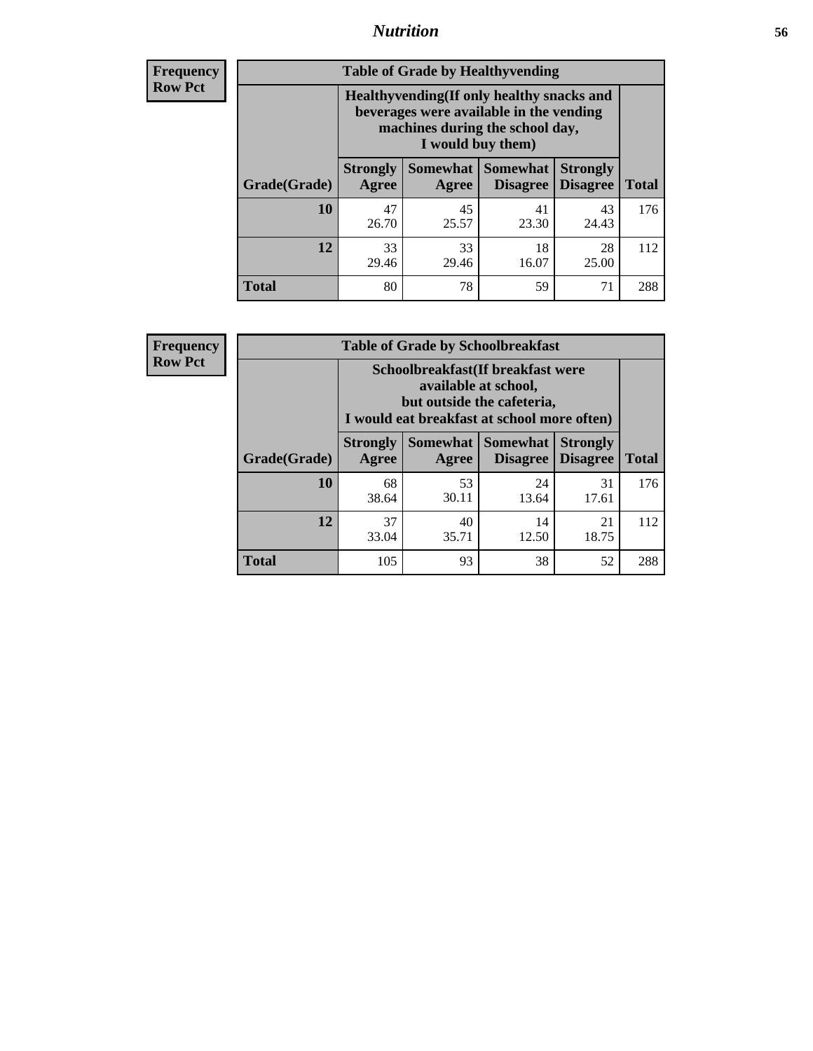**Frequency**
**Row Pct**

**Table of Grade by Healthyvending**

| | Healthyvending(If only healthy snacks and beverages were available in the vending machines during the school day, I would buy them) | | | | |
|---|---|---|---|---|---|
| Grade(Grade) | Strongly Agree | Somewhat Agree | Somewhat Disagree | Strongly Disagree | Total |
| **10** | 47<br>26.70 | 45<br>25.57 | 41<br>23.30 | 43<br>24.43 | 176 |
| **12** | 33<br>29.46 | 33<br>29.46 | 18<br>16.07 | 28<br>25.00 | 112 |
| **Total** | 80 | 78 | 59 | 71 | 288 |

**Frequency**
**Row Pct**

**Table of Grade by Schoolbreakfast**

| | Schoolbreakfast(If breakfast were available at school, but outside the cafeteria, I would eat breakfast at school more often) | | | | |
|---|---|---|---|---|---|
| Grade(Grade) | Strongly Agree | Somewhat Agree | Somewhat Disagree | Strongly Disagree | Total |
| **10** | 68<br>38.64 | 53<br>30.11 | 24<br>13.64 | 31<br>17.61 | 176 |
| **12** | 37<br>33.04 | 40<br>35.71 | 14<br>12.50 | 21<br>18.75 | 112 |
| **Total** | 105 | 93 | 38 | 52 | 288 |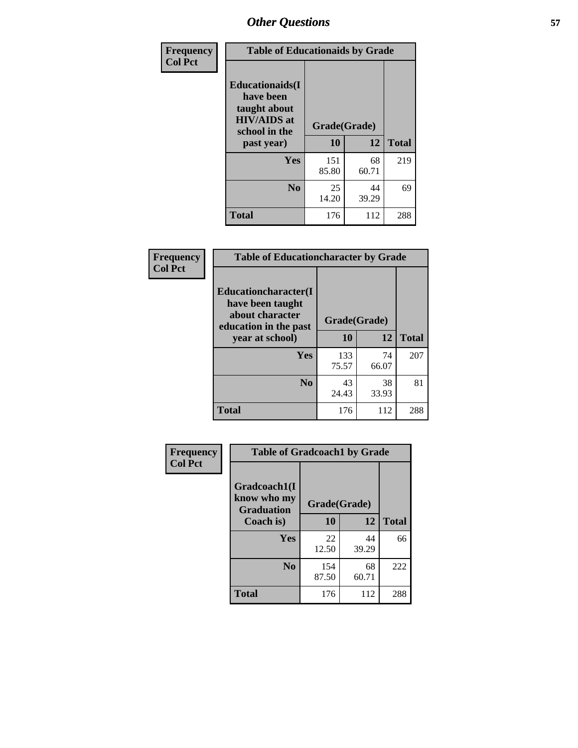## Other Questions

**Frequency**
**Col Pct**

| Educationaids(I have been taught about HIV/AIDS at school in the past year) | Grade(Grade) 10 | 12 | Total |
|---|---|---|---|
| **Yes** | 151<br>85.80 | 68<br>60.71 | 219 |
| **No** | 25<br>14.20 | 44<br>39.29 | 69 |
| **Total** | 176 | 112 | 288 |

Table of Educationaids by Grade

**Frequency**
**Col Pct**

| Educationcharacter(I have been taught about character education in the past year at school) | Grade(Grade) 10 | 12 | Total |
|---|---|---|---|
| **Yes** | 133<br>75.57 | 74<br>66.07 | 207 |
| **No** | 43<br>24.43 | 38<br>33.93 | 81 |
| **Total** | 176 | 112 | 288 |

Table of Educationcharacter by Grade

**Frequency**
**Col Pct**

| Gradcoach1(I know who my Graduation Coach is) | Grade(Grade) 10 | 12 | Total |
|---|---|---|---|
| **Yes** | 22<br>12.50 | 44<br>39.29 | 66 |
| **No** | 154<br>87.50 | 68<br>60.71 | 222 |
| **Total** | 176 | 112 | 288 |

Table of Gradcoach1 by Grade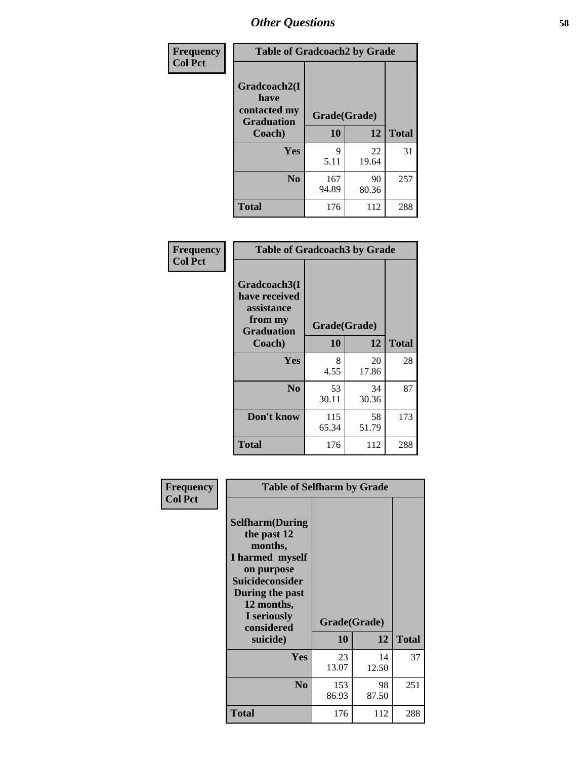## Other Questions

**Frequency / Col Pct**

| Gradcoach2(I have contacted my Graduation Coach) | Grade(Grade) 10 | 12 | Total |
|---|---|---|---|
| **Yes** | 9<br>5.11 | 22<br>19.64 | 31 |
| **No** | 167<br>94.89 | 90<br>80.36 | 257 |
| **Total** | 176 | 112 | 288 |

Table of Gradcoach2 by Grade

**Frequency / Col Pct**

| Gradcoach3(I have received assistance from my Graduation Coach) | Grade(Grade) 10 | 12 | Total |
|---|---|---|---|
| **Yes** | 8<br>4.55 | 20<br>17.86 | 28 |
| **No** | 53<br>30.11 | 34<br>30.36 | 87 |
| **Don't know** | 115<br>65.34 | 58<br>51.79 | 173 |
| **Total** | 176 | 112 | 288 |

Table of Gradcoach3 by Grade

**Frequency / Col Pct**

| Selfharm(During the past 12 months, I harmed myself on purpose Suicideconsider During the past 12 months, I seriously considered suicide) | Grade(Grade) 10 | 12 | Total |
|---|---|---|---|
| **Yes** | 23<br>13.07 | 14<br>12.50 | 37 |
| **No** | 153<br>86.93 | 98<br>87.50 | 251 |
| **Total** | 176 | 112 | 288 |

Table of Selfharm by Grade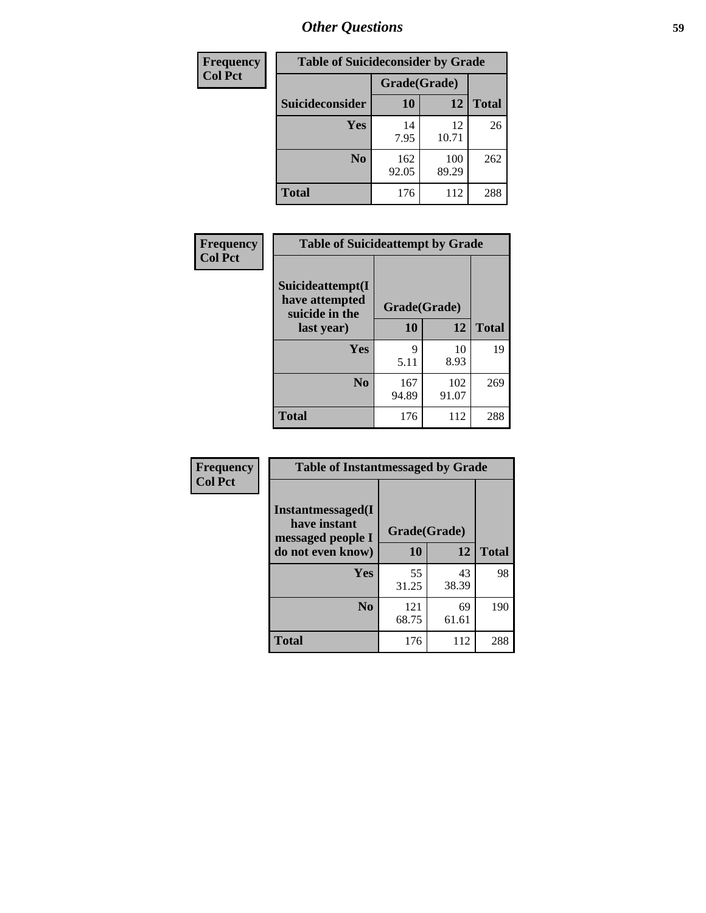## Other Questions

| Frequency<br>Col Pct |
|---|

**Table of Suicideconsider by Grade**

| Suicideconsider | Grade(Grade) 10 | 12 | Total |
|---|---|---|---|
| Yes | 14<br>7.95 | 12<br>10.71 | 26 |
| No | 162<br>92.05 | 100<br>89.29 | 262 |
| Total | 176 | 112 | 288 |

| Frequency<br>Col Pct |
|---|

**Table of Suicideattempt by Grade**

| Suicideattempt(I have attempted suicide in the last year) | Grade(Grade) 10 | 12 | Total |
|---|---|---|---|
| Yes | 9<br>5.11 | 10<br>8.93 | 19 |
| No | 167<br>94.89 | 102<br>91.07 | 269 |
| Total | 176 | 112 | 288 |

| Frequency<br>Col Pct |
|---|

**Table of Instantmessaged by Grade**

| Instantmessaged(I have instant messaged people I do not even know) | Grade(Grade) 10 | 12 | Total |
|---|---|---|---|
| Yes | 55<br>31.25 | 43<br>38.39 | 98 |
| No | 121<br>68.75 | 69<br>61.61 | 190 |
| Total | 176 | 112 | 288 |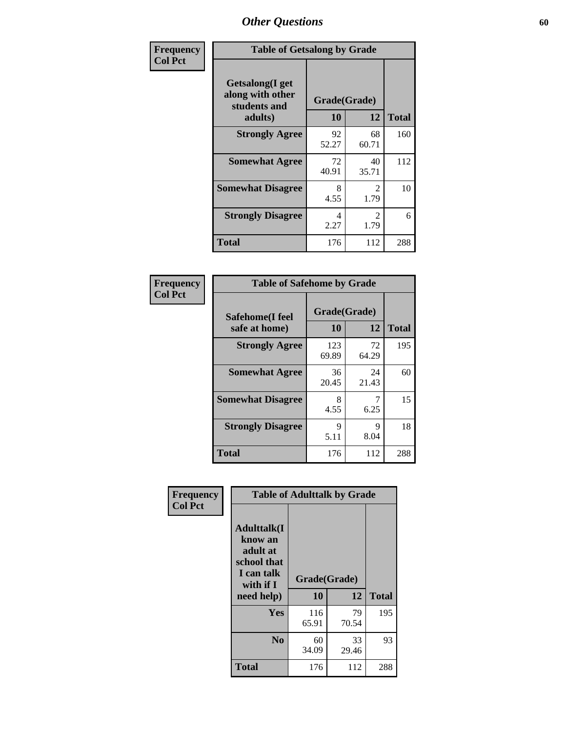# Other Questions

**Frequency / Col Pct**

**Table of Getsalong by Grade**

| Getsalong(I get along with other students and adults) | Grade(Grade) 10 | 12 | Total |
|---|---|---|---|
| **Strongly Agree** | 92<br>52.27 | 68<br>60.71 | 160 |
| **Somewhat Agree** | 72<br>40.91 | 40<br>35.71 | 112 |
| **Somewhat Disagree** | 8<br>4.55 | 2<br>1.79 | 10 |
| **Strongly Disagree** | 4<br>2.27 | 2<br>1.79 | 6 |
| **Total** | 176 | 112 | 288 |

**Frequency / Col Pct**

**Table of Safehome by Grade**

| Safehome(I feel safe at home) | Grade(Grade) 10 | 12 | Total |
|---|---|---|---|
| **Strongly Agree** | 123<br>69.89 | 72<br>64.29 | 195 |
| **Somewhat Agree** | 36<br>20.45 | 24<br>21.43 | 60 |
| **Somewhat Disagree** | 8<br>4.55 | 7<br>6.25 | 15 |
| **Strongly Disagree** | 9<br>5.11 | 9<br>8.04 | 18 |
| **Total** | 176 | 112 | 288 |

**Frequency / Col Pct**

**Table of Adulttalk by Grade**

| Adulttalk(I know an adult at school that I can talk with if I need help) | Grade(Grade) 10 | 12 | Total |
|---|---|---|---|
| **Yes** | 116<br>65.91 | 79<br>70.54 | 195 |
| **No** | 60<br>34.09 | 33<br>29.46 | 93 |
| **Total** | 176 | 112 | 288 |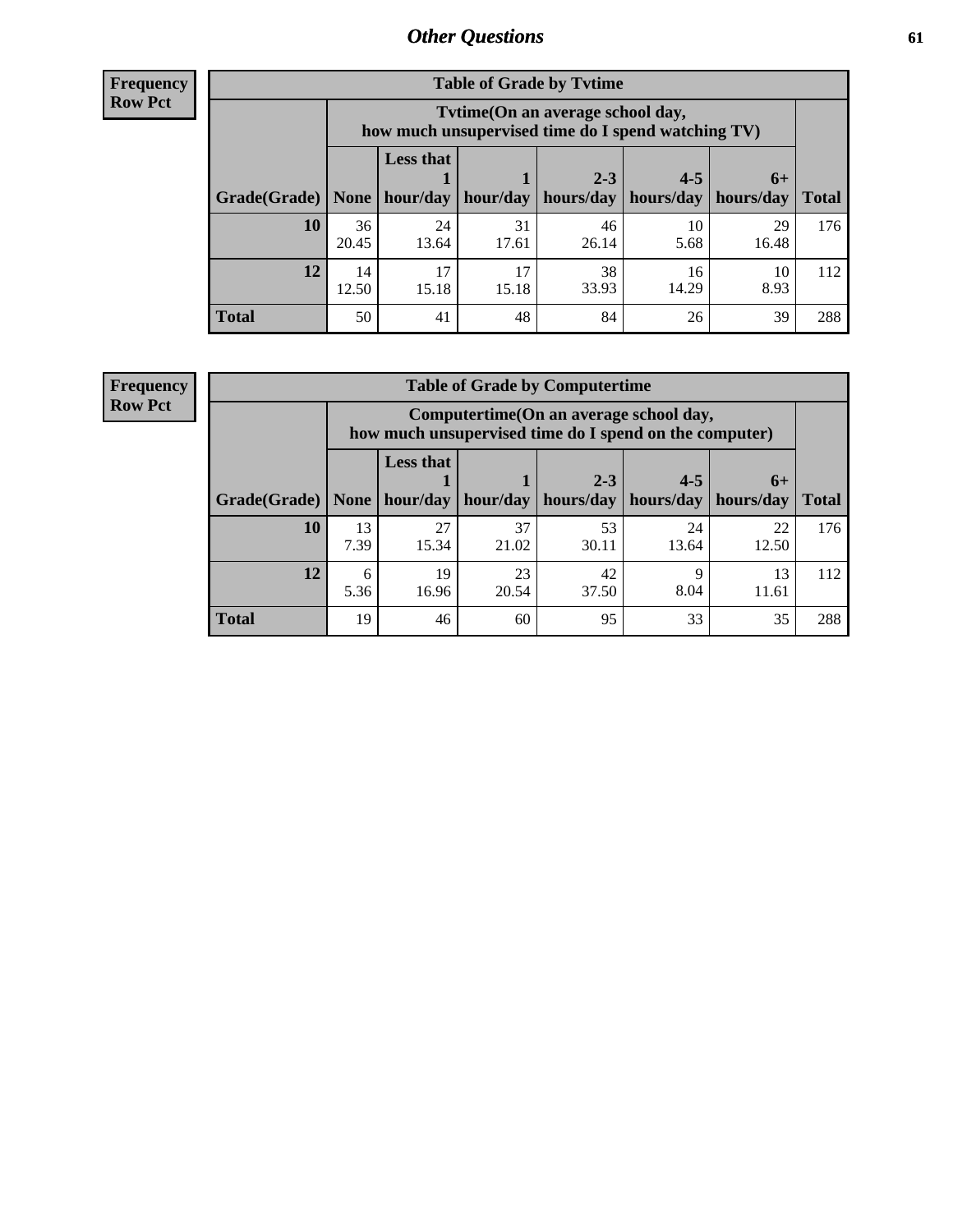## Other Questions

**Frequency**
**Row Pct**

| Table of Grade by Tvtime | | | | | | | |
|---|---|---|---|---|---|---|---|
| | Tvtime(On an average school day, how much unsupervised time do I spend watching TV) | | | | | | |
| Grade(Grade) | None | Less that 1 hour/day | 1 hour/day | 2-3 hours/day | 4-5 hours/day | 6+ hours/day | Total |
| **10** | 36<br>20.45 | 24<br>13.64 | 31<br>17.61 | 46<br>26.14 | 10<br>5.68 | 29<br>16.48 | 176 |
| **12** | 14<br>12.50 | 17<br>15.18 | 17<br>15.18 | 38<br>33.93 | 16<br>14.29 | 10<br>8.93 | 112 |
| **Total** | 50 | 41 | 48 | 84 | 26 | 39 | 288 |

**Frequency**
**Row Pct**

| Table of Grade by Computertime | | | | | | | |
|---|---|---|---|---|---|---|---|
| | Computertime(On an average school day, how much unsupervised time do I spend on the computer) | | | | | | |
| Grade(Grade) | None | Less that 1 hour/day | 1 hour/day | 2-3 hours/day | 4-5 hours/day | 6+ hours/day | Total |
| **10** | 13<br>7.39 | 27<br>15.34 | 37<br>21.02 | 53<br>30.11 | 24<br>13.64 | 22<br>12.50 | 176 |
| **12** | 6<br>5.36 | 19<br>16.96 | 23<br>20.54 | 42<br>37.50 | 9<br>8.04 | 13<br>11.61 | 112 |
| **Total** | 19 | 46 | 60 | 95 | 33 | 35 | 288 |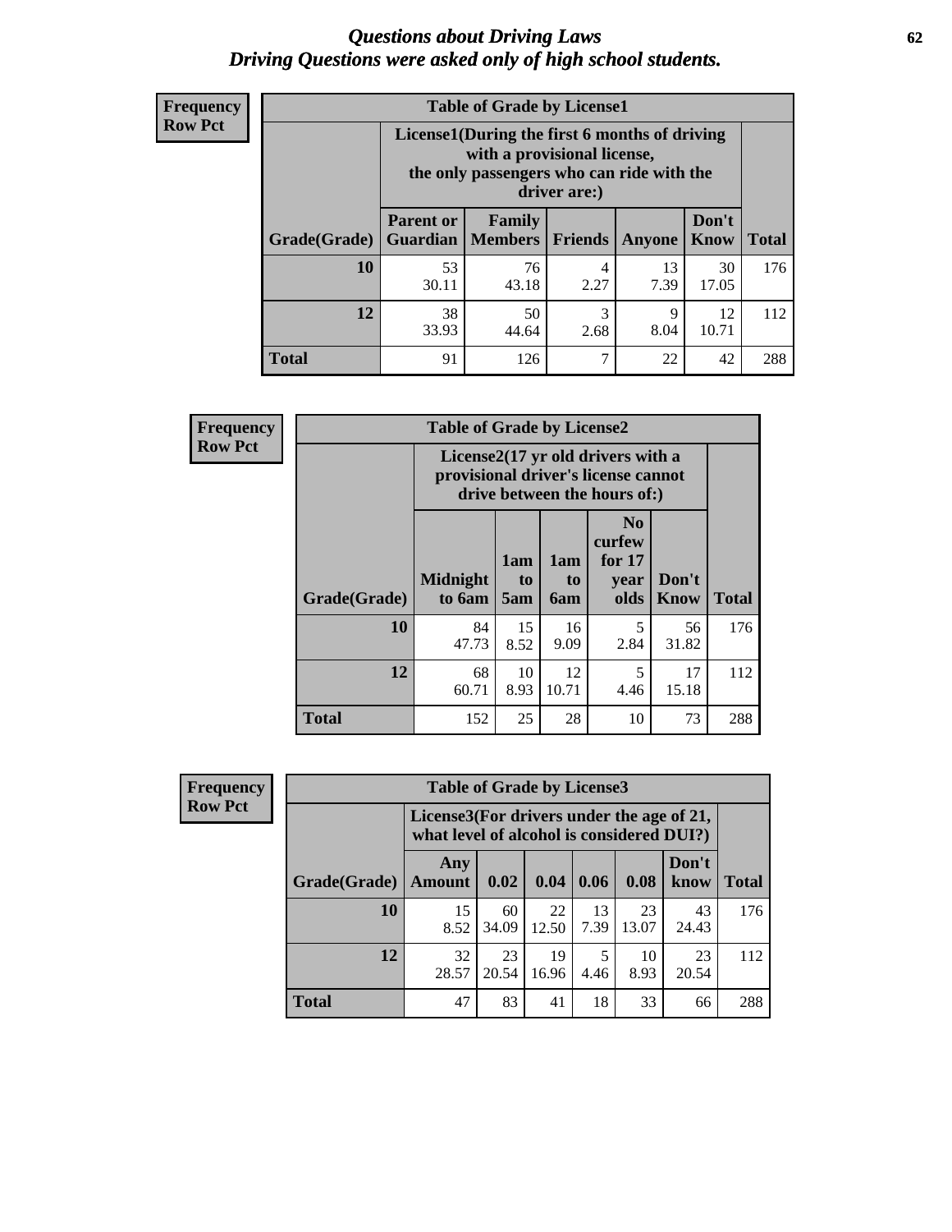# Questions about Driving Laws
## Driving Questions were asked only of high school students.

**Frequency**
**Row Pct**

**Table of Grade by License1**

| | License1(During the first 6 months of driving with a provisional license, the only passengers who can ride with the driver are:) | | | | | |
|---|---|---|---|---|---|---|
| Grade(Grade) | Parent or Guardian | Family Members | Friends | Anyone | Don't Know | Total |
| 10 | 53<br>30.11 | 76<br>43.18 | 4<br>2.27 | 13<br>7.39 | 30<br>17.05 | 176 |
| 12 | 38<br>33.93 | 50<br>44.64 | 3<br>2.68 | 9<br>8.04 | 12<br>10.71 | 112 |
| Total | 91 | 126 | 7 | 22 | 42 | 288 |

**Frequency**
**Row Pct**

**Table of Grade by License2**

| | License2(17 yr old drivers with a provisional driver's license cannot drive between the hours of:) | | | | | |
|---|---|---|---|---|---|---|
| Grade(Grade) | Midnight to 6am | 1am to 5am | 1am to 6am | No curfew for 17 year olds | Don't Know | Total |
| 10 | 84<br>47.73 | 15<br>8.52 | 16<br>9.09 | 5<br>2.84 | 56<br>31.82 | 176 |
| 12 | 68<br>60.71 | 10<br>8.93 | 12<br>10.71 | 5<br>4.46 | 17<br>15.18 | 112 |
| Total | 152 | 25 | 28 | 10 | 73 | 288 |

**Frequency**
**Row Pct**

**Table of Grade by License3**

| | License3(For drivers under the age of 21, what level of alcohol is considered DUI?) | | | | | | |
|---|---|---|---|---|---|---|---|
| Grade(Grade) | Any Amount | 0.02 | 0.04 | 0.06 | 0.08 | Don't know | Total |
| 10 | 15<br>8.52 | 60<br>34.09 | 22<br>12.50 | 13<br>7.39 | 23<br>13.07 | 43<br>24.43 | 176 |
| 12 | 32<br>28.57 | 23<br>20.54 | 19<br>16.96 | 5<br>4.46 | 10<br>8.93 | 23<br>20.54 | 112 |
| Total | 47 | 83 | 41 | 18 | 33 | 66 | 288 |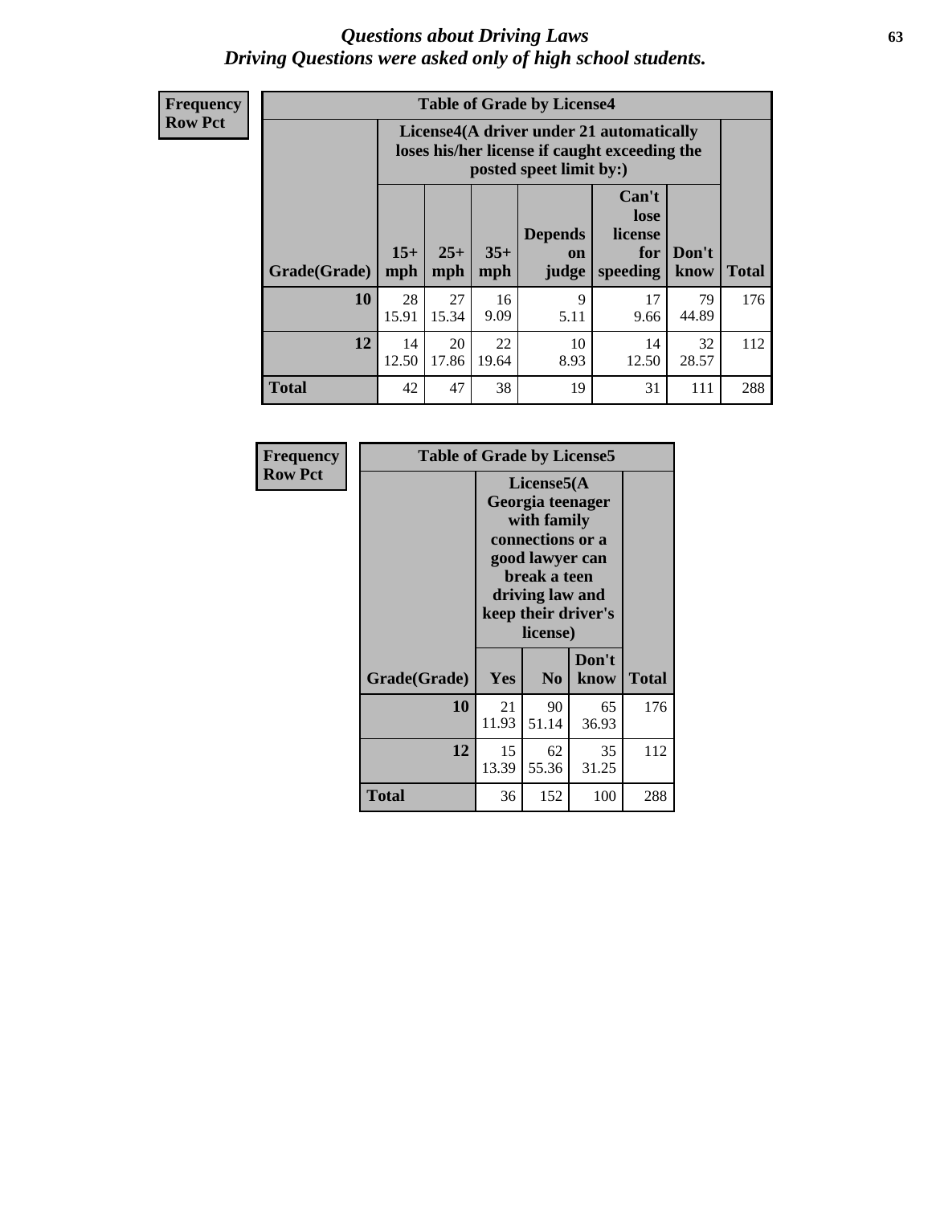# *Questions about Driving Laws*
## *Driving Questions were asked only of high school students.*

**Frequency**
**Row Pct**

**Table of Grade by License4**

| Grade(Grade) | License4(A driver under 21 automatically loses his/her license if caught exceeding the posted speet limit by:) | | | | | | Total |
|---|---|---|---|---|---|---|---|
| | 15+ mph | 25+ mph | 35+ mph | Depends on judge | Can't lose license for speeding | Don't know | |
| **10** | 28<br>15.91 | 27<br>15.34 | 16<br>9.09 | 9<br>5.11 | 17<br>9.66 | 79<br>44.89 | 176 |
| **12** | 14<br>12.50 | 20<br>17.86 | 22<br>19.64 | 10<br>8.93 | 14<br>12.50 | 32<br>28.57 | 112 |
| **Total** | 42 | 47 | 38 | 19 | 31 | 111 | 288 |

**Frequency**
**Row Pct**

**Table of Grade by License5**

| Grade(Grade) | License5(A Georgia teenager with family connections or a good lawyer can break a teen driving law and keep their driver's license) | | | Total |
|---|---|---|---|---|
| | Yes | No | Don't know | |
| **10** | 21<br>11.93 | 90<br>51.14 | 65<br>36.93 | 176 |
| **12** | 15<br>13.39 | 62<br>55.36 | 35<br>31.25 | 112 |
| **Total** | 36 | 152 | 100 | 288 |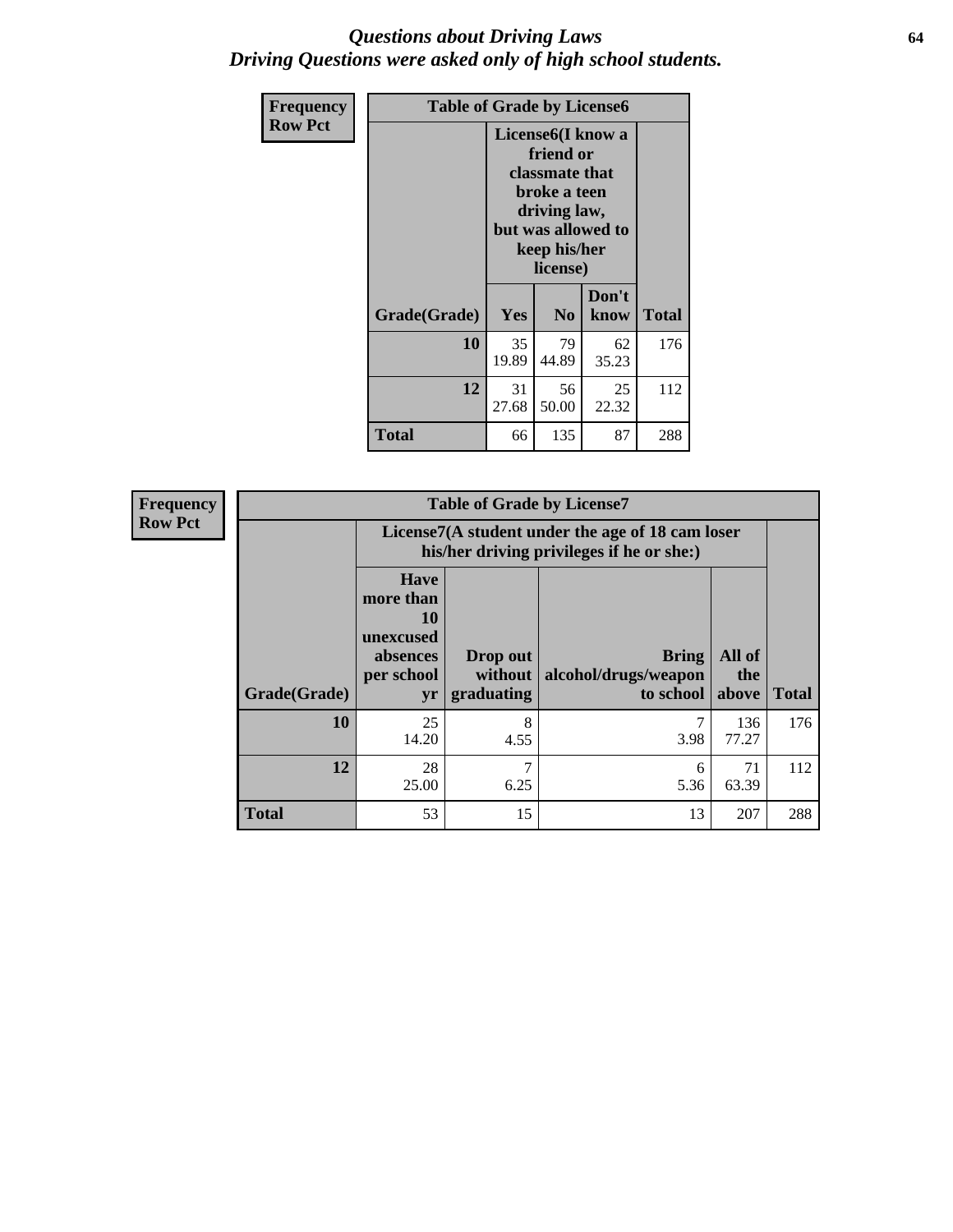# *Questions about Driving Laws*
# *Driving Questions were asked only of high school students.*

| Frequency<br>Row Pct | Table of Grade by License6 | | | |
|---|---|---|---|---|
| | License6(I know a friend or classmate that broke a teen driving law, but was allowed to keep his/her license) | | | |
| Grade(Grade) | Yes | No | Don't know | Total |
| 10 | 35<br>19.89 | 79<br>44.89 | 62<br>35.23 | 176 |
| 12 | 31<br>27.68 | 56<br>50.00 | 25<br>22.32 | 112 |
| Total | 66 | 135 | 87 | 288 |

| Frequency<br>Row Pct | Table of Grade by License7 | | | | |
|---|---|---|---|---|---|
| | License7(A student under the age of 18 cam loser his/her driving privileges if he or she:) | | | | |
| Grade(Grade) | Have more than 10 unexcused absences per school yr | Drop out without graduating | Bring alcohol/drugs/weapon to school | All of the above | Total |
| 10 | 25<br>14.20 | 8<br>4.55 | 7<br>3.98 | 136<br>77.27 | 176 |
| 12 | 28<br>25.00 | 7<br>6.25 | 6<br>5.36 | 71<br>63.39 | 112 |
| Total | 53 | 15 | 13 | 207 | 288 |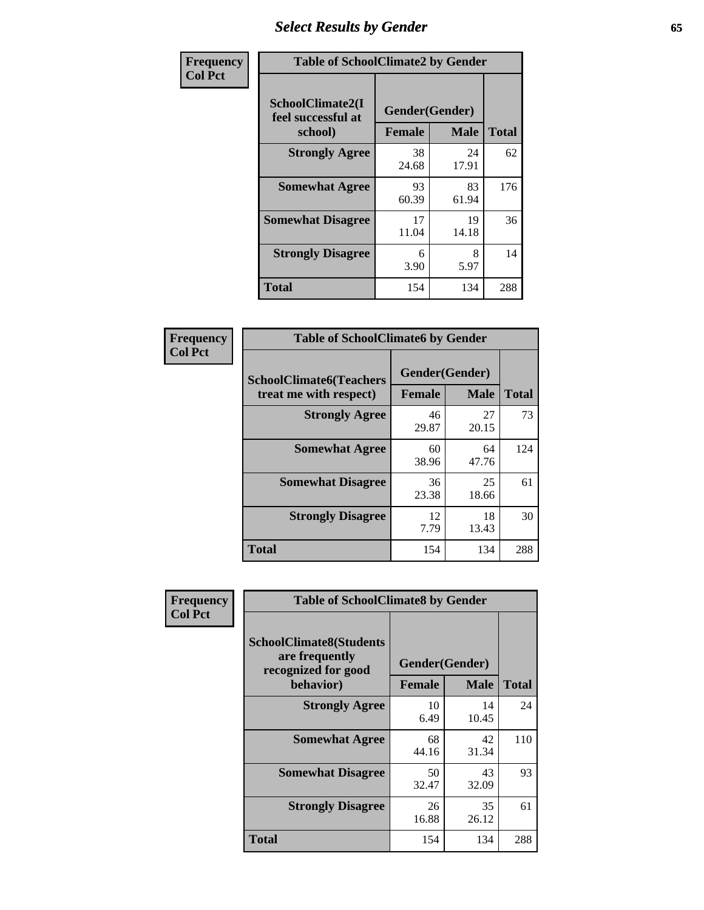# Select Results by Gender

**Frequency**
**Col Pct**

| Table of SchoolClimate2 by Gender | | | |
|---|---|---|---|
| SchoolClimate2(I feel successful at school) | Gender(Gender) | | |
| | Female | Male | Total |
| Strongly Agree | 38<br>24.68 | 24<br>17.91 | 62 |
| Somewhat Agree | 93<br>60.39 | 83<br>61.94 | 176 |
| Somewhat Disagree | 17<br>11.04 | 19<br>14.18 | 36 |
| Strongly Disagree | 6<br>3.90 | 8<br>5.97 | 14 |
| Total | 154 | 134 | 288 |

**Frequency**
**Col Pct**

| Table of SchoolClimate6 by Gender | | | |
|---|---|---|---|
| SchoolClimate6(Teachers treat me with respect) | Gender(Gender) | | |
| | Female | Male | Total |
| Strongly Agree | 46<br>29.87 | 27<br>20.15 | 73 |
| Somewhat Agree | 60<br>38.96 | 64<br>47.76 | 124 |
| Somewhat Disagree | 36<br>23.38 | 25<br>18.66 | 61 |
| Strongly Disagree | 12<br>7.79 | 18<br>13.43 | 30 |
| Total | 154 | 134 | 288 |

**Frequency**
**Col Pct**

| Table of SchoolClimate8 by Gender | | | |
|---|---|---|---|
| SchoolClimate8(Students are frequently recognized for good behavior) | Gender(Gender) | | |
| | Female | Male | Total |
| Strongly Agree | 10<br>6.49 | 14<br>10.45 | 24 |
| Somewhat Agree | 68<br>44.16 | 42<br>31.34 | 110 |
| Somewhat Disagree | 50<br>32.47 | 43<br>32.09 | 93 |
| Strongly Disagree | 26<br>16.88 | 35<br>26.12 | 61 |
| Total | 154 | 134 | 288 |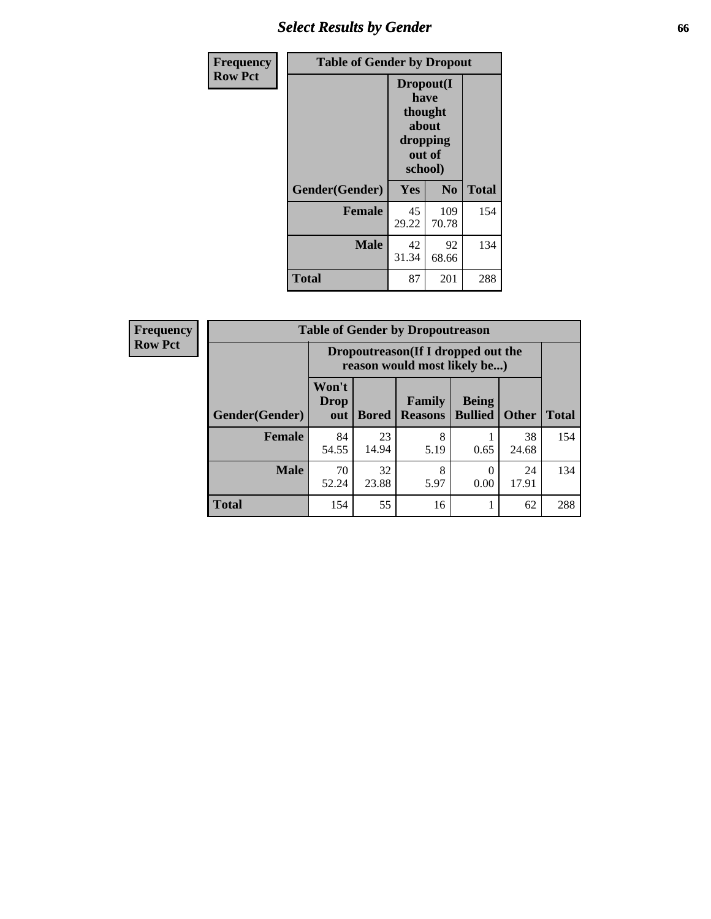| Frequency<br>Row Pct | Table of Gender by Dropout | | |
|---|---|---|---|
| | Dropout(I have thought about dropping out of school) | | |
| Gender(Gender) | Yes | No | Total |
| Female | 45<br>29.22 | 109<br>70.78 | 154 |
| Male | 42<br>31.34 | 92<br>68.66 | 134 |
| Total | 87 | 201 | 288 |

| Frequency<br>Row Pct | Table of Gender by Dropoutreason | | | | | |
|---|---|---|---|---|---|---|
| | Dropoutreason(If I dropped out the reason would most likely be...) | | | | | |
| Gender(Gender) | Won't Drop out | Bored | Family Reasons | Being Bullied | Other | Total |
| Female | 84<br>54.55 | 23<br>14.94 | 8<br>5.19 | 1<br>0.65 | 38<br>24.68 | 154 |
| Male | 70<br>52.24 | 32<br>23.88 | 8<br>5.97 | 0<br>0.00 | 24<br>17.91 | 134 |
| Total | 154 | 55 | 16 | 1 | 62 | 288 |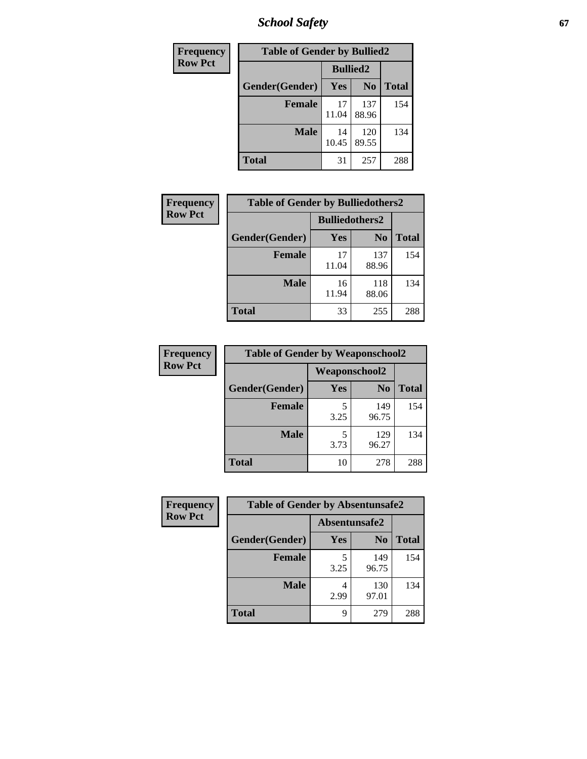| Frequency<br>Row Pct | Table of Gender by Bullied2 | | |
|---|---|---|---|
| | Bullied2 | | |
| Gender(Gender) | Yes | No | Total |
| Female | 17<br>11.04 | 137<br>88.96 | 154 |
| Male | 14<br>10.45 | 120<br>89.55 | 134 |
| Total | 31 | 257 | 288 |

| Frequency<br>Row Pct | Table of Gender by Bulliedothers2 | | |
|---|---|---|---|
| | Bulliedothers2 | | |
| Gender(Gender) | Yes | No | Total |
| Female | 17<br>11.04 | 137<br>88.96 | 154 |
| Male | 16<br>11.94 | 118<br>88.06 | 134 |
| Total | 33 | 255 | 288 |

| Frequency<br>Row Pct | Table of Gender by Weaponschool2 | | |
|---|---|---|---|
| | Weaponschool2 | | |
| Gender(Gender) | Yes | No | Total |
| Female | 5<br>3.25 | 149<br>96.75 | 154 |
| Male | 5<br>3.73 | 129<br>96.27 | 134 |
| Total | 10 | 278 | 288 |

| Frequency<br>Row Pct | Table of Gender by Absentunsafe2 | | |
|---|---|---|---|
| | Absentunsafe2 | | |
| Gender(Gender) | Yes | No | Total |
| Female | 5<br>3.25 | 149<br>96.75 | 154 |
| Male | 4<br>2.99 | 130<br>97.01 | 134 |
| Total | 9 | 279 | 288 |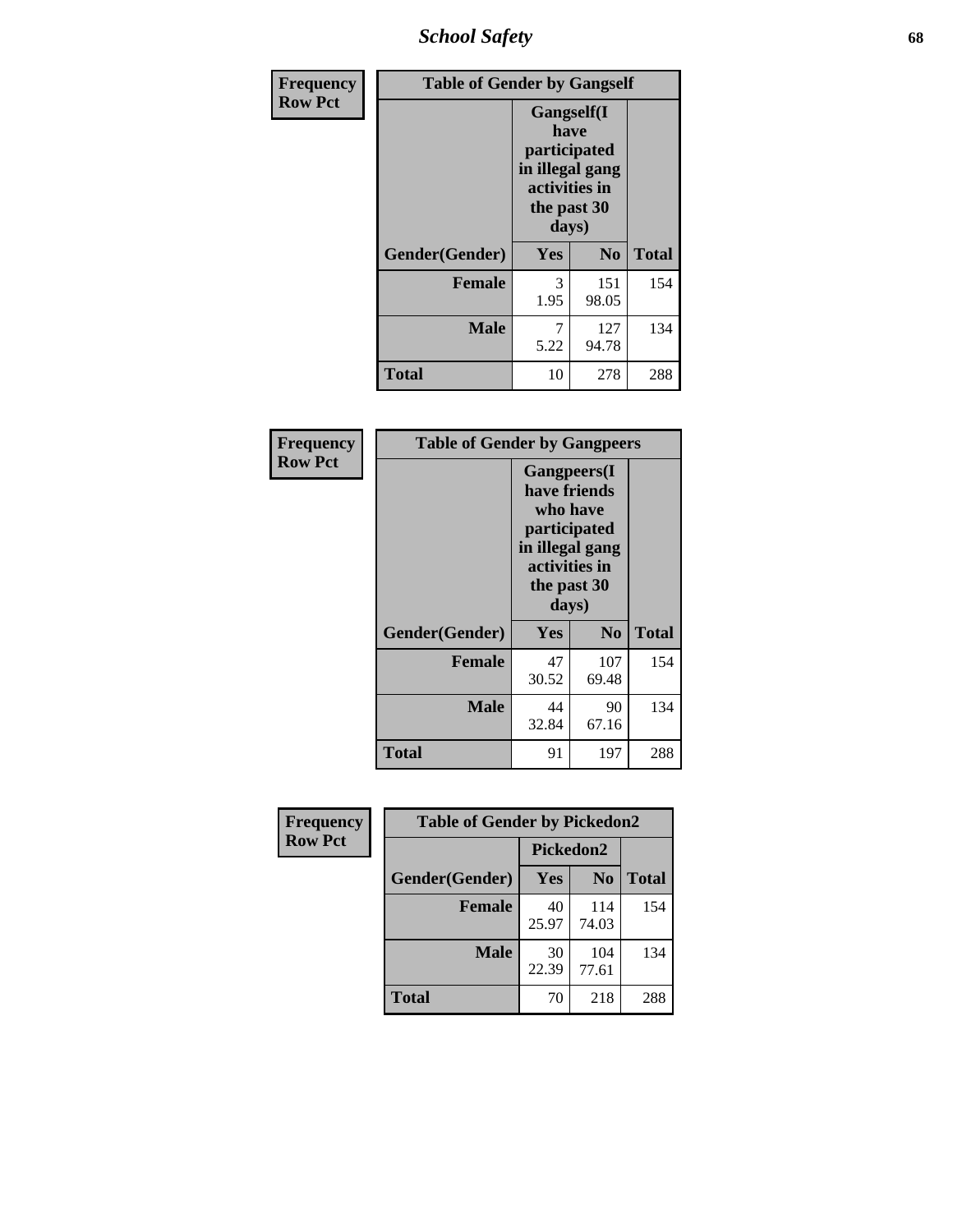| Frequency<br>Row Pct | Table of Gender by Gangself | | |
|---|---|---|---|
| | Gangself(I have participated in illegal gang activities in the past 30 days) | | |
| Gender(Gender) | Yes | No | Total |
| Female | 3<br>1.95 | 151<br>98.05 | 154 |
| Male | 7<br>5.22 | 127<br>94.78 | 134 |
| Total | 10 | 278 | 288 |

| Frequency<br>Row Pct | Table of Gender by Gangpeers | | |
|---|---|---|---|
| | Gangpeers(I have friends who have participated in illegal gang activities in the past 30 days) | | |
| Gender(Gender) | Yes | No | Total |
| Female | 47<br>30.52 | 107<br>69.48 | 154 |
| Male | 44<br>32.84 | 90<br>67.16 | 134 |
| Total | 91 | 197 | 288 |

| Frequency<br>Row Pct | Table of Gender by Pickedon2 | | |
|---|---|---|---|
| | Pickedon2 | | |
| Gender(Gender) | Yes | No | Total |
| Female | 40<br>25.97 | 114<br>74.03 | 154 |
| Male | 30<br>22.39 | 104<br>77.61 | 134 |
| Total | 70 | 218 | 288 |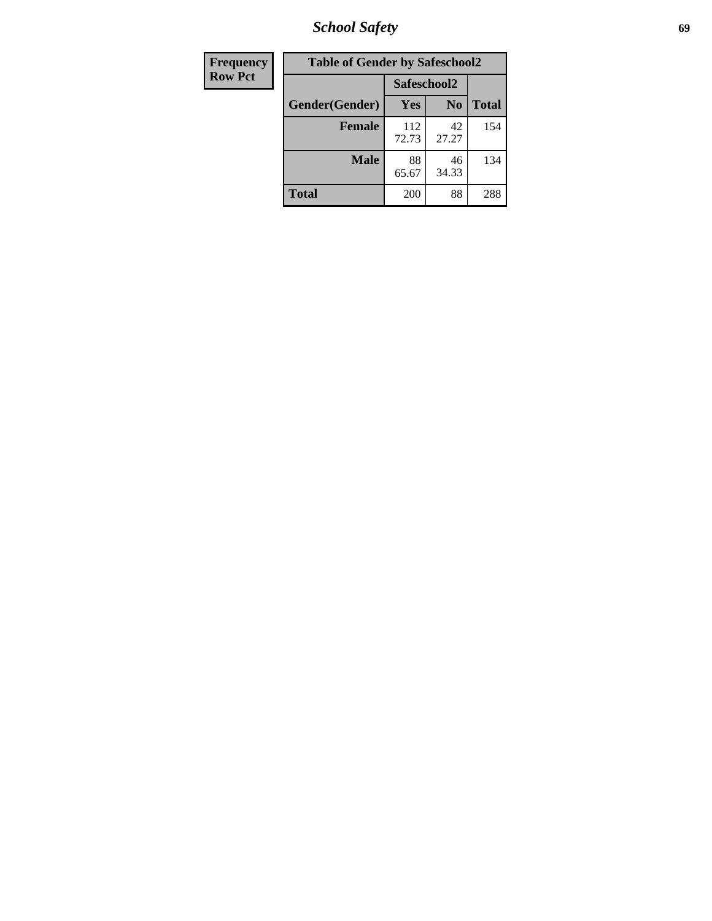| Frequency Row Pct |
|---|

**Table of Gender by Safeschool2**

| Gender(Gender) | Safeschool2 Yes | Safeschool2 No | Total |
|---|---|---|---|
| Female | 112<br>72.73 | 42<br>27.27 | 154 |
| Male | 88<br>65.67 | 46<br>34.33 | 134 |
| Total | 200 | 88 | 288 |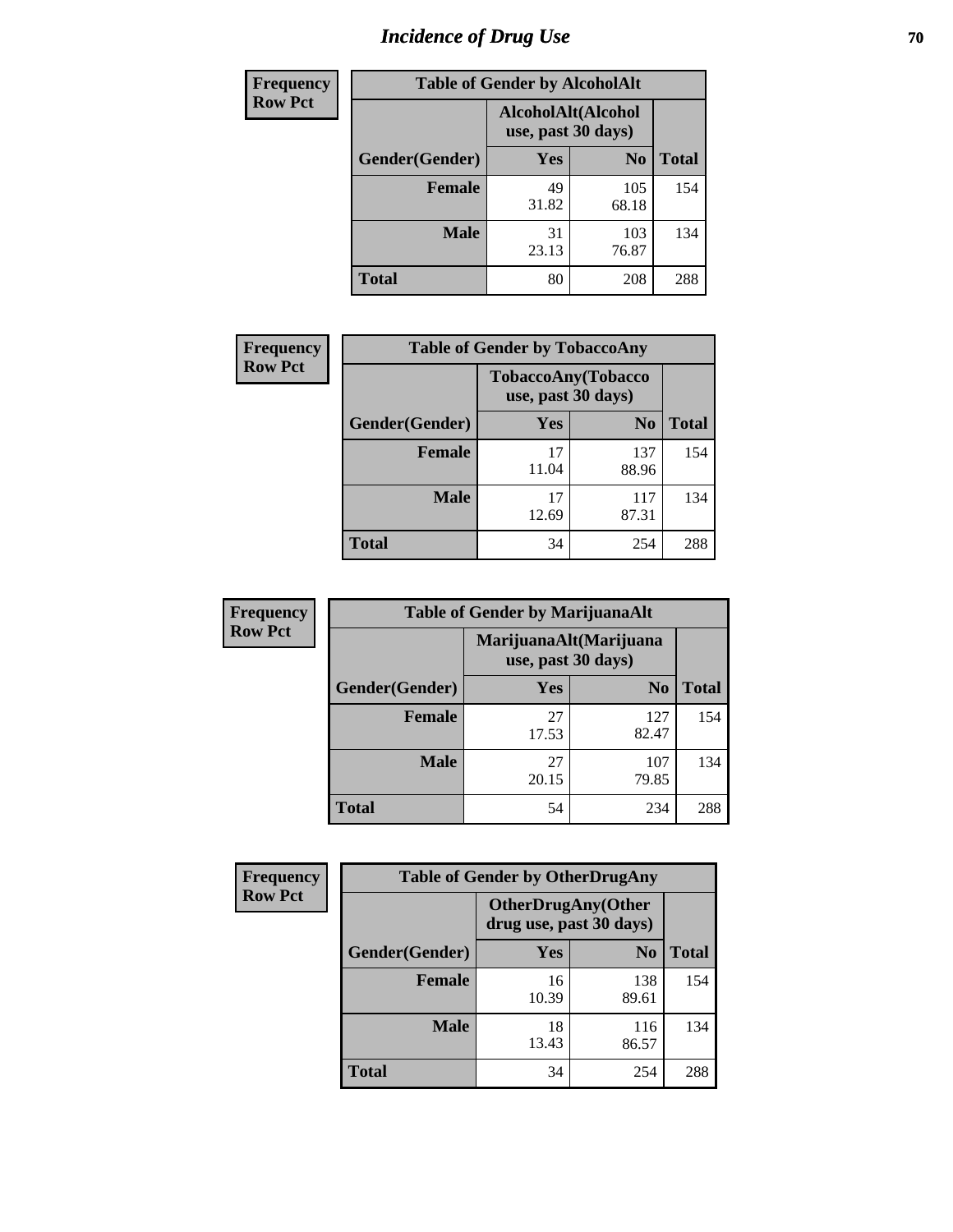# Incidence of Drug Use

**Frequency**
**Row Pct**

| Table of Gender by AlcoholAlt | | | |
|---|---|---|---|
| | AlcoholAlt(Alcohol use, past 30 days) | | |
| Gender(Gender) | Yes | No | Total |
| Female | 49<br>31.82 | 105<br>68.18 | 154 |
| Male | 31<br>23.13 | 103<br>76.87 | 134 |
| Total | 80 | 208 | 288 |

**Frequency**
**Row Pct**

| Table of Gender by TobaccoAny | | | |
|---|---|---|---|
| | TobaccoAny(Tobacco use, past 30 days) | | |
| Gender(Gender) | Yes | No | Total |
| Female | 17<br>11.04 | 137<br>88.96 | 154 |
| Male | 17<br>12.69 | 117<br>87.31 | 134 |
| Total | 34 | 254 | 288 |

**Frequency**
**Row Pct**

| Table of Gender by MarijuanaAlt | | | |
|---|---|---|---|
| | MarijuanaAlt(Marijuana use, past 30 days) | | |
| Gender(Gender) | Yes | No | Total |
| Female | 27<br>17.53 | 127<br>82.47 | 154 |
| Male | 27<br>20.15 | 107<br>79.85 | 134 |
| Total | 54 | 234 | 288 |

**Frequency**
**Row Pct**

| Table of Gender by OtherDrugAny | | | |
|---|---|---|---|
| | OtherDrugAny(Other drug use, past 30 days) | | |
| Gender(Gender) | Yes | No | Total |
| Female | 16<br>10.39 | 138<br>89.61 | 154 |
| Male | 18<br>13.43 | 116<br>86.57 | 134 |
| Total | 34 | 254 | 288 |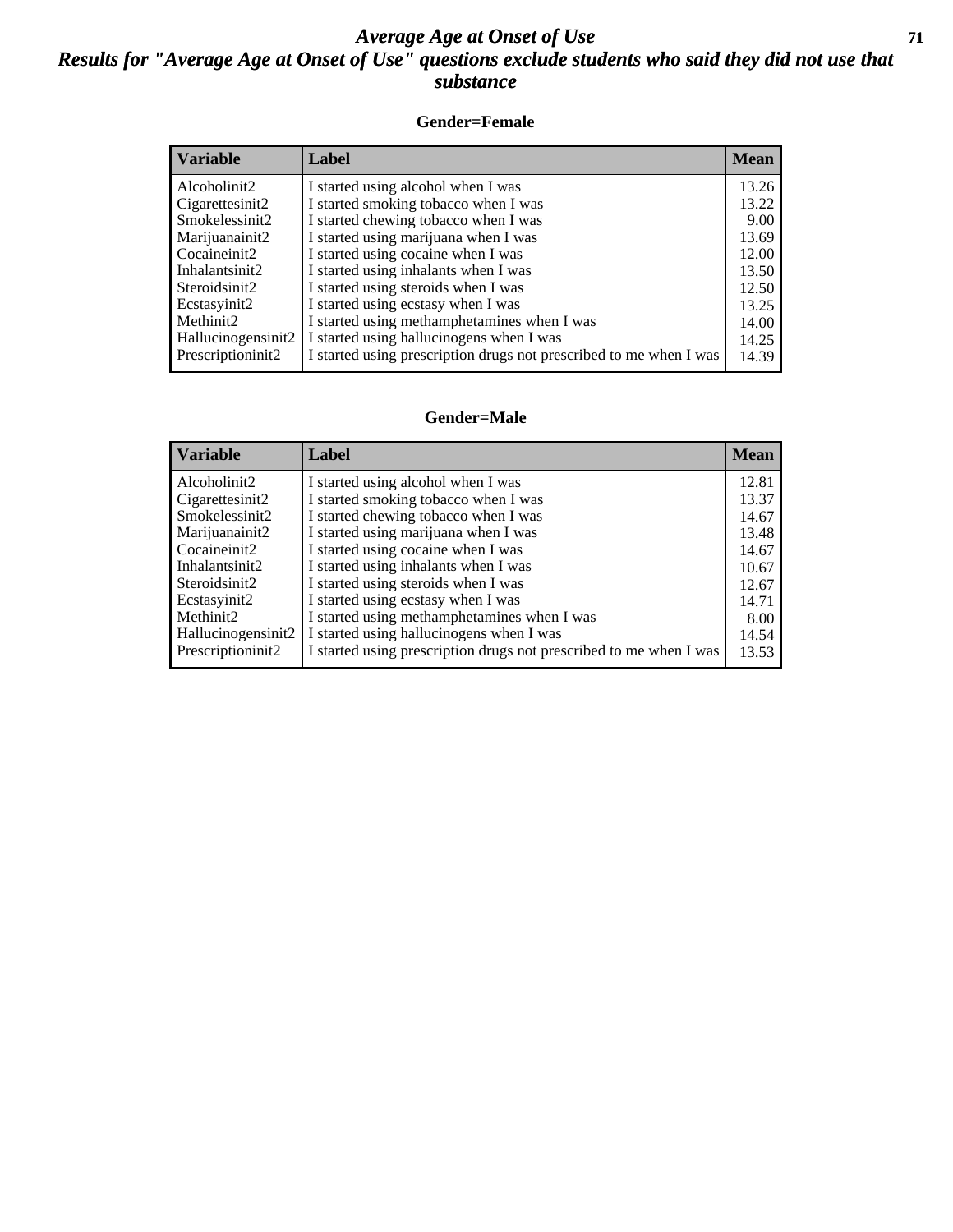# Average Age at Onset of Use

## Results for "Average Age at Onset of Use" questions exclude students who said they did not use that substance

### Gender=Female

| Variable | Label | Mean |
|---|---|---|
| Alcoholinit2 | I started using alcohol when I was | 13.26 |
| Cigarettesinit2 | I started smoking tobacco when I was | 13.22 |
| Smokelessinit2 | I started chewing tobacco when I was | 9.00 |
| Marijuanainit2 | I started using marijuana when I was | 13.69 |
| Cocaineinit2 | I started using cocaine when I was | 12.00 |
| Inhalantsinit2 | I started using inhalants when I was | 13.50 |
| Steroidsinit2 | I started using steroids when I was | 12.50 |
| Ecstasyinit2 | I started using ecstasy when I was | 13.25 |
| Methinit2 | I started using methamphetamines when I was | 14.00 |
| Hallucinogensinit2 | I started using hallucinogens when I was | 14.25 |
| Prescriptioninit2 | I started using prescription drugs not prescribed to me when I was | 14.39 |

### Gender=Male

| Variable | Label | Mean |
|---|---|---|
| Alcoholinit2 | I started using alcohol when I was | 12.81 |
| Cigarettesinit2 | I started smoking tobacco when I was | 13.37 |
| Smokelessinit2 | I started chewing tobacco when I was | 14.67 |
| Marijuanainit2 | I started using marijuana when I was | 13.48 |
| Cocaineinit2 | I started using cocaine when I was | 14.67 |
| Inhalantsinit2 | I started using inhalants when I was | 10.67 |
| Steroidsinit2 | I started using steroids when I was | 12.67 |
| Ecstasyinit2 | I started using ecstasy when I was | 14.71 |
| Methinit2 | I started using methamphetamines when I was | 8.00 |
| Hallucinogensinit2 | I started using hallucinogens when I was | 14.54 |
| Prescriptioninit2 | I started using prescription drugs not prescribed to me when I was | 13.53 |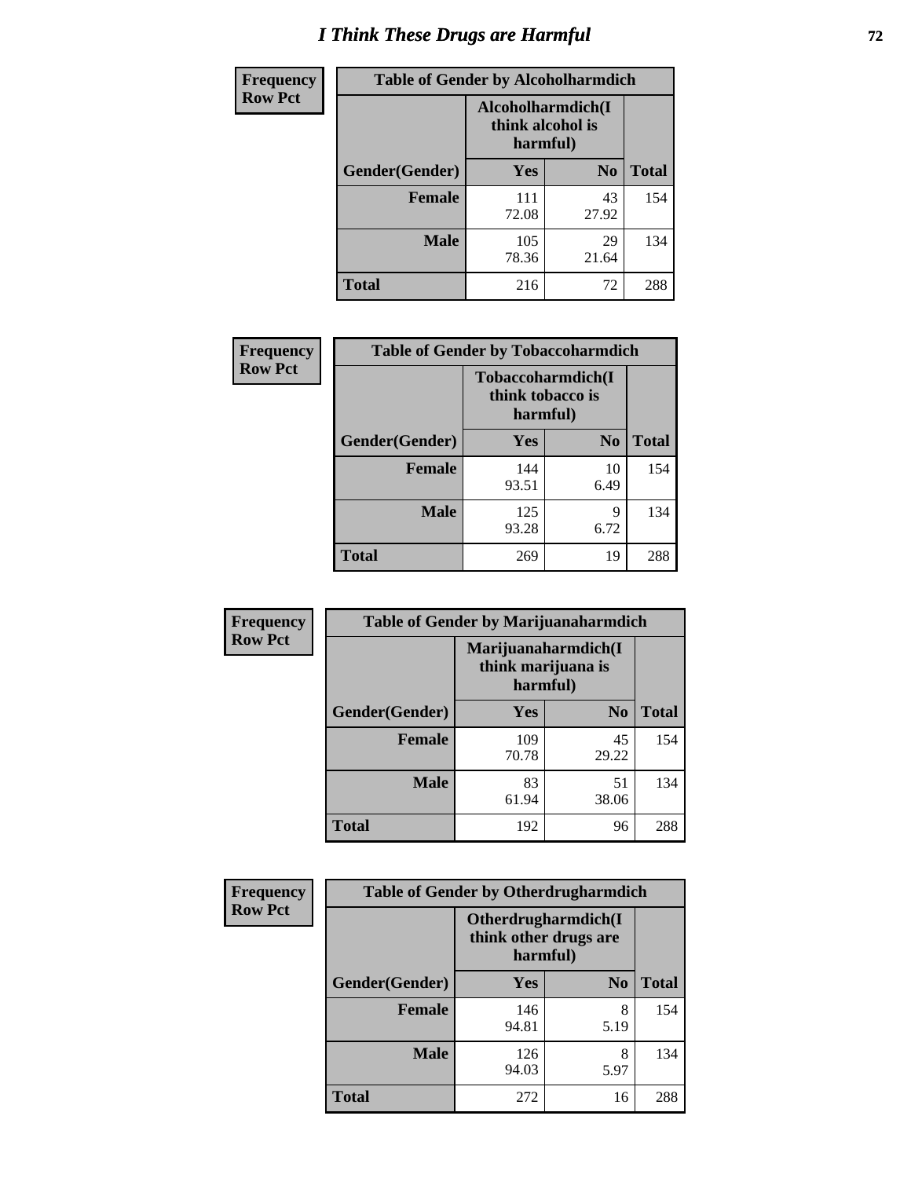# I Think These Drugs are Harmful

**Frequency**
**Row Pct**

| Table of Gender by Alcoholharmdich | | | |
|---|---|---|---|
| | Alcoholharmdich(I think alcohol is harmful) | | |
| Gender(Gender) | Yes | No | Total |
| **Female** | 111<br>72.08 | 43<br>27.92 | 154 |
| **Male** | 105<br>78.36 | 29<br>21.64 | 134 |
| **Total** | 216 | 72 | 288 |

**Frequency**
**Row Pct**

| Table of Gender by Tobaccoharmdich | | | |
|---|---|---|---|
| | Tobaccoharmdich(I think tobacco is harmful) | | |
| Gender(Gender) | Yes | No | Total |
| **Female** | 144<br>93.51 | 10<br>6.49 | 154 |
| **Male** | 125<br>93.28 | 9<br>6.72 | 134 |
| **Total** | 269 | 19 | 288 |

**Frequency**
**Row Pct**

| Table of Gender by Marijuanaharmdich | | | |
|---|---|---|---|
| | Marijuanaharmdich(I think marijuana is harmful) | | |
| Gender(Gender) | Yes | No | Total |
| **Female** | 109<br>70.78 | 45<br>29.22 | 154 |
| **Male** | 83<br>61.94 | 51<br>38.06 | 134 |
| **Total** | 192 | 96 | 288 |

**Frequency**
**Row Pct**

| Table of Gender by Otherdrugharmdich | | | |
|---|---|---|---|
| | Otherdrugharmdich(I think other drugs are harmful) | | |
| Gender(Gender) | Yes | No | Total |
| **Female** | 146<br>94.81 | 8<br>5.19 | 154 |
| **Male** | 126<br>94.03 | 8<br>5.97 | 134 |
| **Total** | 272 | 16 | 288 |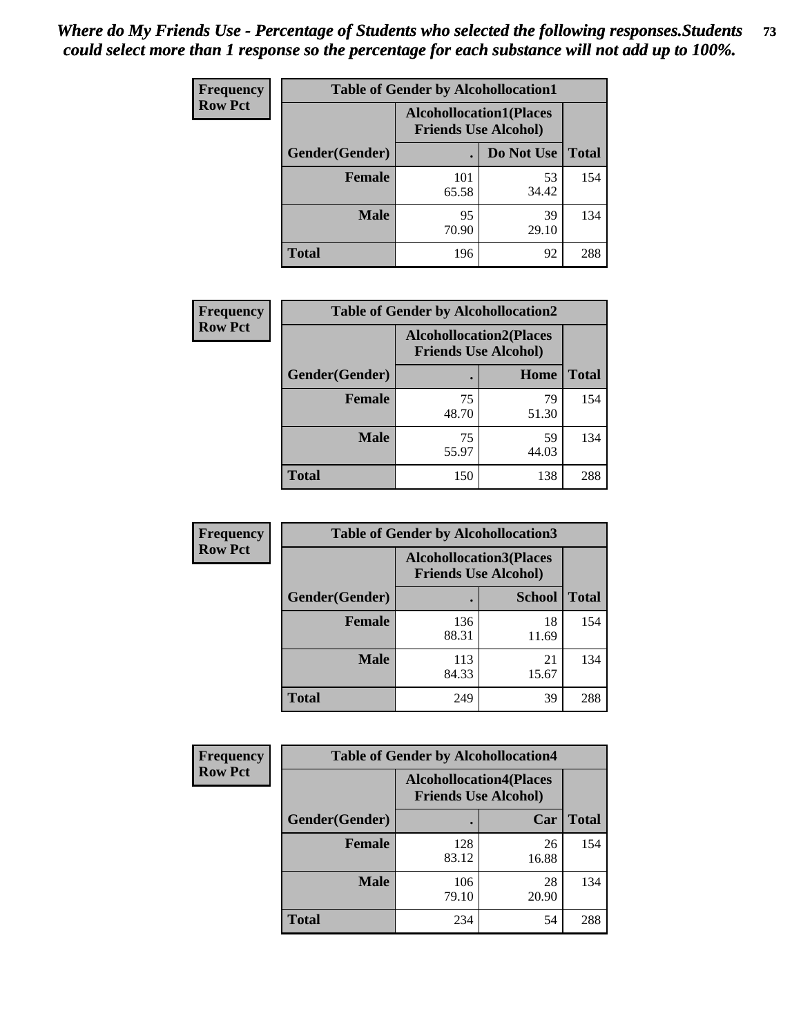*Where do My Friends Use - Percentage of Students who selected the following responses.Students could select more than 1 response so the percentage for each substance will not add up to 100%.*

**Frequency Row Pct**

| Table of Gender by Alcohollocation1 | | | |
|---|---|---|---|
| | Alcohollocation1(Places Friends Use Alcohol) | | |
| Gender(Gender) | . | Do Not Use | Total |
| Female | 101<br>65.58 | 53<br>34.42 | 154 |
| Male | 95<br>70.90 | 39<br>29.10 | 134 |
| Total | 196 | 92 | 288 |

**Frequency Row Pct**

| Table of Gender by Alcohollocation2 | | | |
|---|---|---|---|
| | Alcohollocation2(Places Friends Use Alcohol) | | |
| Gender(Gender) | . | Home | Total |
| Female | 75<br>48.70 | 79<br>51.30 | 154 |
| Male | 75<br>55.97 | 59<br>44.03 | 134 |
| Total | 150 | 138 | 288 |

**Frequency Row Pct**

| Table of Gender by Alcohollocation3 | | | |
|---|---|---|---|
| | Alcohollocation3(Places Friends Use Alcohol) | | |
| Gender(Gender) | . | School | Total |
| Female | 136<br>88.31 | 18<br>11.69 | 154 |
| Male | 113<br>84.33 | 21<br>15.67 | 134 |
| Total | 249 | 39 | 288 |

**Frequency Row Pct**

| Table of Gender by Alcohollocation4 | | | |
|---|---|---|---|
| | Alcohollocation4(Places Friends Use Alcohol) | | |
| Gender(Gender) | . | Car | Total |
| Female | 128<br>83.12 | 26<br>16.88 | 154 |
| Male | 106<br>79.10 | 28<br>20.90 | 134 |
| Total | 234 | 54 | 288 |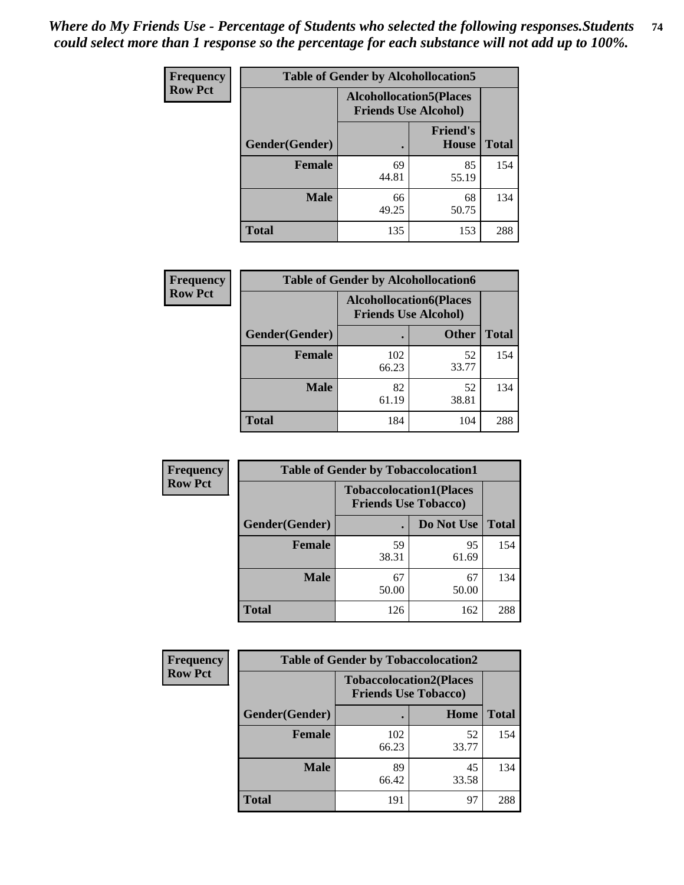*Where do My Friends Use - Percentage of Students who selected the following responses.Students could select more than 1 response so the percentage for each substance will not add up to 100%.*

**Frequency / Row Pct**

| Table of Gender by Alcohollocation5 | | | |
|---|---|---|---|
| | Alcohollocation5(Places Friends Use Alcohol) | | |
| Gender(Gender) | . | Friend's House | Total |
| **Female** | 69<br>44.81 | 85<br>55.19 | 154 |
| **Male** | 66<br>49.25 | 68<br>50.75 | 134 |
| **Total** | 135 | 153 | 288 |

**Frequency / Row Pct**

| Table of Gender by Alcohollocation6 | | | |
|---|---|---|---|
| | Alcohollocation6(Places Friends Use Alcohol) | | |
| Gender(Gender) | . | Other | Total |
| **Female** | 102<br>66.23 | 52<br>33.77 | 154 |
| **Male** | 82<br>61.19 | 52<br>38.81 | 134 |
| **Total** | 184 | 104 | 288 |

**Frequency / Row Pct**

| Table of Gender by Tobaccolocation1 | | | |
|---|---|---|---|
| | Tobaccolocation1(Places Friends Use Tobacco) | | |
| Gender(Gender) | . | Do Not Use | Total |
| **Female** | 59<br>38.31 | 95<br>61.69 | 154 |
| **Male** | 67<br>50.00 | 67<br>50.00 | 134 |
| **Total** | 126 | 162 | 288 |

**Frequency / Row Pct**

| Table of Gender by Tobaccolocation2 | | | |
|---|---|---|---|
| | Tobaccolocation2(Places Friends Use Tobacco) | | |
| Gender(Gender) | . | Home | Total |
| **Female** | 102<br>66.23 | 52<br>33.77 | 154 |
| **Male** | 89<br>66.42 | 45<br>33.58 | 134 |
| **Total** | 191 | 97 | 288 |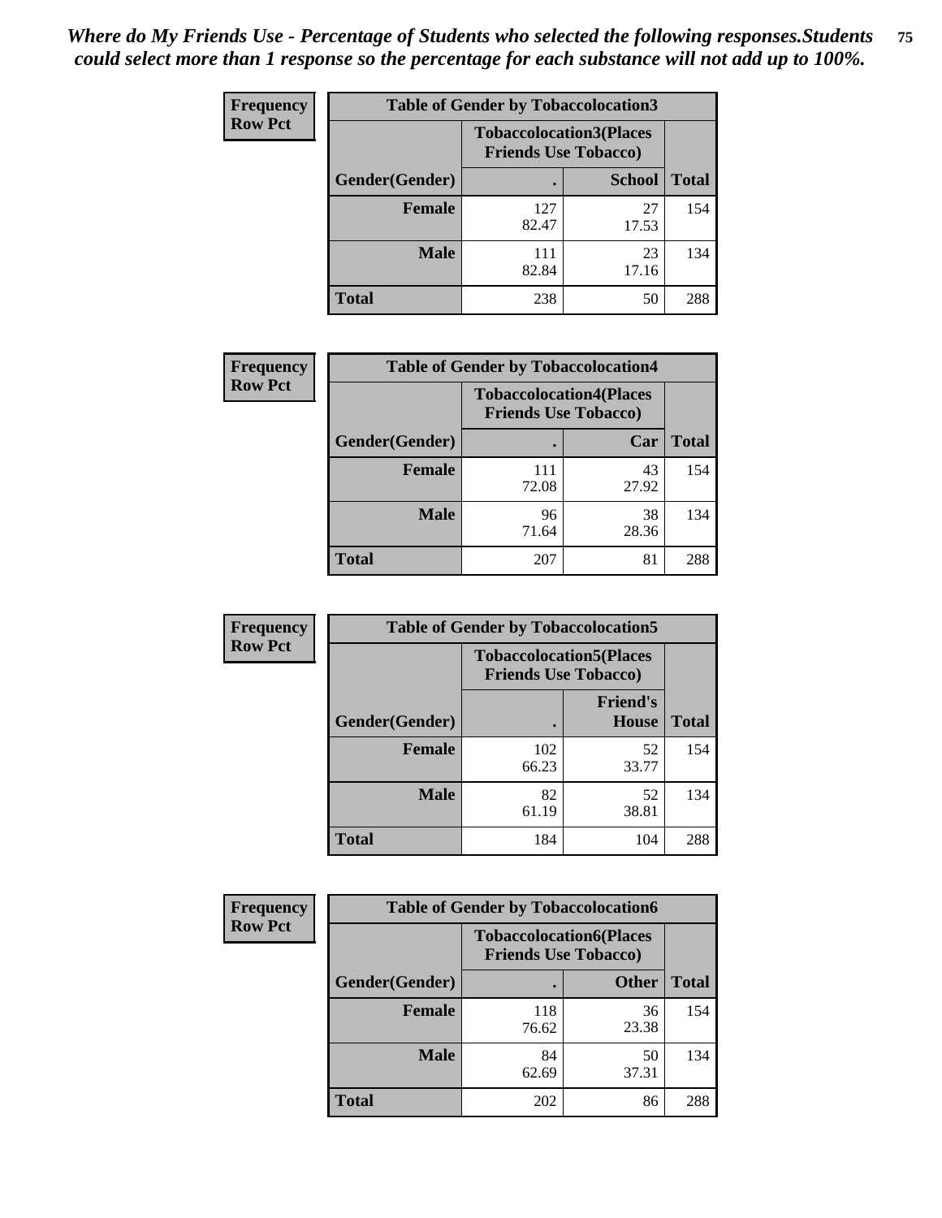*Where do My Friends Use - Percentage of Students who selected the following responses.Students could select more than 1 response so the percentage for each substance will not add up to 100%.*

**Frequency / Row Pct**

| Table of Gender by Tobaccolocation3 | | | |
|---|---|---|---|
| | Tobaccolocation3(Places Friends Use Tobacco) | | |
| Gender(Gender) | . | School | Total |
| Female | 127<br>82.47 | 27<br>17.53 | 154 |
| Male | 111<br>82.84 | 23<br>17.16 | 134 |
| Total | 238 | 50 | 288 |

**Frequency / Row Pct**

| Table of Gender by Tobaccolocation4 | | | |
|---|---|---|---|
| | Tobaccolocation4(Places Friends Use Tobacco) | | |
| Gender(Gender) | . | Car | Total |
| Female | 111<br>72.08 | 43<br>27.92 | 154 |
| Male | 96<br>71.64 | 38<br>28.36 | 134 |
| Total | 207 | 81 | 288 |

**Frequency / Row Pct**

| Table of Gender by Tobaccolocation5 | | | |
|---|---|---|---|
| | Tobaccolocation5(Places Friends Use Tobacco) | | |
| Gender(Gender) | . | Friend's House | Total |
| Female | 102<br>66.23 | 52<br>33.77 | 154 |
| Male | 82<br>61.19 | 52<br>38.81 | 134 |
| Total | 184 | 104 | 288 |

**Frequency / Row Pct**

| Table of Gender by Tobaccolocation6 | | | |
|---|---|---|---|
| | Tobaccolocation6(Places Friends Use Tobacco) | | |
| Gender(Gender) | . | Other | Total |
| Female | 118<br>76.62 | 36<br>23.38 | 154 |
| Male | 84<br>62.69 | 50<br>37.31 | 134 |
| Total | 202 | 86 | 288 |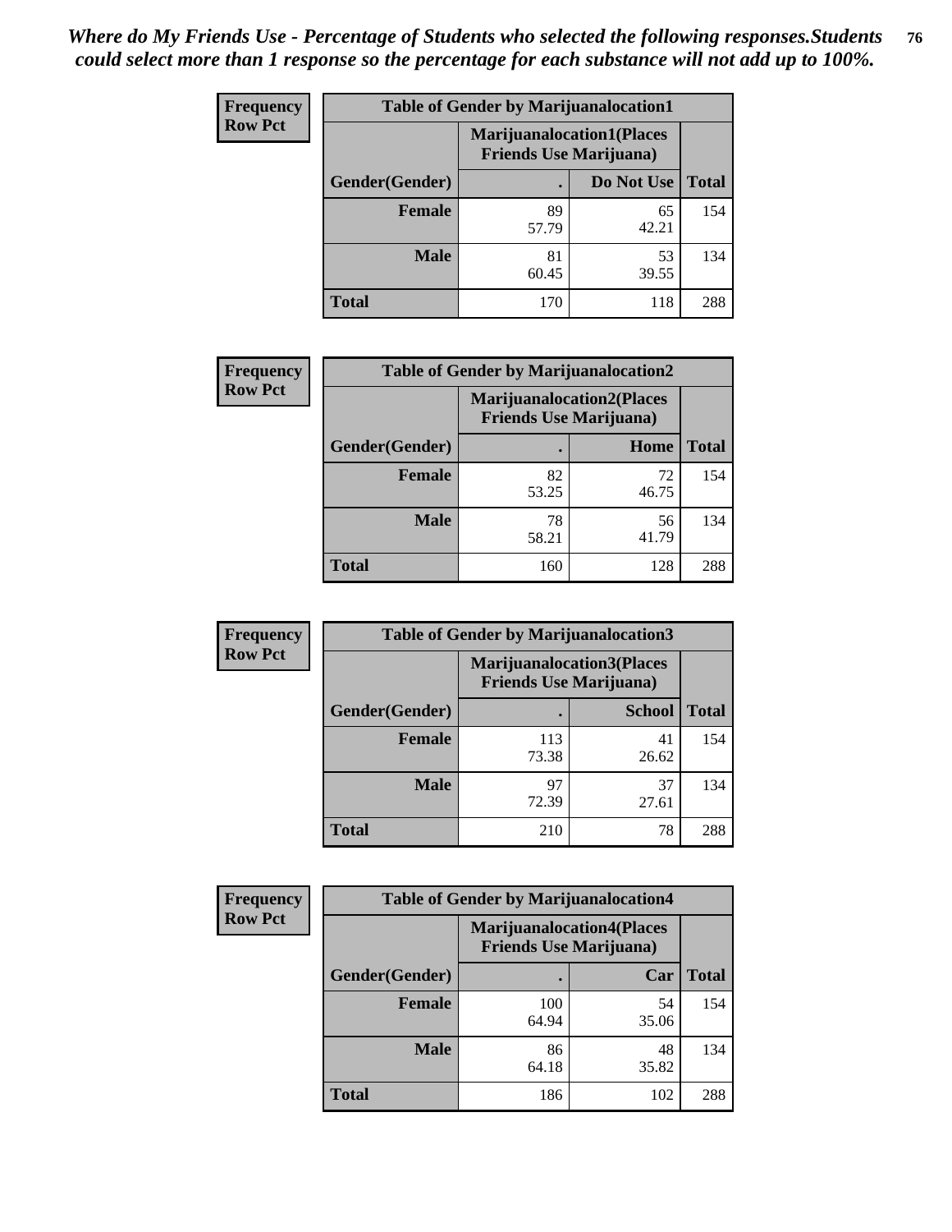*Where do My Friends Use - Percentage of Students who selected the following responses.Students could select more than 1 response so the percentage for each substance will not add up to 100%.*

**Frequency**
**Row Pct**

| Table of Gender by Marijuanalocation1 | | | |
|---|---|---|---|
| | Marijuanalocation1(Places Friends Use Marijuana) | | |
| Gender(Gender) | . | Do Not Use | Total |
| **Female** | 89<br>57.79 | 65<br>42.21 | 154 |
| **Male** | 81<br>60.45 | 53<br>39.55 | 134 |
| **Total** | 170 | 118 | 288 |

**Frequency**
**Row Pct**

| Table of Gender by Marijuanalocation2 | | | |
|---|---|---|---|
| | Marijuanalocation2(Places Friends Use Marijuana) | | |
| Gender(Gender) | . | Home | Total |
| **Female** | 82<br>53.25 | 72<br>46.75 | 154 |
| **Male** | 78<br>58.21 | 56<br>41.79 | 134 |
| **Total** | 160 | 128 | 288 |

**Frequency**
**Row Pct**

| Table of Gender by Marijuanalocation3 | | | |
|---|---|---|---|
| | Marijuanalocation3(Places Friends Use Marijuana) | | |
| Gender(Gender) | . | School | Total |
| **Female** | 113<br>73.38 | 41<br>26.62 | 154 |
| **Male** | 97<br>72.39 | 37<br>27.61 | 134 |
| **Total** | 210 | 78 | 288 |

**Frequency**
**Row Pct**

| Table of Gender by Marijuanalocation4 | | | |
|---|---|---|---|
| | Marijuanalocation4(Places Friends Use Marijuana) | | |
| Gender(Gender) | . | Car | Total |
| **Female** | 100<br>64.94 | 54<br>35.06 | 154 |
| **Male** | 86<br>64.18 | 48<br>35.82 | 134 |
| **Total** | 186 | 102 | 288 |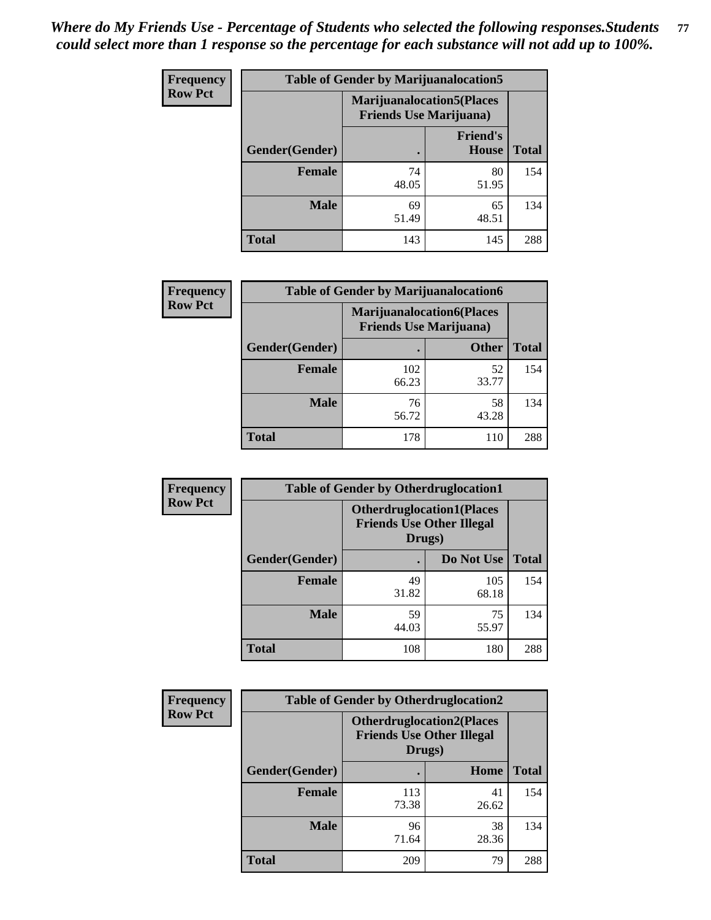*Where do My Friends Use - Percentage of Students who selected the following responses.Students could select more than 1 response so the percentage for each substance will not add up to 100%.*

**Frequency**
**Row Pct**

| Table of Gender by Marijuanalocation5 | | | |
|---|---|---|---|
| | Marijuanalocation5(Places Friends Use Marijuana) | | |
| Gender(Gender) | . | Friend's House | Total |
| **Female** | 74<br>48.05 | 80<br>51.95 | 154 |
| **Male** | 69<br>51.49 | 65<br>48.51 | 134 |
| **Total** | 143 | 145 | 288 |

**Frequency**
**Row Pct**

| Table of Gender by Marijuanalocation6 | | | |
|---|---|---|---|
| | Marijuanalocation6(Places Friends Use Marijuana) | | |
| Gender(Gender) | . | Other | Total |
| **Female** | 102<br>66.23 | 52<br>33.77 | 154 |
| **Male** | 76<br>56.72 | 58<br>43.28 | 134 |
| **Total** | 178 | 110 | 288 |

**Frequency**
**Row Pct**

| Table of Gender by Otherdruglocation1 | | | |
|---|---|---|---|
| | Otherdruglocation1(Places Friends Use Other Illegal Drugs) | | |
| Gender(Gender) | . | Do Not Use | Total |
| **Female** | 49<br>31.82 | 105<br>68.18 | 154 |
| **Male** | 59<br>44.03 | 75<br>55.97 | 134 |
| **Total** | 108 | 180 | 288 |

**Frequency**
**Row Pct**

| Table of Gender by Otherdruglocation2 | | | |
|---|---|---|---|
| | Otherdruglocation2(Places Friends Use Other Illegal Drugs) | | |
| Gender(Gender) | . | Home | Total |
| **Female** | 113<br>73.38 | 41<br>26.62 | 154 |
| **Male** | 96<br>71.64 | 38<br>28.36 | 134 |
| **Total** | 209 | 79 | 288 |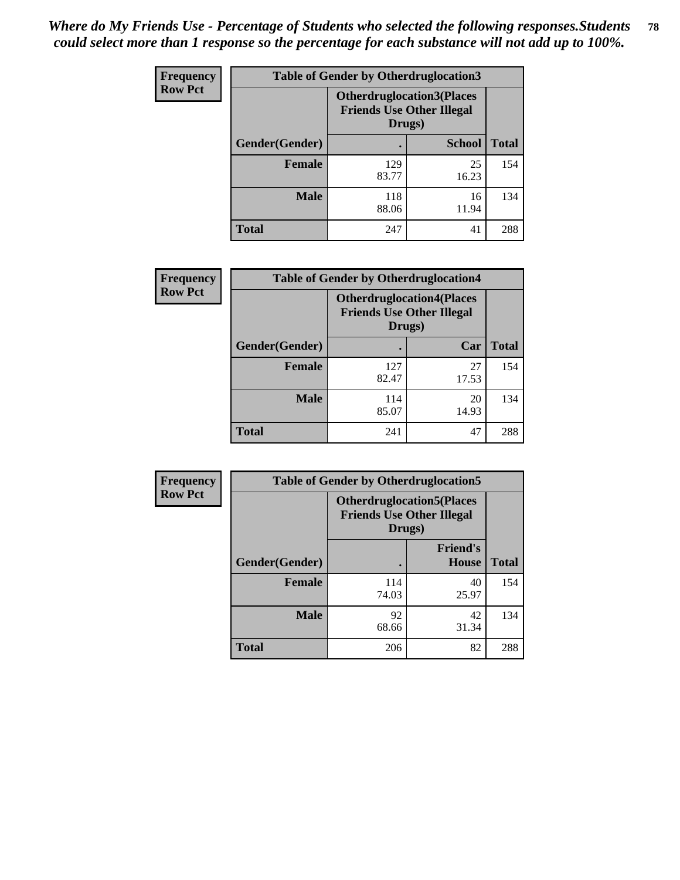*Where do My Friends Use - Percentage of Students who selected the following responses.Students could select more than 1 response so the percentage for each substance will not add up to 100%.*

**Frequency**
**Row Pct**

| Table of Gender by Otherdruglocation3 | | | |
|---|---|---|---|
| | Otherdruglocation3(Places Friends Use Other Illegal Drugs) | | |
| Gender(Gender) | . | School | Total |
| **Female** | 129<br>83.77 | 25<br>16.23 | 154 |
| **Male** | 118<br>88.06 | 16<br>11.94 | 134 |
| **Total** | 247 | 41 | 288 |

**Frequency**
**Row Pct**

| Table of Gender by Otherdruglocation4 | | | |
|---|---|---|---|
| | Otherdruglocation4(Places Friends Use Other Illegal Drugs) | | |
| Gender(Gender) | . | Car | Total |
| **Female** | 127<br>82.47 | 27<br>17.53 | 154 |
| **Male** | 114<br>85.07 | 20<br>14.93 | 134 |
| **Total** | 241 | 47 | 288 |

**Frequency**
**Row Pct**

| Table of Gender by Otherdruglocation5 | | | |
|---|---|---|---|
| | Otherdruglocation5(Places Friends Use Other Illegal Drugs) | | |
| Gender(Gender) | . | Friend's House | Total |
| **Female** | 114<br>74.03 | 40<br>25.97 | 154 |
| **Male** | 92<br>68.66 | 42<br>31.34 | 134 |
| **Total** | 206 | 82 | 288 |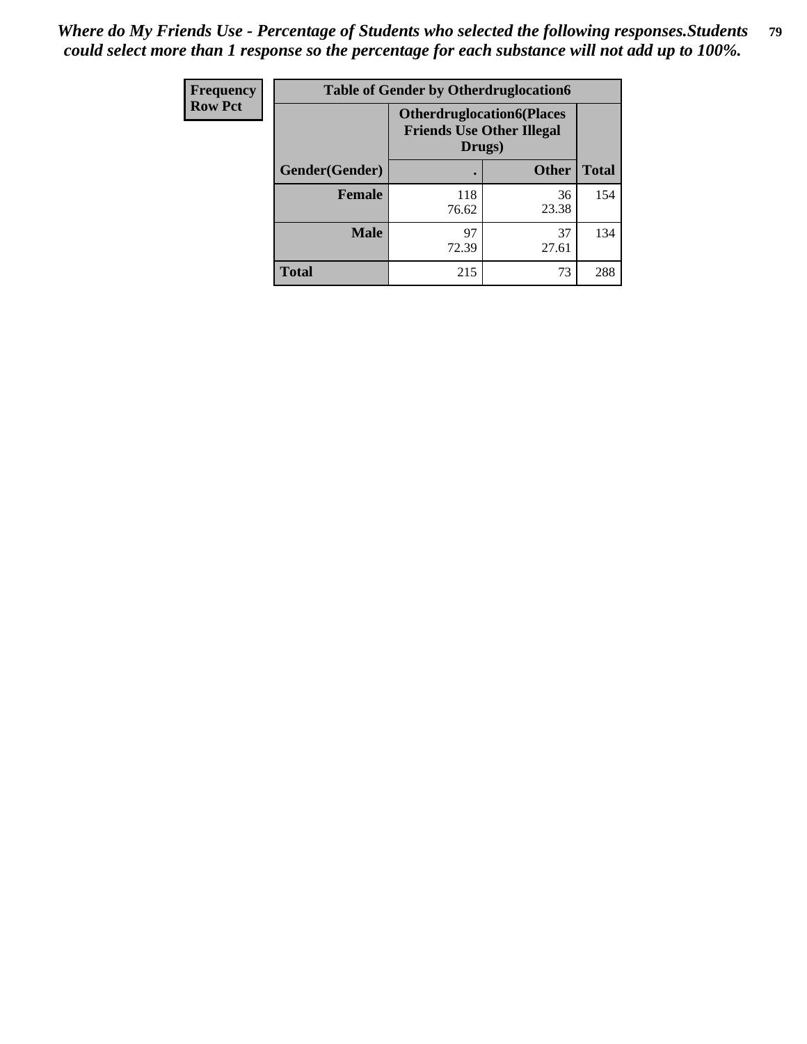*Where do My Friends Use - Percentage of Students who selected the following responses.Students could select more than 1 response so the percentage for each substance will not add up to 100%.*

| Frequency<br>Row Pct | Table of Gender by Otherdruglocation6 | | |
|---|---|---|---|
| | Otherdruglocation6(Places Friends Use Other Illegal Drugs) | | |
| Gender(Gender) | . | Other | Total |
| Female | 118<br>76.62 | 36<br>23.38 | 154 |
| Male | 97<br>72.39 | 37<br>27.61 | 134 |
| Total | 215 | 73 | 288 |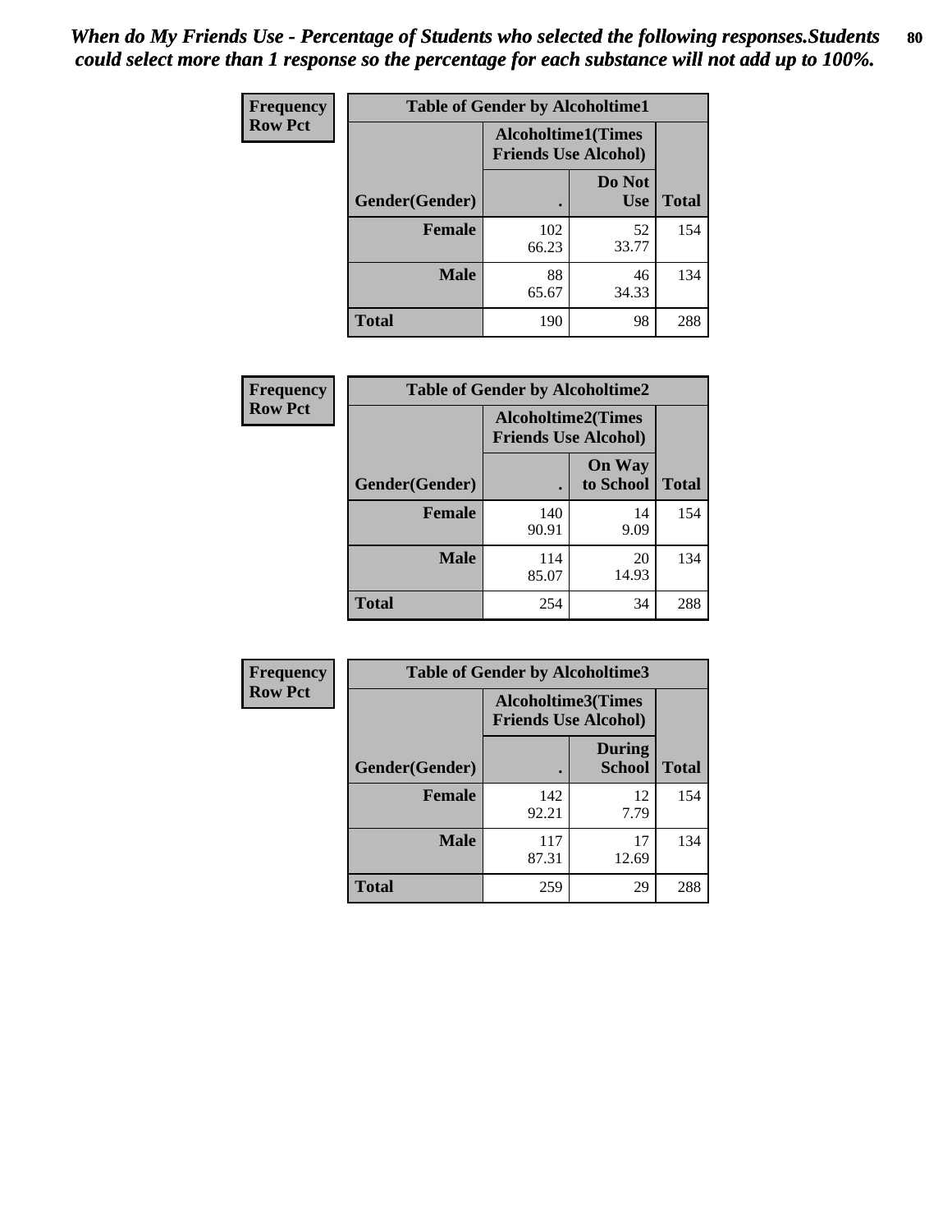*When do My Friends Use - Percentage of Students who selected the following responses.Students could select more than 1 response so the percentage for each substance will not add up to 100%.*

**Frequency**
**Row Pct**

| Table of Gender by Alcoholtime1 | | | |
|---|---|---|---|
| | Alcoholtime1(Times Friends Use Alcohol) | | |
| Gender(Gender) | . | Do Not Use | Total |
| **Female** | 102<br>66.23 | 52<br>33.77 | 154 |
| **Male** | 88<br>65.67 | 46<br>34.33 | 134 |
| **Total** | 190 | 98 | 288 |

**Frequency**
**Row Pct**

| Table of Gender by Alcoholtime2 | | | |
|---|---|---|---|
| | Alcoholtime2(Times Friends Use Alcohol) | | |
| Gender(Gender) | . | On Way to School | Total |
| **Female** | 140<br>90.91 | 14<br>9.09 | 154 |
| **Male** | 114<br>85.07 | 20<br>14.93 | 134 |
| **Total** | 254 | 34 | 288 |

**Frequency**
**Row Pct**

| Table of Gender by Alcoholtime3 | | | |
|---|---|---|---|
| | Alcoholtime3(Times Friends Use Alcohol) | | |
| Gender(Gender) | . | During School | Total |
| **Female** | 142<br>92.21 | 12<br>7.79 | 154 |
| **Male** | 117<br>87.31 | 17<br>12.69 | 134 |
| **Total** | 259 | 29 | 288 |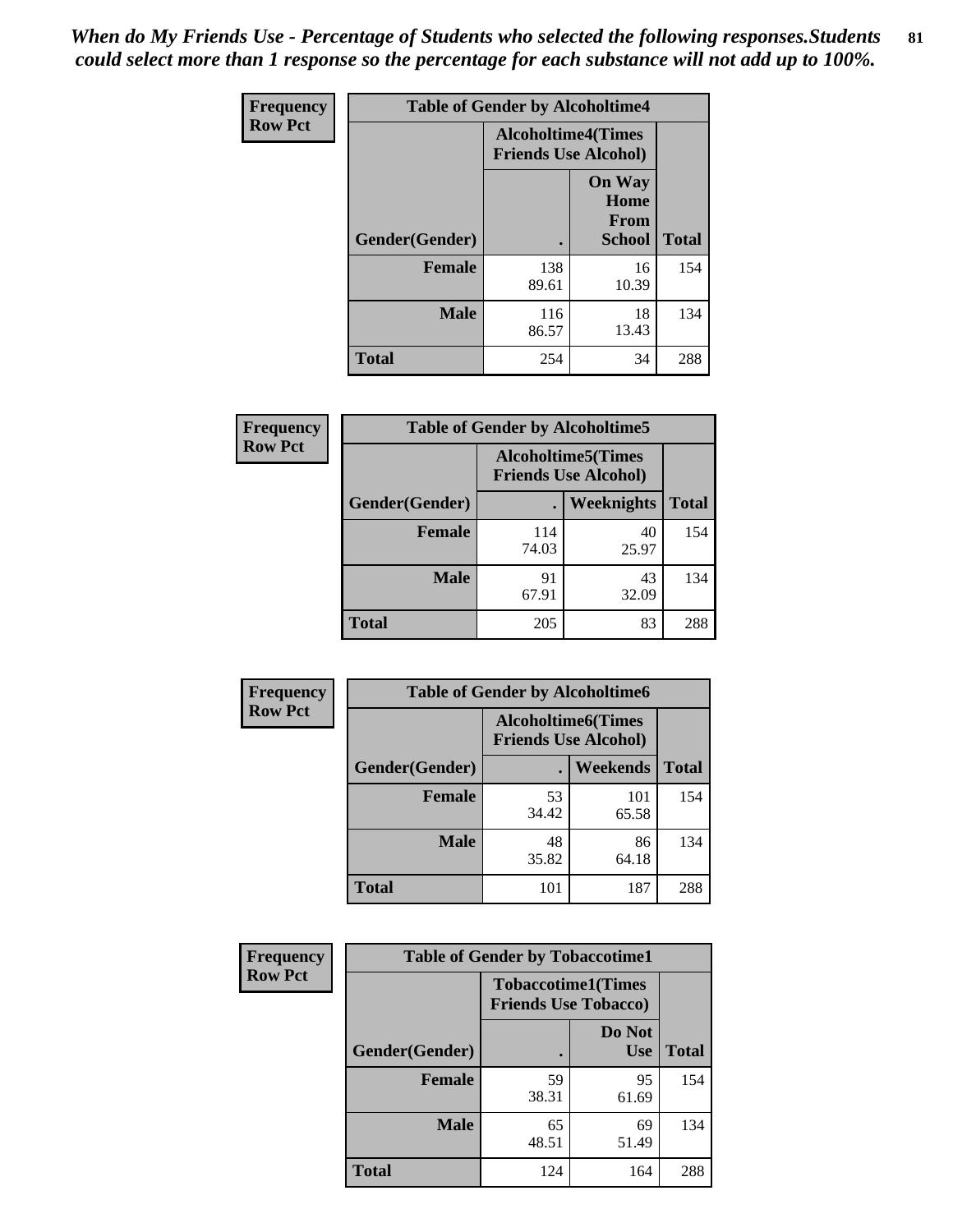*When do My Friends Use - Percentage of Students who selected the following responses.Students could select more than 1 response so the percentage for each substance will not add up to 100%.*

**Frequency**
**Row Pct**

| Table of Gender by Alcoholtime4 | | | |
|---|---|---|---|
| | Alcoholtime4(Times Friends Use Alcohol) | | |
| Gender(Gender) | . | On Way Home From School | Total |
| **Female** | 138<br>89.61 | 16<br>10.39 | 154 |
| **Male** | 116<br>86.57 | 18<br>13.43 | 134 |
| **Total** | 254 | 34 | 288 |

**Frequency**
**Row Pct**

| Table of Gender by Alcoholtime5 | | | |
|---|---|---|---|
| | Alcoholtime5(Times Friends Use Alcohol) | | |
| Gender(Gender) | . | Weeknights | Total |
| **Female** | 114<br>74.03 | 40<br>25.97 | 154 |
| **Male** | 91<br>67.91 | 43<br>32.09 | 134 |
| **Total** | 205 | 83 | 288 |

**Frequency**
**Row Pct**

| Table of Gender by Alcoholtime6 | | | |
|---|---|---|---|
| | Alcoholtime6(Times Friends Use Alcohol) | | |
| Gender(Gender) | . | Weekends | Total |
| **Female** | 53<br>34.42 | 101<br>65.58 | 154 |
| **Male** | 48<br>35.82 | 86<br>64.18 | 134 |
| **Total** | 101 | 187 | 288 |

**Frequency**
**Row Pct**

| Table of Gender by Tobaccotime1 | | | |
|---|---|---|---|
| | Tobaccotime1(Times Friends Use Tobacco) | | |
| Gender(Gender) | . | Do Not Use | Total |
| **Female** | 59<br>38.31 | 95<br>61.69 | 154 |
| **Male** | 65<br>48.51 | 69<br>51.49 | 134 |
| **Total** | 124 | 164 | 288 |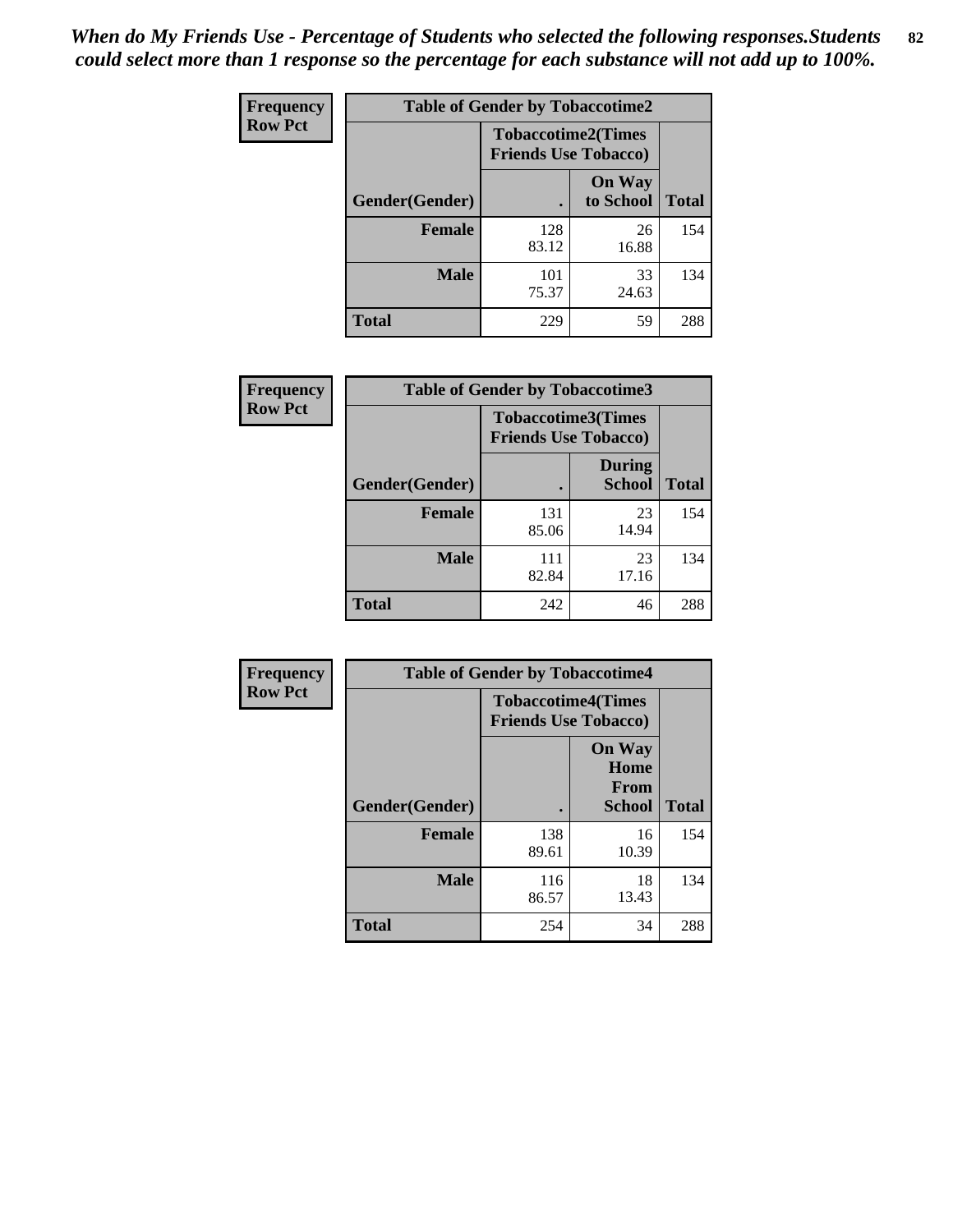*When do My Friends Use - Percentage of Students who selected the following responses.Students could select more than 1 response so the percentage for each substance will not add up to 100%.*

**Frequency**
**Row Pct**

| Table of Gender by Tobaccotime2 | | | |
|---|---|---|---|
| | Tobaccotime2(Times Friends Use Tobacco) | | |
| Gender(Gender) | . | On Way to School | Total |
| **Female** | 128<br>83.12 | 26<br>16.88 | 154 |
| **Male** | 101<br>75.37 | 33<br>24.63 | 134 |
| **Total** | 229 | 59 | 288 |

**Frequency**
**Row Pct**

| Table of Gender by Tobaccotime3 | | | |
|---|---|---|---|
| | Tobaccotime3(Times Friends Use Tobacco) | | |
| Gender(Gender) | . | During School | Total |
| **Female** | 131<br>85.06 | 23<br>14.94 | 154 |
| **Male** | 111<br>82.84 | 23<br>17.16 | 134 |
| **Total** | 242 | 46 | 288 |

**Frequency**
**Row Pct**

| Table of Gender by Tobaccotime4 | | | |
|---|---|---|---|
| | Tobaccotime4(Times Friends Use Tobacco) | | |
| Gender(Gender) | . | On Way Home From School | Total |
| **Female** | 138<br>89.61 | 16<br>10.39 | 154 |
| **Male** | 116<br>86.57 | 18<br>13.43 | 134 |
| **Total** | 254 | 34 | 288 |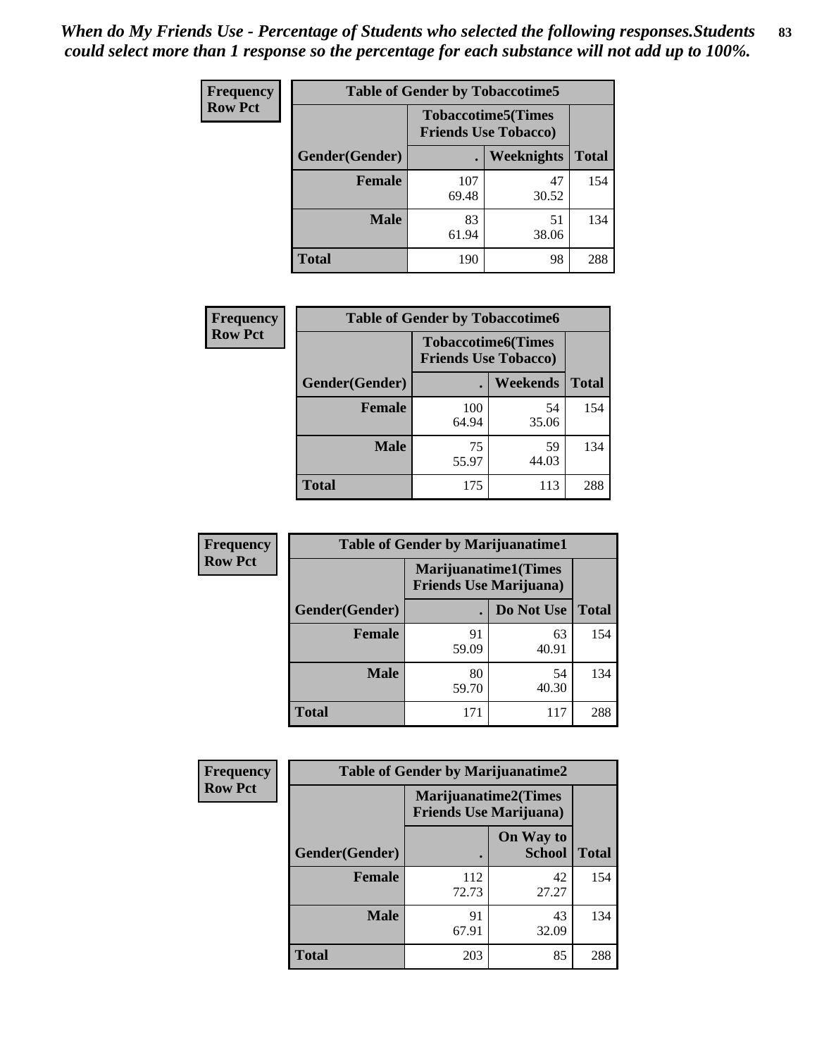*When do My Friends Use - Percentage of Students who selected the following responses.Students could select more than 1 response so the percentage for each substance will not add up to 100%.*

**Frequency**
**Row Pct**

| Table of Gender by Tobaccotime5 | | | |
|---|---|---|---|
| | Tobaccotime5(Times Friends Use Tobacco) | | |
| Gender(Gender) | . | Weeknights | Total |
| **Female** | 107<br>69.48 | 47<br>30.52 | 154 |
| **Male** | 83<br>61.94 | 51<br>38.06 | 134 |
| **Total** | 190 | 98 | 288 |

**Frequency**
**Row Pct**

| Table of Gender by Tobaccotime6 | | | |
|---|---|---|---|
| | Tobaccotime6(Times Friends Use Tobacco) | | |
| Gender(Gender) | . | Weekends | Total |
| **Female** | 100<br>64.94 | 54<br>35.06 | 154 |
| **Male** | 75<br>55.97 | 59<br>44.03 | 134 |
| **Total** | 175 | 113 | 288 |

**Frequency**
**Row Pct**

| Table of Gender by Marijuanatime1 | | | |
|---|---|---|---|
| | Marijuanatime1(Times Friends Use Marijuana) | | |
| Gender(Gender) | . | Do Not Use | Total |
| **Female** | 91<br>59.09 | 63<br>40.91 | 154 |
| **Male** | 80<br>59.70 | 54<br>40.30 | 134 |
| **Total** | 171 | 117 | 288 |

**Frequency**
**Row Pct**

| Table of Gender by Marijuanatime2 | | | |
|---|---|---|---|
| | Marijuanatime2(Times Friends Use Marijuana) | | |
| Gender(Gender) | . | On Way to School | Total |
| **Female** | 112<br>72.73 | 42<br>27.27 | 154 |
| **Male** | 91<br>67.91 | 43<br>32.09 | 134 |
| **Total** | 203 | 85 | 288 |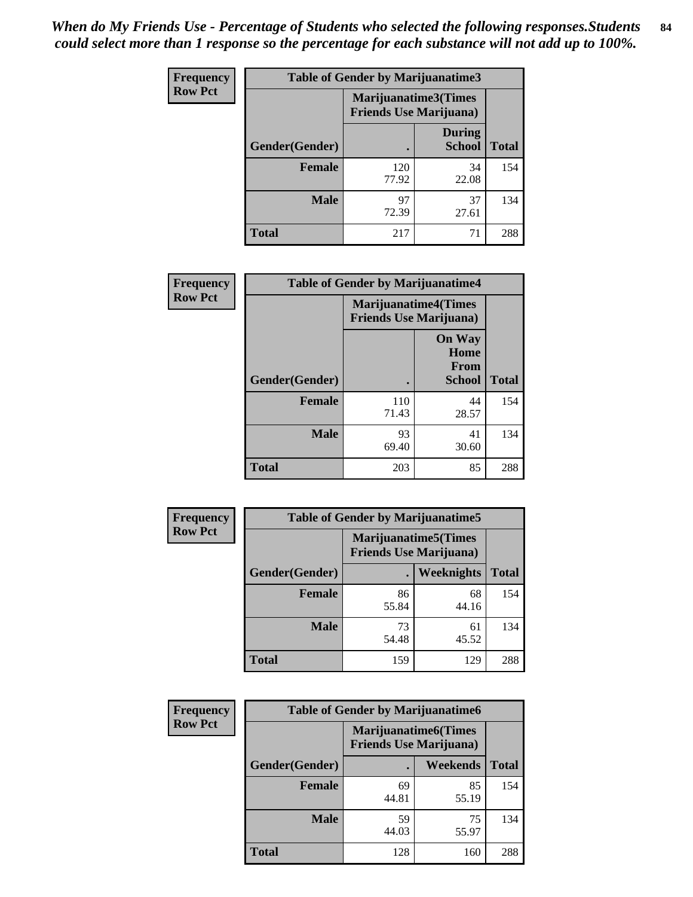*When do My Friends Use - Percentage of Students who selected the following responses.Students could select more than 1 response so the percentage for each substance will not add up to 100%.*

**Frequency / Row Pct**

**Table of Gender by Marijuanatime3**

| Gender(Gender) | Marijuanatime3(Times Friends Use Marijuana) . | During School | Total |
|---|---|---|---|
| **Female** | 120<br>77.92 | 34<br>22.08 | 154 |
| **Male** | 97<br>72.39 | 37<br>27.61 | 134 |
| **Total** | 217 | 71 | 288 |

**Frequency / Row Pct**

**Table of Gender by Marijuanatime4**

| Gender(Gender) | Marijuanatime4(Times Friends Use Marijuana) . | On Way Home From School | Total |
|---|---|---|---|
| **Female** | 110<br>71.43 | 44<br>28.57 | 154 |
| **Male** | 93<br>69.40 | 41<br>30.60 | 134 |
| **Total** | 203 | 85 | 288 |

**Frequency / Row Pct**

**Table of Gender by Marijuanatime5**

| Gender(Gender) | Marijuanatime5(Times Friends Use Marijuana) . | Weeknights | Total |
|---|---|---|---|
| **Female** | 86<br>55.84 | 68<br>44.16 | 154 |
| **Male** | 73<br>54.48 | 61<br>45.52 | 134 |
| **Total** | 159 | 129 | 288 |

**Frequency / Row Pct**

**Table of Gender by Marijuanatime6**

| Gender(Gender) | Marijuanatime6(Times Friends Use Marijuana) . | Weekends | Total |
|---|---|---|---|
| **Female** | 69<br>44.81 | 85<br>55.19 | 154 |
| **Male** | 59<br>44.03 | 75<br>55.97 | 134 |
| **Total** | 128 | 160 | 288 |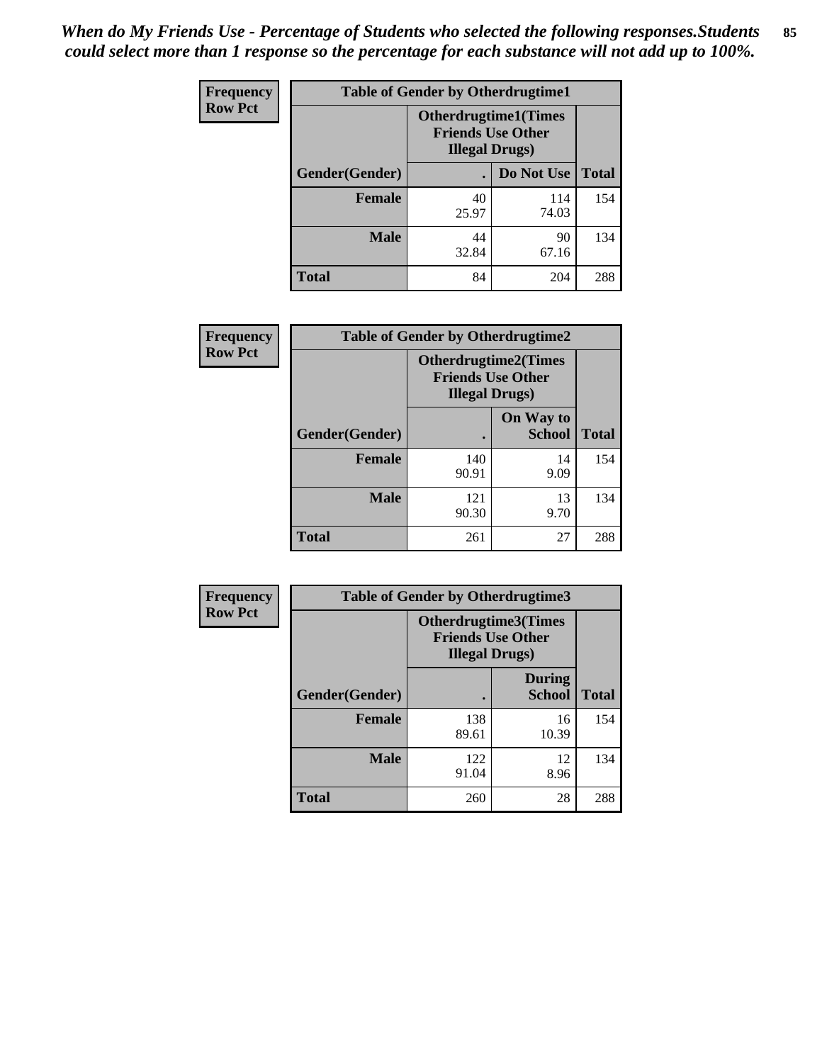*When do My Friends Use - Percentage of Students who selected the following responses.Students could select more than 1 response so the percentage for each substance will not add up to 100%.*

**Frequency**
**Row Pct**

| Table of Gender by Otherdrugtime1 | | | |
|---|---|---|---|
| | Otherdrugtime1(Times Friends Use Other Illegal Drugs) | | |
| Gender(Gender) | . | Do Not Use | Total |
| **Female** | 40<br>25.97 | 114<br>74.03 | 154 |
| **Male** | 44<br>32.84 | 90<br>67.16 | 134 |
| **Total** | 84 | 204 | 288 |

**Frequency**
**Row Pct**

| Table of Gender by Otherdrugtime2 | | | |
|---|---|---|---|
| | Otherdrugtime2(Times Friends Use Other Illegal Drugs) | | |
| Gender(Gender) | . | On Way to School | Total |
| **Female** | 140<br>90.91 | 14<br>9.09 | 154 |
| **Male** | 121<br>90.30 | 13<br>9.70 | 134 |
| **Total** | 261 | 27 | 288 |

**Frequency**
**Row Pct**

| Table of Gender by Otherdrugtime3 | | | |
|---|---|---|---|
| | Otherdrugtime3(Times Friends Use Other Illegal Drugs) | | |
| Gender(Gender) | . | During School | Total |
| **Female** | 138<br>89.61 | 16<br>10.39 | 154 |
| **Male** | 122<br>91.04 | 12<br>8.96 | 134 |
| **Total** | 260 | 28 | 288 |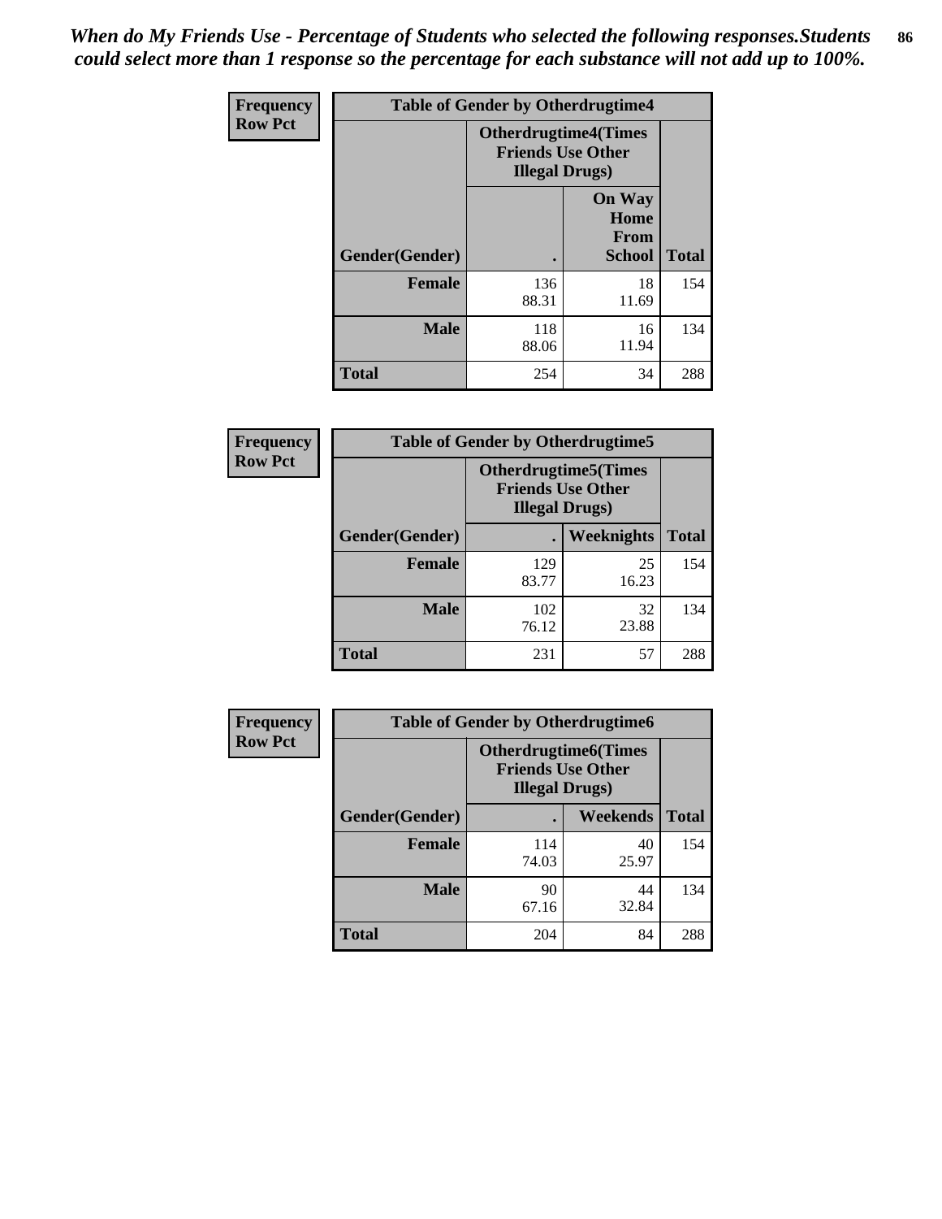*When do My Friends Use - Percentage of Students who selected the following responses.Students could select more than 1 response so the percentage for each substance will not add up to 100%.*

**Frequency**
**Row Pct**

| Table of Gender by Otherdrugtime4 | | | |
|---|---|---|---|
| | Otherdrugtime4(Times Friends Use Other Illegal Drugs) | | |
| Gender(Gender) | . | On Way Home From School | Total |
| Female | 136<br>88.31 | 18<br>11.69 | 154 |
| Male | 118<br>88.06 | 16<br>11.94 | 134 |
| Total | 254 | 34 | 288 |

**Frequency**
**Row Pct**

| Table of Gender by Otherdrugtime5 | | | |
|---|---|---|---|
| | Otherdrugtime5(Times Friends Use Other Illegal Drugs) | | |
| Gender(Gender) | . | Weeknights | Total |
| Female | 129<br>83.77 | 25<br>16.23 | 154 |
| Male | 102<br>76.12 | 32<br>23.88 | 134 |
| Total | 231 | 57 | 288 |

**Frequency**
**Row Pct**

| Table of Gender by Otherdrugtime6 | | | |
|---|---|---|---|
| | Otherdrugtime6(Times Friends Use Other Illegal Drugs) | | |
| Gender(Gender) | . | Weekends | Total |
| Female | 114<br>74.03 | 40<br>25.97 | 154 |
| Male | 90<br>67.16 | 44<br>32.84 | 134 |
| Total | 204 | 84 | 288 |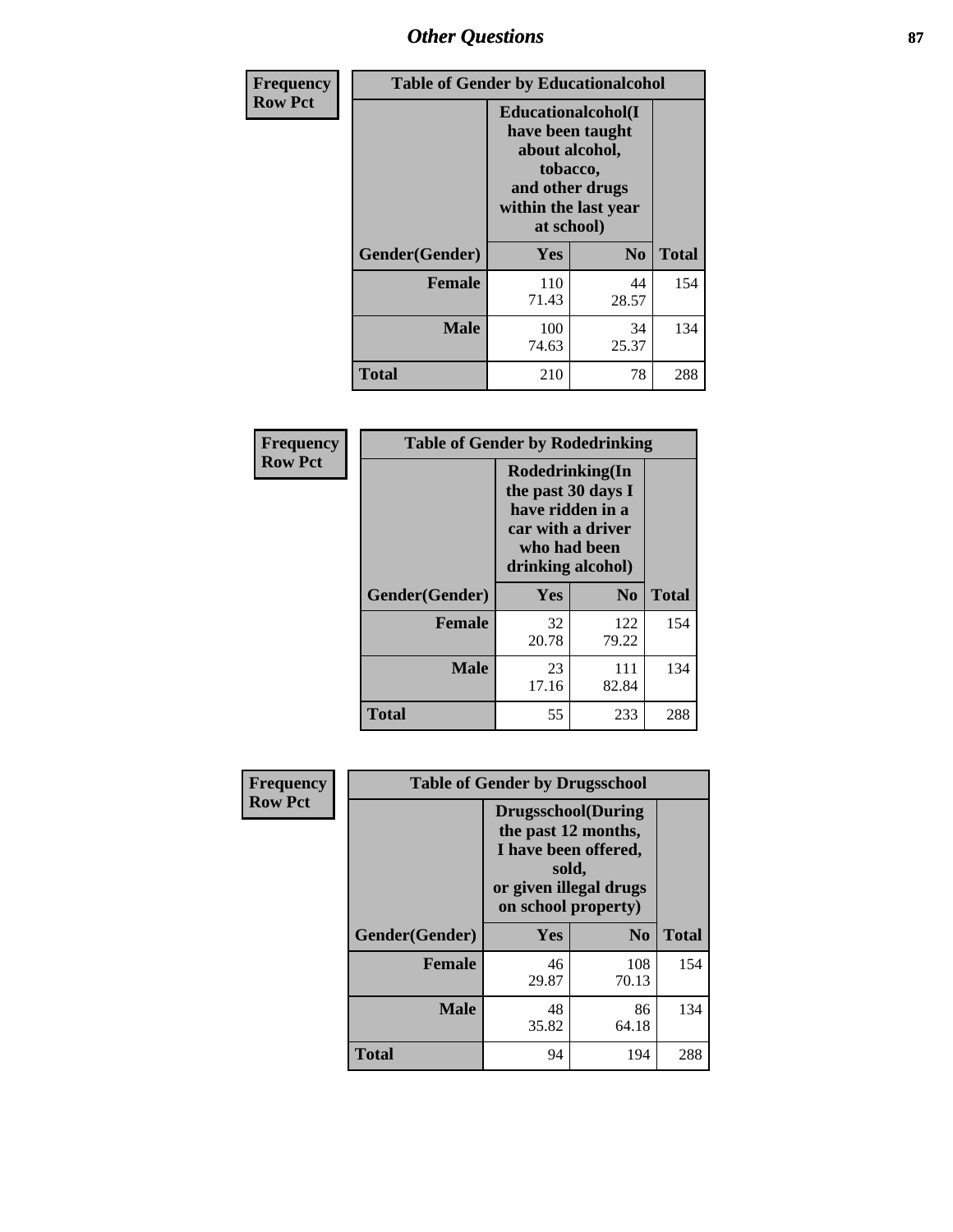## Other Questions

**Frequency**
**Row Pct**

| Table of Gender by Educationalcohol | | | |
|---|---|---|---|
| | Educationalcohol(I have been taught about alcohol, tobacco, and other drugs within the last year at school) | | |
| Gender(Gender) | Yes | No | Total |
| Female | 110<br>71.43 | 44<br>28.57 | 154 |
| Male | 100<br>74.63 | 34<br>25.37 | 134 |
| Total | 210 | 78 | 288 |

**Frequency**
**Row Pct**

| Table of Gender by Rodedrinking | | | |
|---|---|---|---|
| | Rodedrinking(In the past 30 days I have ridden in a car with a driver who had been drinking alcohol) | | |
| Gender(Gender) | Yes | No | Total |
| Female | 32<br>20.78 | 122<br>79.22 | 154 |
| Male | 23<br>17.16 | 111<br>82.84 | 134 |
| Total | 55 | 233 | 288 |

**Frequency**
**Row Pct**

| Table of Gender by Drugsschool | | | |
|---|---|---|---|
| | Drugsschool(During the past 12 months, I have been offered, sold, or given illegal drugs on school property) | | |
| Gender(Gender) | Yes | No | Total |
| Female | 46<br>29.87 | 108<br>70.13 | 154 |
| Male | 48<br>35.82 | 86<br>64.18 | 134 |
| Total | 94 | 194 | 288 |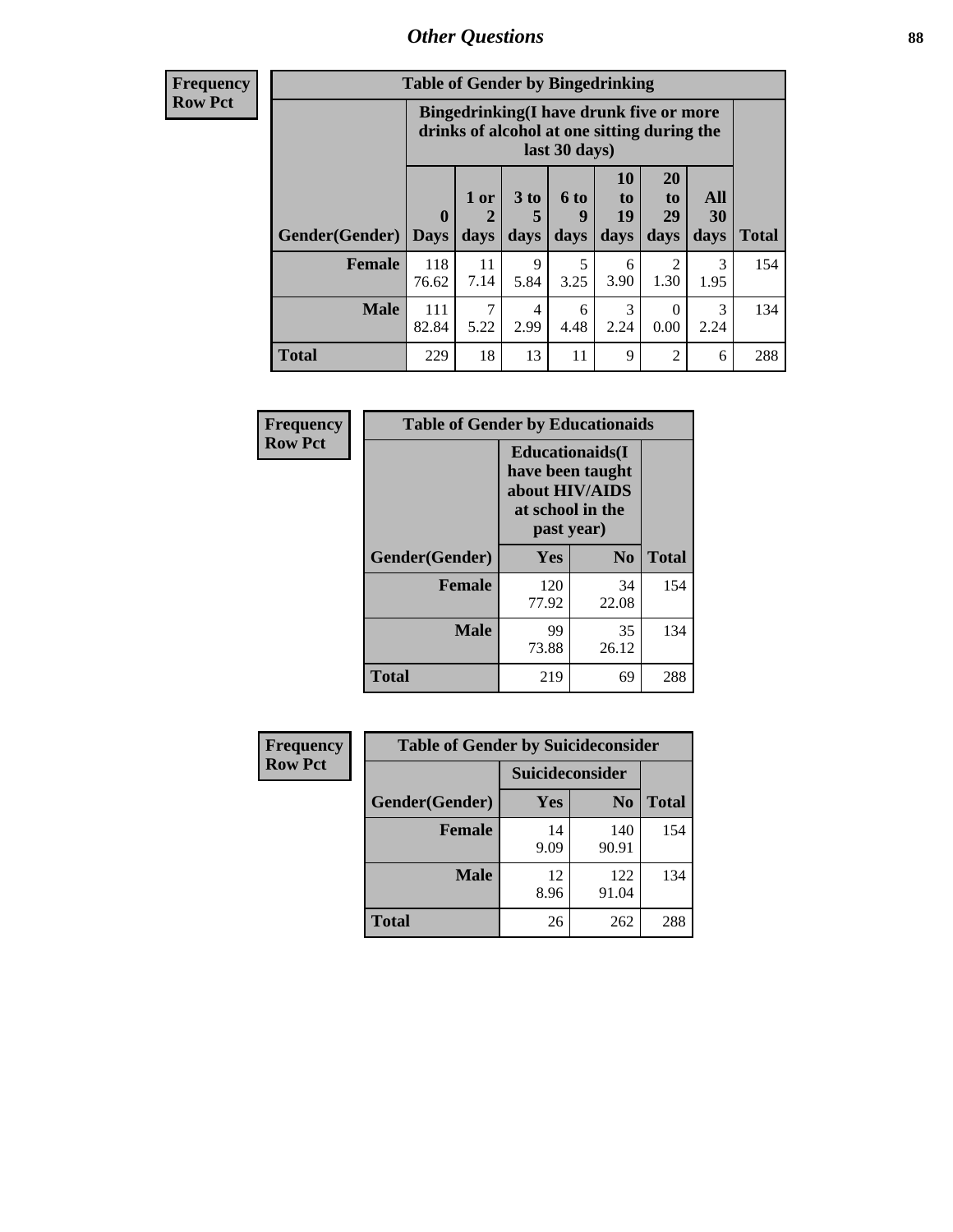## Other Questions

**Frequency / Row Pct**

| Table of Gender by Bingedrinking | | | | | | | | |
|---|---|---|---|---|---|---|---|---|
| | Bingedrinking(I have drunk five or more drinks of alcohol at one sitting during the last 30 days) | | | | | | | |
| Gender(Gender) | 0 Days | 1 or 2 days | 3 to 5 days | 6 to 9 days | 10 to 19 days | 20 to 29 days | All 30 days | Total |
| **Female** | 118<br>76.62 | 11<br>7.14 | 9<br>5.84 | 5<br>3.25 | 6<br>3.90 | 2<br>1.30 | 3<br>1.95 | 154 |
| **Male** | 111<br>82.84 | 7<br>5.22 | 4<br>2.99 | 6<br>4.48 | 3<br>2.24 | 0<br>0.00 | 3<br>2.24 | 134 |
| **Total** | 229 | 18 | 13 | 11 | 9 | 2 | 6 | 288 |

**Frequency / Row Pct**

| Table of Gender by Educationaids | | | |
|---|---|---|---|
| | Educationaids(I have been taught about HIV/AIDS at school in the past year) | | |
| Gender(Gender) | Yes | No | Total |
| **Female** | 120<br>77.92 | 34<br>22.08 | 154 |
| **Male** | 99<br>73.88 | 35<br>26.12 | 134 |
| **Total** | 219 | 69 | 288 |

**Frequency / Row Pct**

| Table of Gender by Suicideconsider | | | |
|---|---|---|---|
| | Suicideconsider | | |
| Gender(Gender) | Yes | No | Total |
| **Female** | 14<br>9.09 | 140<br>90.91 | 154 |
| **Male** | 12<br>8.96 | 122<br>91.04 | 134 |
| **Total** | 26 | 262 | 288 |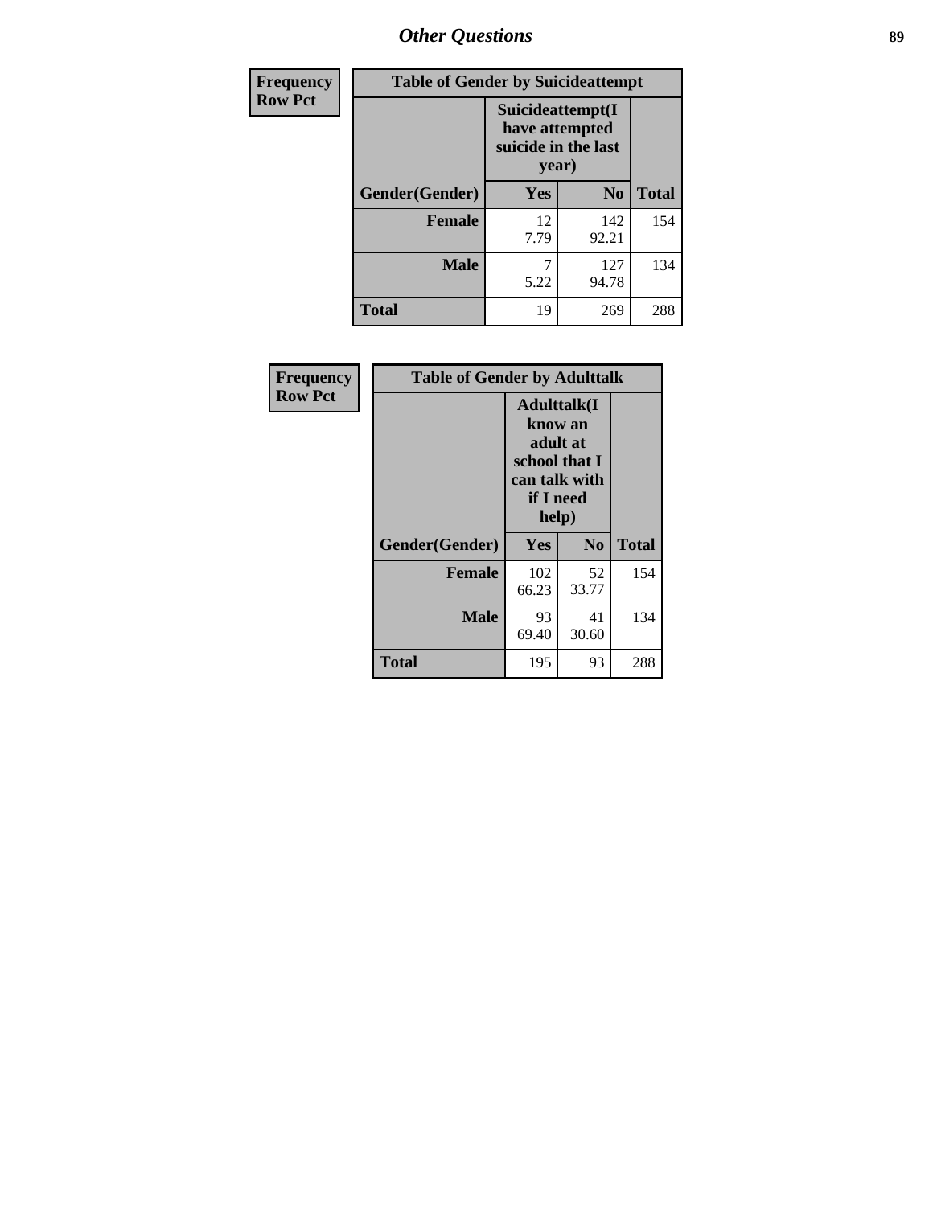| Frequency<br>Row Pct | Table of Gender by Suicideattempt | | |
|---|---|---|---|
| | Suicideattempt(I have attempted suicide in the last year) | | |
| Gender(Gender) | Yes | No | Total |
| Female | 12<br>7.79 | 142<br>92.21 | 154 |
| Male | 7<br>5.22 | 127<br>94.78 | 134 |
| Total | 19 | 269 | 288 |

| Frequency<br>Row Pct | Table of Gender by Adulttalk | | |
|---|---|---|---|
| | Adulttalk(I know an adult at school that I can talk with if I need help) | | |
| Gender(Gender) | Yes | No | Total |
| Female | 102<br>66.23 | 52<br>33.77 | 154 |
| Male | 93<br>69.40 | 41<br>30.60 | 134 |
| Total | 195 | 93 | 288 |